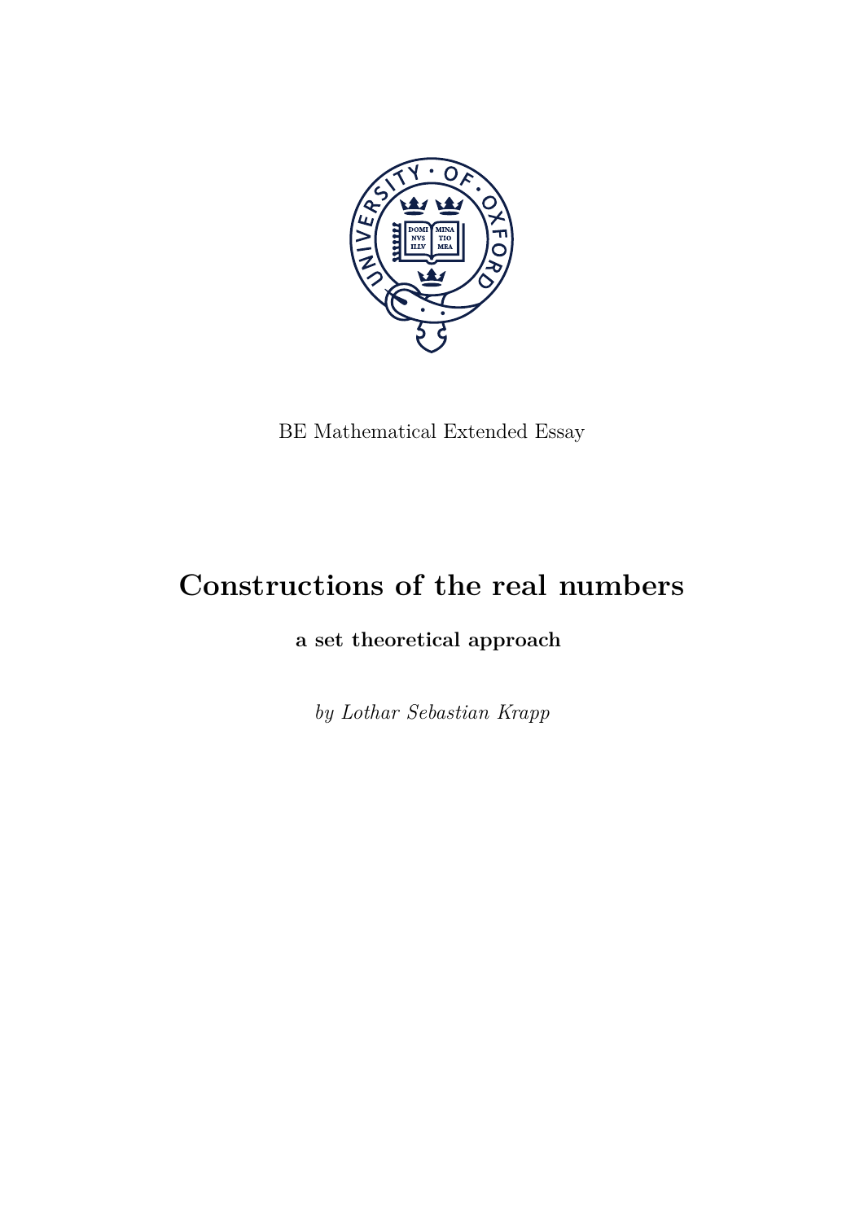BE Mathematical Extended Essay

# Constructions of the real numbers

**a set theoretical approach**

*by Lothar Sebastian Krapp*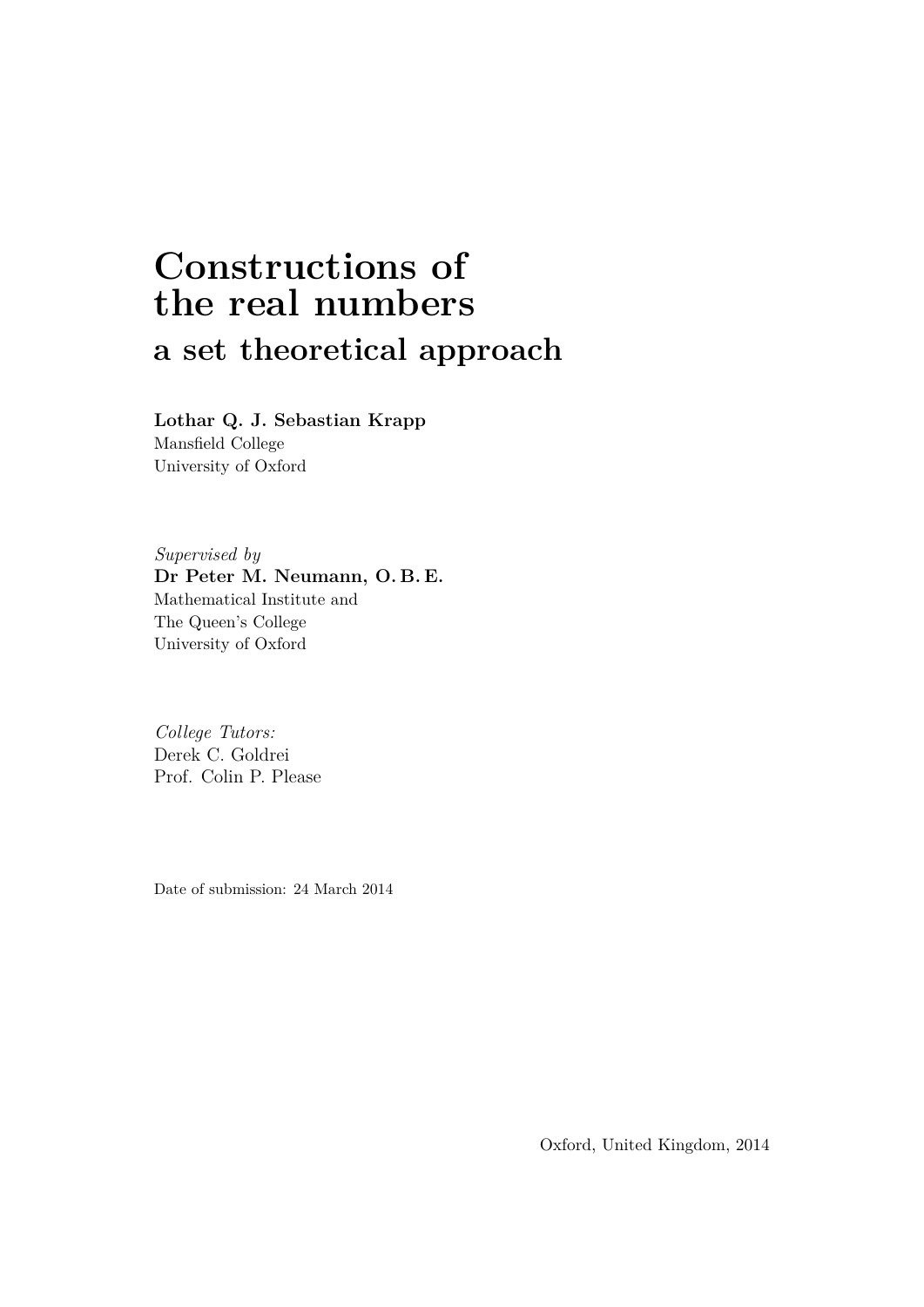# Constructions of the real numbers

## a set theoretical approach

**Lothar Q. J. Sebastian Krapp**
Mansfield College
University of Oxford

*Supervised by*
**Dr Peter M. Neumann, O. B. E.**
Mathematical Institute and
The Queen's College
University of Oxford

*College Tutors:*
Derek C. Goldrei
Prof. Colin P. Please

Date of submission: 24 March 2014

Oxford, United Kingdom, 2014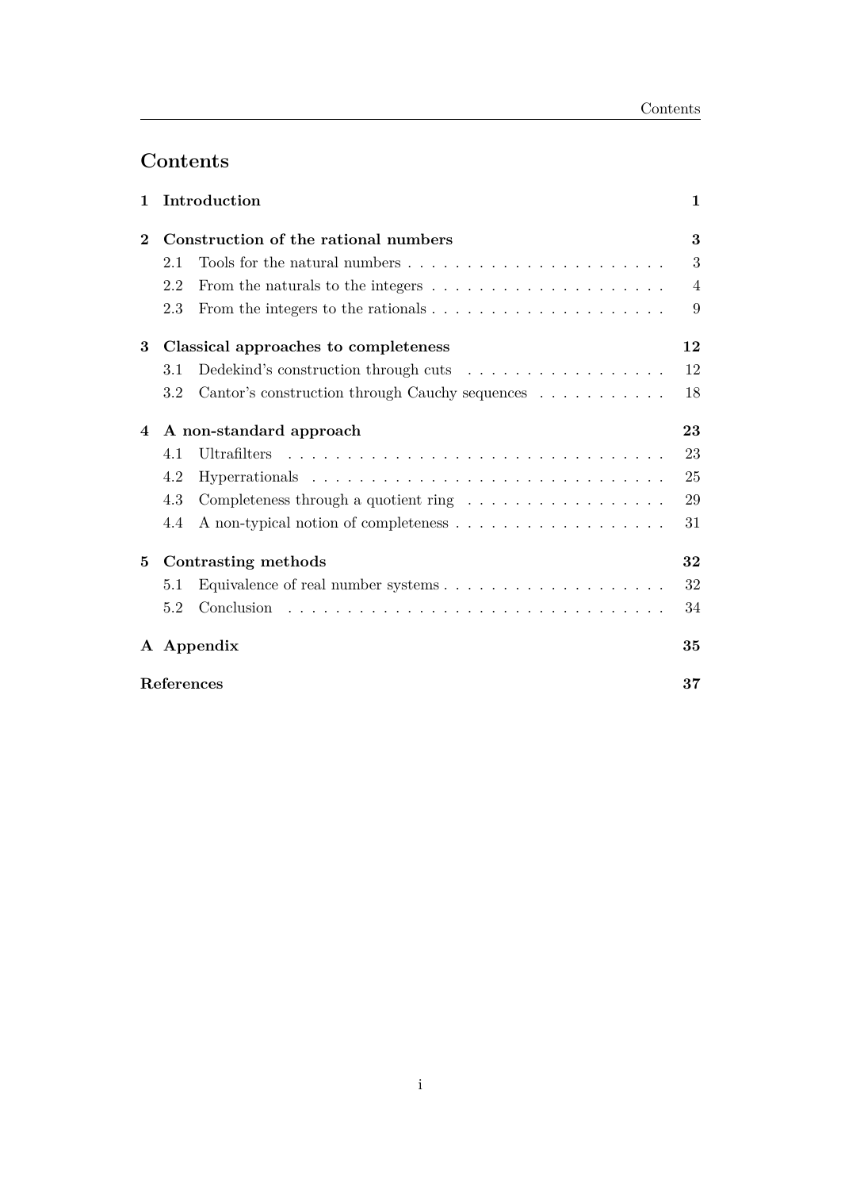# Contents

**1 Introduction** **1**

**2 Construction of the rational numbers** **3**

- 2.1 Tools for the natural numbers . . . . . . . . . . . . . . . . . . . . . . 3
- 2.2 From the naturals to the integers . . . . . . . . . . . . . . . . . . . . . 4
- 2.3 From the integers to the rationals . . . . . . . . . . . . . . . . . . . . 9

**3 Classical approaches to completeness** **12**

- 3.1 Dedekind's construction through cuts . . . . . . . . . . . . . . . . . 12
- 3.2 Cantor's construction through Cauchy sequences . . . . . . . . . . . 18

**4 A non-standard approach** **23**

- 4.1 Ultrafilters . . . . . . . . . . . . . . . . . . . . . . . . . . . . . . . . 23
- 4.2 Hyperrationals . . . . . . . . . . . . . . . . . . . . . . . . . . . . . . 25
- 4.3 Completeness through a quotient ring . . . . . . . . . . . . . . . . . 29
- 4.4 A non-typical notion of completeness . . . . . . . . . . . . . . . . . . 31

**5 Contrasting methods** **32**

- 5.1 Equivalence of real number systems . . . . . . . . . . . . . . . . . . . 32
- 5.2 Conclusion . . . . . . . . . . . . . . . . . . . . . . . . . . . . . . . . 34

**A Appendix** **35**

**References** **37**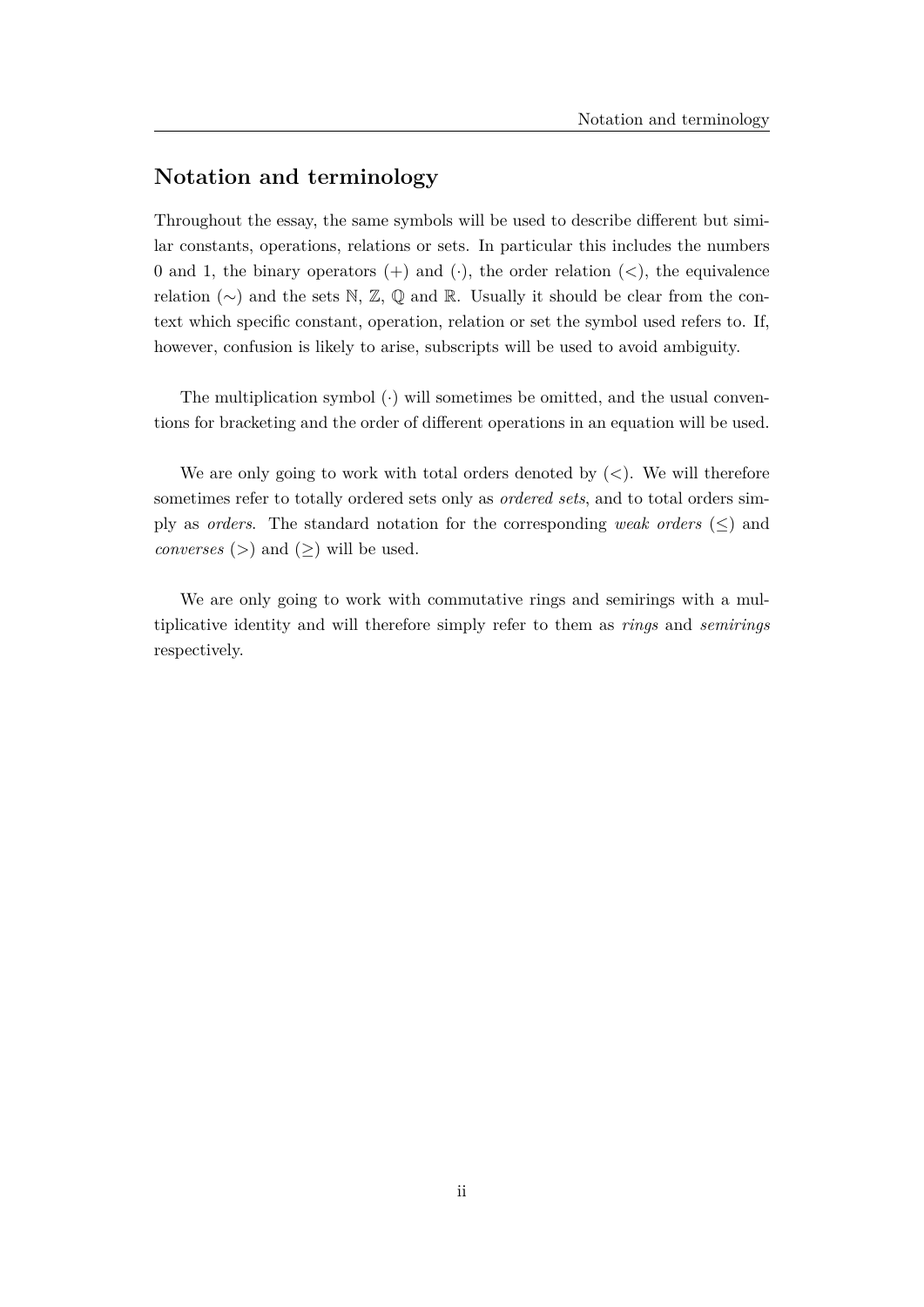## Notation and terminology

Throughout the essay, the same symbols will be used to describe different but similar constants, operations, relations or sets. In particular this includes the numbers 0 and 1, the binary operators $(+)$ and $(\cdot)$, the order relation $(<)$, the equivalence relation $(\sim)$ and the sets $\mathbb{N}$, $\mathbb{Z}$, $\mathbb{Q}$ and $\mathbb{R}$. Usually it should be clear from the context which specific constant, operation, relation or set the symbol used refers to. If, however, confusion is likely to arise, subscripts will be used to avoid ambiguity.

The multiplication symbol $(\cdot)$ will sometimes be omitted, and the usual conventions for bracketing and the order of different operations in an equation will be used.

We are only going to work with total orders denoted by $(<)$. We will therefore sometimes refer to totally ordered sets only as *ordered sets*, and to total orders simply as *orders*. The standard notation for the corresponding *weak orders* $(\leq)$ and *converses* $(>)$ and $(\geq)$ will be used.

We are only going to work with commutative rings and semirings with a multiplicative identity and will therefore simply refer to them as *rings* and *semirings* respectively.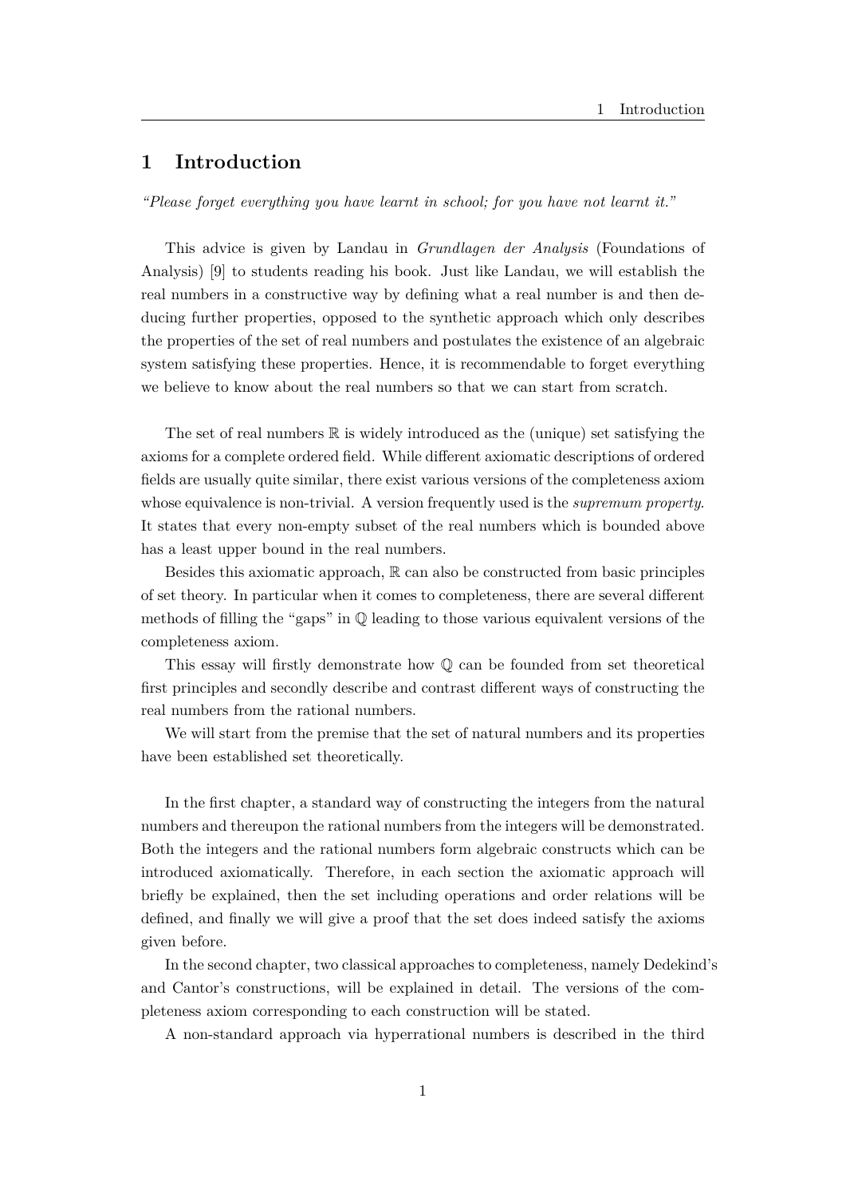# 1 Introduction

*"Please forget everything you have learnt in school; for you have not learnt it."*

This advice is given by Landau in *Grundlagen der Analysis* (Foundations of Analysis) [9] to students reading his book. Just like Landau, we will establish the real numbers in a constructive way by defining what a real number is and then deducing further properties, opposed to the synthetic approach which only describes the properties of the set of real numbers and postulates the existence of an algebraic system satisfying these properties. Hence, it is recommendable to forget everything we believe to know about the real numbers so that we can start from scratch.

The set of real numbers $\mathbb{R}$ is widely introduced as the (unique) set satisfying the axioms for a complete ordered field. While different axiomatic descriptions of ordered fields are usually quite similar, there exist various versions of the completeness axiom whose equivalence is non-trivial. A version frequently used is the *supremum property*. It states that every non-empty subset of the real numbers which is bounded above has a least upper bound in the real numbers.

Besides this axiomatic approach, $\mathbb{R}$ can also be constructed from basic principles of set theory. In particular when it comes to completeness, there are several different methods of filling the "gaps" in $\mathbb{Q}$ leading to those various equivalent versions of the completeness axiom.

This essay will firstly demonstrate how $\mathbb{Q}$ can be founded from set theoretical first principles and secondly describe and contrast different ways of constructing the real numbers from the rational numbers.

We will start from the premise that the set of natural numbers and its properties have been established set theoretically.

In the first chapter, a standard way of constructing the integers from the natural numbers and thereupon the rational numbers from the integers will be demonstrated. Both the integers and the rational numbers form algebraic constructs which can be introduced axiomatically. Therefore, in each section the axiomatic approach will briefly be explained, then the set including operations and order relations will be defined, and finally we will give a proof that the set does indeed satisfy the axioms given before.

In the second chapter, two classical approaches to completeness, namely Dedekind's and Cantor's constructions, will be explained in detail. The versions of the completeness axiom corresponding to each construction will be stated.

A non-standard approach via hyperrational numbers is described in the third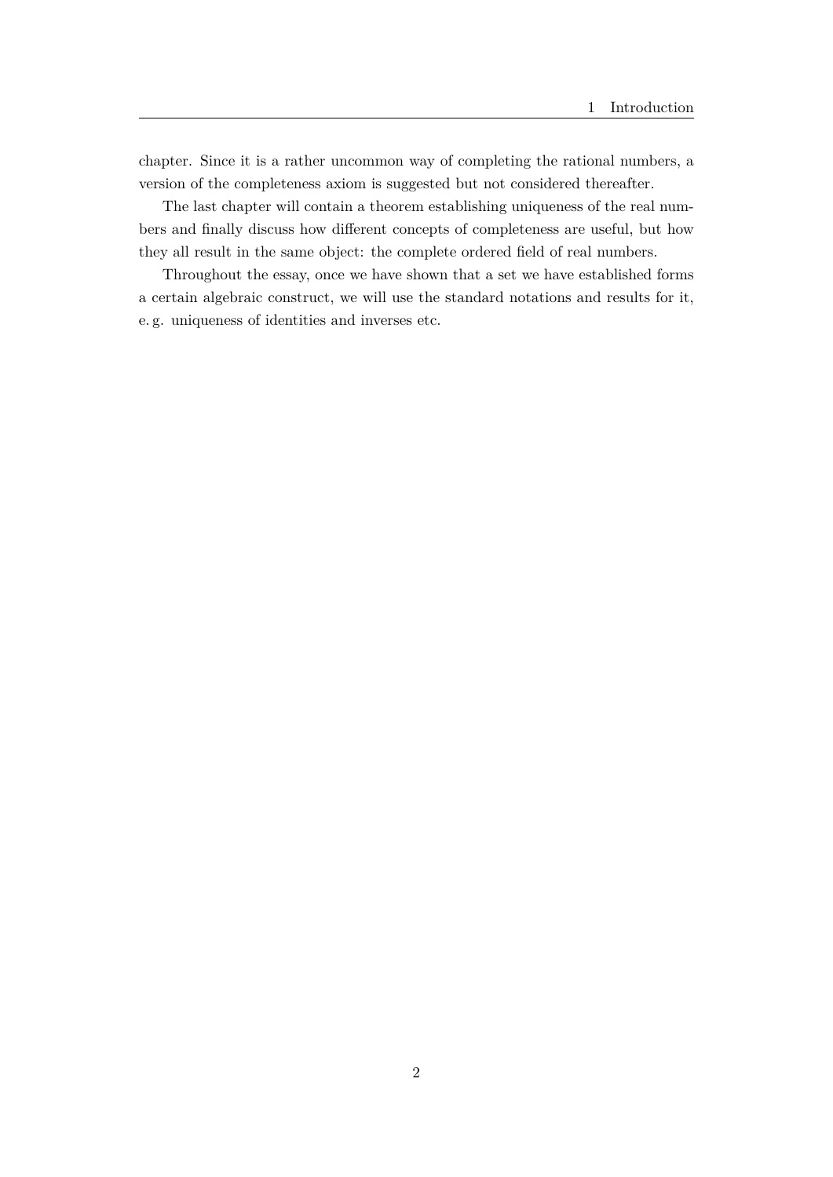chapter. Since it is a rather uncommon way of completing the rational numbers, a version of the completeness axiom is suggested but not considered thereafter.

The last chapter will contain a theorem establishing uniqueness of the real numbers and finally discuss how different concepts of completeness are useful, but how they all result in the same object: the complete ordered field of real numbers.

Throughout the essay, once we have shown that a set we have established forms a certain algebraic construct, we will use the standard notations and results for it, e. g. uniqueness of identities and inverses etc.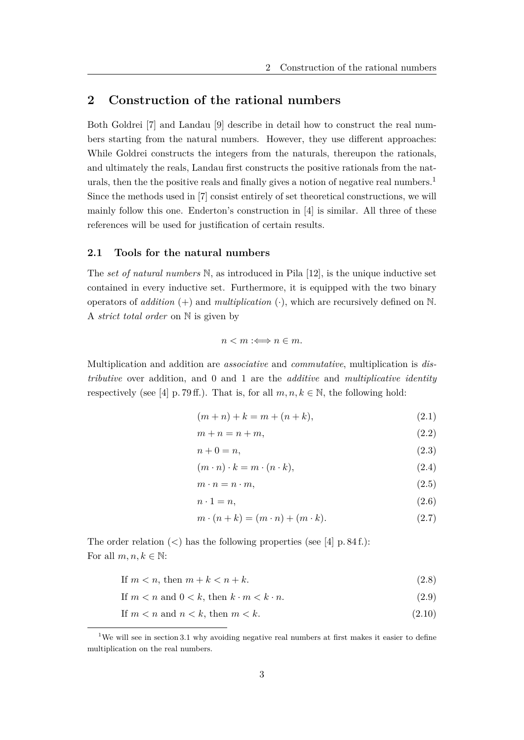# 2 Construction of the rational numbers

Both Goldrei [7] and Landau [9] describe in detail how to construct the real numbers starting from the natural numbers. However, they use different approaches: While Goldrei constructs the integers from the naturals, thereupon the rationals, and ultimately the reals, Landau first constructs the positive rationals from the naturals, then the the positive reals and finally gives a notion of negative real numbers.[1] Since the methods used in [7] consist entirely of set theoretical constructions, we will mainly follow this one. Enderton's construction in [4] is similar. All three of these references will be used for justification of certain results.

## 2.1 Tools for the natural numbers

The *set of natural numbers* $\mathbb{N}$, as introduced in Pila [12], is the unique inductive set contained in every inductive set. Furthermore, it is equipped with the two binary operators of *addition* ($+$) and *multiplication* ($\cdot$), which are recursively defined on $\mathbb{N}$. A *strict total order* on $\mathbb{N}$ is given by

$$n < m :\Longleftrightarrow n \in m.$$

Multiplication and addition are *associative* and *commutative*, multiplication is *distributive* over addition, and 0 and 1 are the *additive* and *multiplicative identity* respectively (see [4] p. 79 ff.). That is, for all $m, n, k \in \mathbb{N}$, the following hold:

$$(m + n) + k = m + (n + k), \tag{2.1}$$

$$m + n = n + m, \tag{2.2}$$

$$n + 0 = n, \tag{2.3}$$

$$(m \cdot n) \cdot k = m \cdot (n \cdot k), \tag{2.4}$$

$$m \cdot n = n \cdot m, \tag{2.5}$$

$$n \cdot 1 = n, \tag{2.6}$$

$$m \cdot (n + k) = (m \cdot n) + (m \cdot k). \tag{2.7}$$

The order relation ($<$) has the following properties (see [4] p. 84 f.):
For all $m, n, k \in \mathbb{N}$:

$$\text{If } m < n, \text{ then } m + k < n + k. \tag{2.8}$$

$$\text{If } m < n \text{ and } 0 < k, \text{ then } k \cdot m < k \cdot n. \tag{2.9}$$

$$\text{If } m < n \text{ and } n < k, \text{ then } m < k. \tag{2.10}$$

[1] We will see in section 3.1 why avoiding negative real numbers at first makes it easier to define multiplication on the real numbers.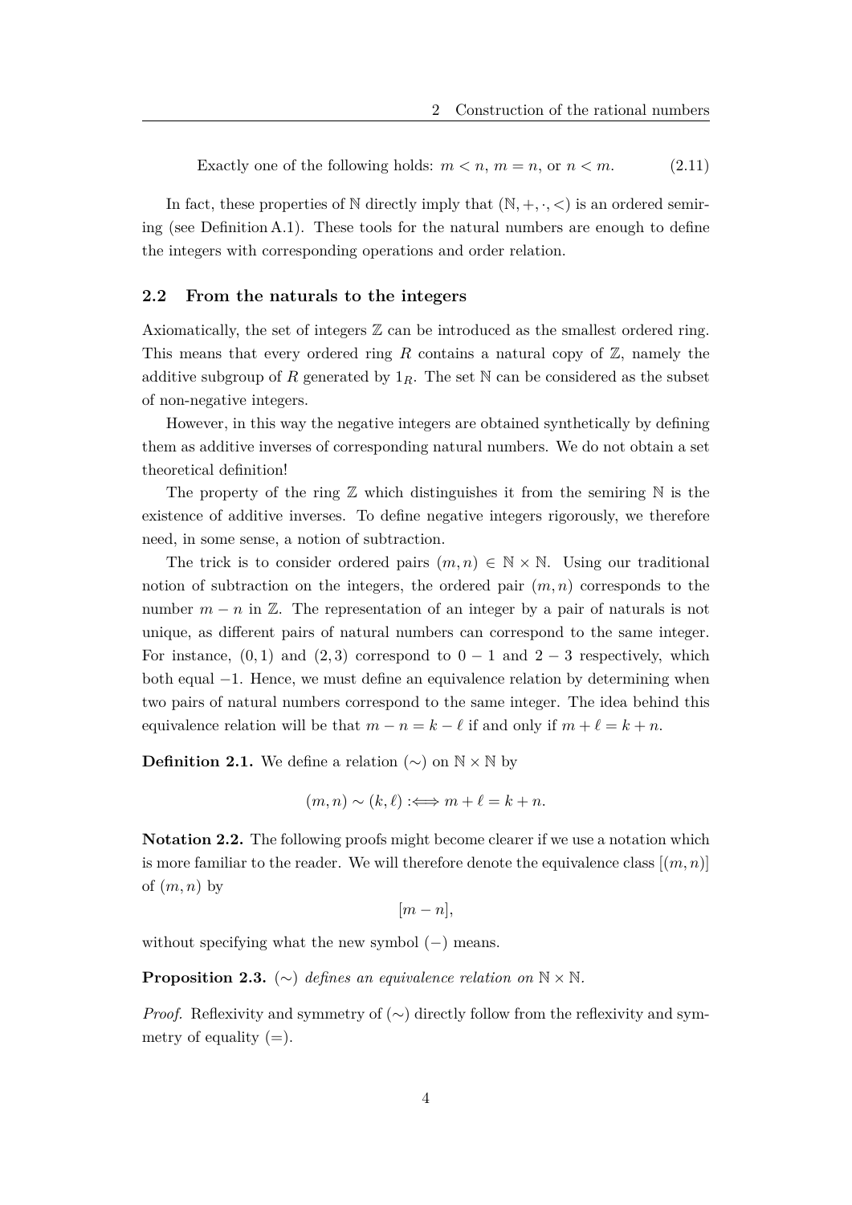$$\text{Exactly one of the following holds: } m < n,\ m = n, \text{ or } n < m. \tag{2.11}$$

In fact, these properties of $\mathbb{N}$ directly imply that $(\mathbb{N}, +, \cdot, <)$ is an ordered semiring (see Definition A.1). These tools for the natural numbers are enough to define the integers with corresponding operations and order relation.

## 2.2 From the naturals to the integers

Axiomatically, the set of integers $\mathbb{Z}$ can be introduced as the smallest ordered ring. This means that every ordered ring $R$ contains a natural copy of $\mathbb{Z}$, namely the additive subgroup of $R$ generated by $1_R$. The set $\mathbb{N}$ can be considered as the subset of non-negative integers.

However, in this way the negative integers are obtained synthetically by defining them as additive inverses of corresponding natural numbers. We do not obtain a set theoretical definition!

The property of the ring $\mathbb{Z}$ which distinguishes it from the semiring $\mathbb{N}$ is the existence of additive inverses. To define negative integers rigorously, we therefore need, in some sense, a notion of subtraction.

The trick is to consider ordered pairs $(m, n) \in \mathbb{N} \times \mathbb{N}$. Using our traditional notion of subtraction on the integers, the ordered pair $(m, n)$ corresponds to the number $m - n$ in $\mathbb{Z}$. The representation of an integer by a pair of naturals is not unique, as different pairs of natural numbers can correspond to the same integer. For instance, $(0, 1)$ and $(2, 3)$ correspond to $0 - 1$ and $2 - 3$ respectively, which both equal $-1$. Hence, we must define an equivalence relation by determining when two pairs of natural numbers correspond to the same integer. The idea behind this equivalence relation will be that $m - n = k - \ell$ if and only if $m + \ell = k + n$.

**Definition 2.1.** We define a relation $(\sim)$ on $\mathbb{N} \times \mathbb{N}$ by

$$(m, n) \sim (k, \ell) :\Longleftrightarrow m + \ell = k + n.$$

**Notation 2.2.** The following proofs might become clearer if we use a notation which is more familiar to the reader. We will therefore denote the equivalence class $[(m, n)]$ of $(m, n)$ by

$$[m - n],$$

without specifying what the new symbol $(-)$ means.

**Proposition 2.3.** *$(\sim)$ defines an equivalence relation on $\mathbb{N} \times \mathbb{N}$.*

*Proof.* Reflexivity and symmetry of $(\sim)$ directly follow from the reflexivity and symmetry of equality $(=)$.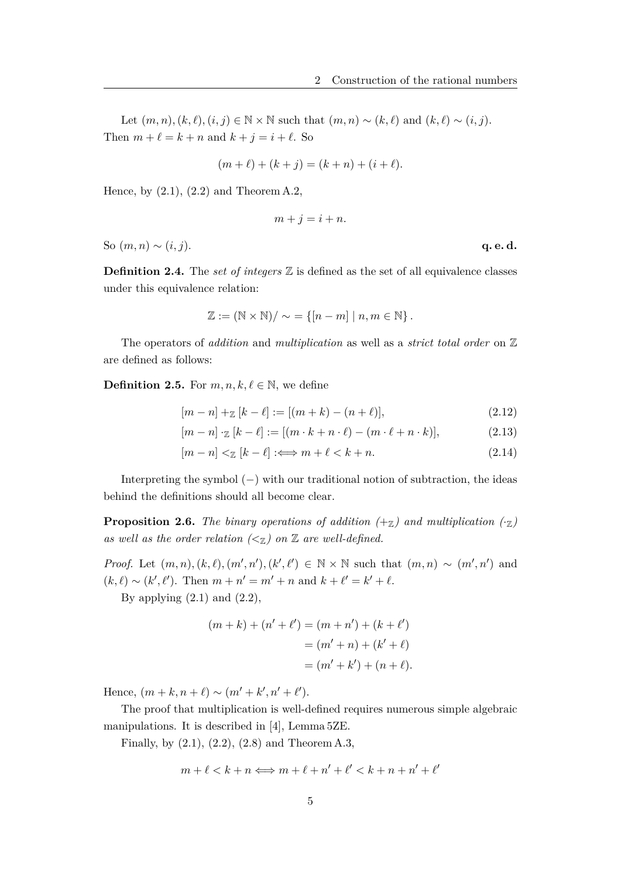Let $(m, n), (k, \ell), (i, j) \in \mathbb{N} \times \mathbb{N}$ such that $(m, n) \sim (k, \ell)$ and $(k, \ell) \sim (i, j)$. Then $m + \ell = k + n$ and $k + j = i + \ell$. So

$$(m + \ell) + (k + j) = (k + n) + (i + \ell).$$

Hence, by (2.1), (2.2) and Theorem A.2,

$$m + j = i + n.$$

So $(m, n) \sim (i, j)$. **q. e. d.**

**Definition 2.4.** The *set of integers* $\mathbb{Z}$ is defined as the set of all equivalence classes under this equivalence relation:

$$\mathbb{Z} := (\mathbb{N} \times \mathbb{N})/\sim = \{[n - m] \mid n, m \in \mathbb{N}\}.$$

The operators of *addition* and *multiplication* as well as a *strict total order* on $\mathbb{Z}$ are defined as follows:

**Definition 2.5.** For $m, n, k, \ell \in \mathbb{N}$, we define

$$[m - n] +_{\mathbb{Z}} [k - \ell] := [(m + k) - (n + \ell)], \tag{2.12}$$

$$[m - n] \cdot_{\mathbb{Z}} [k - \ell] := [(m \cdot k + n \cdot \ell) - (m \cdot \ell + n \cdot k)], \tag{2.13}$$

$$[m - n] <_{\mathbb{Z}} [k - \ell] :\Longleftrightarrow m + \ell < k + n. \tag{2.14}$$

Interpreting the symbol $(-)$ with our traditional notion of subtraction, the ideas behind the definitions should all become clear.

**Proposition 2.6.** *The binary operations of addition ($+_{\mathbb{Z}}$) and multiplication ($\cdot_{\mathbb{Z}}$) as well as the order relation ($<_{\mathbb{Z}}$) on $\mathbb{Z}$ are well-defined.*

*Proof.* Let $(m, n), (k, \ell), (m', n'), (k', \ell') \in \mathbb{N} \times \mathbb{N}$ such that $(m, n) \sim (m', n')$ and $(k, \ell) \sim (k', \ell')$. Then $m + n' = m' + n$ and $k + \ell' = k' + \ell$.

By applying (2.1) and (2.2),

$$\begin{aligned}(m + k) + (n' + \ell') &= (m + n') + (k + \ell') \\ &= (m' + n) + (k' + \ell) \\ &= (m' + k') + (n + \ell).\end{aligned}$$

Hence, $(m + k, n + \ell) \sim (m' + k', n' + \ell')$.

The proof that multiplication is well-defined requires numerous simple algebraic manipulations. It is described in [4], Lemma 5ZE.

Finally, by (2.1), (2.2), (2.8) and Theorem A.3,

$$m + \ell < k + n \Longleftrightarrow m + \ell + n' + \ell' < k + n + n' + \ell'$$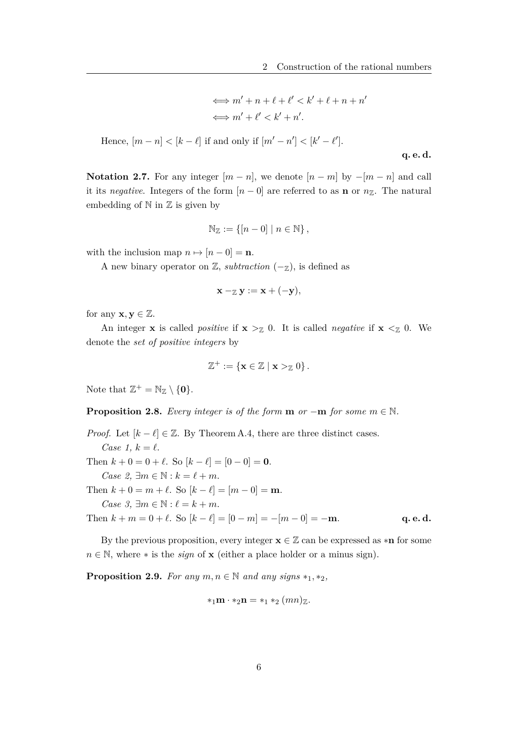$$\iff m' + n + \ell + \ell' < k' + \ell + n + n'$$
$$\iff m' + \ell' < k' + n'.$$

Hence, $[m - n] < [k - \ell]$ if and only if $[m' - n'] < [k' - \ell']$.

**q. e. d.**

**Notation 2.7.** For any integer $[m - n]$, we denote $[n - m]$ by $-[m - n]$ and call it its *negative*. Integers of the form $[n - 0]$ are referred to as $\mathbf{n}$ or $n_{\mathbb{Z}}$. The natural embedding of $\mathbb{N}$ in $\mathbb{Z}$ is given by

$$\mathbb{N}_{\mathbb{Z}} := \{[n - 0] \mid n \in \mathbb{N}\},$$

with the inclusion map $n \mapsto [n - 0] = \mathbf{n}$.

A new binary operator on $\mathbb{Z}$, *subtraction* $(-_{\mathbb{Z}})$, is defined as

$$\mathbf{x} -_{\mathbb{Z}} \mathbf{y} := \mathbf{x} + (-\mathbf{y}),$$

for any $\mathbf{x}, \mathbf{y} \in \mathbb{Z}$.

An integer $\mathbf{x}$ is called *positive* if $\mathbf{x} >_{\mathbb{Z}} 0$. It is called *negative* if $\mathbf{x} <_{\mathbb{Z}} 0$. We denote the *set of positive integers* by

$$\mathbb{Z}^+ := \{\mathbf{x} \in \mathbb{Z} \mid \mathbf{x} >_{\mathbb{Z}} 0\}.$$

Note that $\mathbb{Z}^+ = \mathbb{N}_{\mathbb{Z}} \setminus \{\mathbf{0}\}$.

**Proposition 2.8.** *Every integer is of the form $\mathbf{m}$ or $-\mathbf{m}$ for some $m \in \mathbb{N}$.*

*Proof.* Let $[k - \ell] \in \mathbb{Z}$. By Theorem A.4, there are three distinct cases.

*Case 1, $k = \ell$.*
Then $k + 0 = 0 + \ell$. So $[k - \ell] = [0 - 0] = \mathbf{0}$.

*Case 2, $\exists m \in \mathbb{N} : k = \ell + m$.*
Then $k + 0 = m + \ell$. So $[k - \ell] = [m - 0] = \mathbf{m}$.

*Case 3, $\exists m \in \mathbb{N} : \ell = k + m$.*
Then $k + m = 0 + \ell$. So $[k - \ell] = [0 - m] = -[m - 0] = -\mathbf{m}$. **q. e. d.**

By the previous proposition, every integer $\mathbf{x} \in \mathbb{Z}$ can be expressed as $*\mathbf{n}$ for some $n \in \mathbb{N}$, where $*$ is the *sign* of $\mathbf{x}$ (either a place holder or a minus sign).

**Proposition 2.9.** *For any $m, n \in \mathbb{N}$ and any signs $*_1, *_2$,*

$$*_1\mathbf{m} \cdot *_2\mathbf{n} = *_1 *_2 (mn)_{\mathbb{Z}}.$$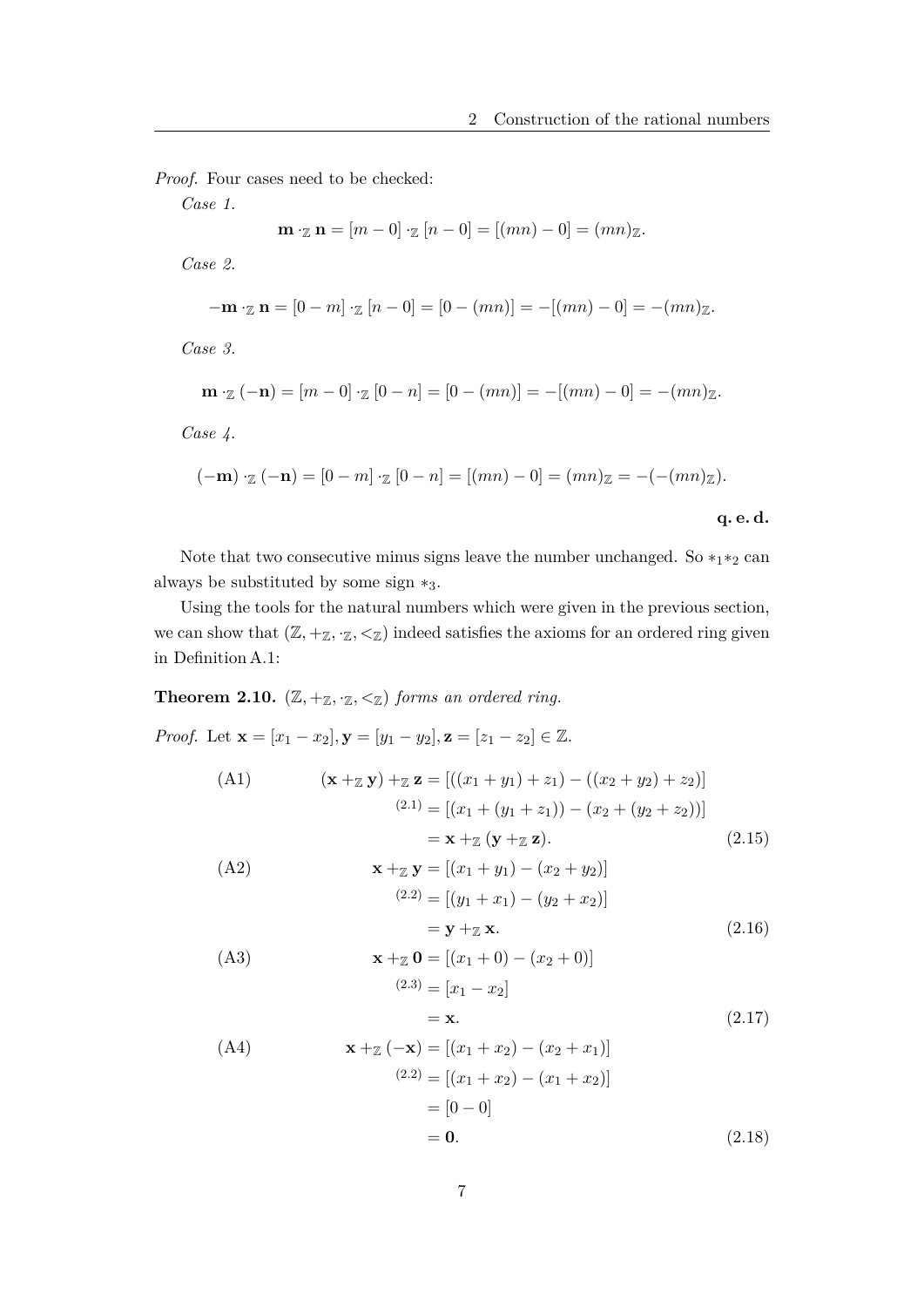*Proof.* Four cases need to be checked:

*Case 1.*

$$\mathbf{m} \cdot_{\mathbb{Z}} \mathbf{n} = [m - 0] \cdot_{\mathbb{Z}} [n - 0] = [(mn) - 0] = (mn)_{\mathbb{Z}}.$$

*Case 2.*

$$-\mathbf{m} \cdot_{\mathbb{Z}} \mathbf{n} = [0 - m] \cdot_{\mathbb{Z}} [n - 0] = [0 - (mn)] = -[(mn) - 0] = -(mn)_{\mathbb{Z}}.$$

*Case 3.*

$$\mathbf{m} \cdot_{\mathbb{Z}} (-\mathbf{n}) = [m - 0] \cdot_{\mathbb{Z}} [0 - n] = [0 - (mn)] = -[(mn) - 0] = -(mn)_{\mathbb{Z}}.$$

*Case 4.*

$$(-\mathbf{m}) \cdot_{\mathbb{Z}} (-\mathbf{n}) = [0 - m] \cdot_{\mathbb{Z}} [0 - n] = [(mn) - 0] = (mn)_{\mathbb{Z}} = -(-(mn)_{\mathbb{Z}}).$$

**q. e. d.**

Note that two consecutive minus signs leave the number unchanged. So $*_1 *_2$ can always be substituted by some sign $*_3$.

Using the tools for the natural numbers which were given in the previous section, we can show that $(\mathbb{Z}, +_{\mathbb{Z}}, \cdot_{\mathbb{Z}}, <_{\mathbb{Z}})$ indeed satisfies the axioms for an ordered ring given in Definition A.1:

**Theorem 2.10.** *$(\mathbb{Z}, +_{\mathbb{Z}}, \cdot_{\mathbb{Z}}, <_{\mathbb{Z}})$ forms an ordered ring.*

*Proof.* Let $\mathbf{x} = [x_1 - x_2], \mathbf{y} = [y_1 - y_2], \mathbf{z} = [z_1 - z_2] \in \mathbb{Z}$.

(A1)
$$\begin{aligned}
(\mathbf{x} +_{\mathbb{Z}} \mathbf{y}) +_{\mathbb{Z}} \mathbf{z} &= [((x_1 + y_1) + z_1) - ((x_2 + y_2) + z_2)] \\
&\overset{(2.1)}{=} [(x_1 + (y_1 + z_1)) - (x_2 + (y_2 + z_2))] \\
&= \mathbf{x} +_{\mathbb{Z}} (\mathbf{y} +_{\mathbb{Z}} \mathbf{z}).
\end{aligned} \tag{2.15}$$

(A2)
$$\begin{aligned}
\mathbf{x} +_{\mathbb{Z}} \mathbf{y} &= [(x_1 + y_1) - (x_2 + y_2)] \\
&\overset{(2.2)}{=} [(y_1 + x_1) - (y_2 + x_2)] \\
&= \mathbf{y} +_{\mathbb{Z}} \mathbf{x}.
\end{aligned} \tag{2.16}$$

(A3)
$$\begin{aligned}
\mathbf{x} +_{\mathbb{Z}} \mathbf{0} &= [(x_1 + 0) - (x_2 + 0)] \\
&\overset{(2.3)}{=} [x_1 - x_2] \\
&= \mathbf{x}.
\end{aligned} \tag{2.17}$$

(A4)
$$\begin{aligned}
\mathbf{x} +_{\mathbb{Z}} (-\mathbf{x}) &= [(x_1 + x_2) - (x_2 + x_1)] \\
&\overset{(2.2)}{=} [(x_1 + x_2) - (x_1 + x_2)] \\
&= [0 - 0] \\
&= \mathbf{0}.
\end{aligned} \tag{2.18}$$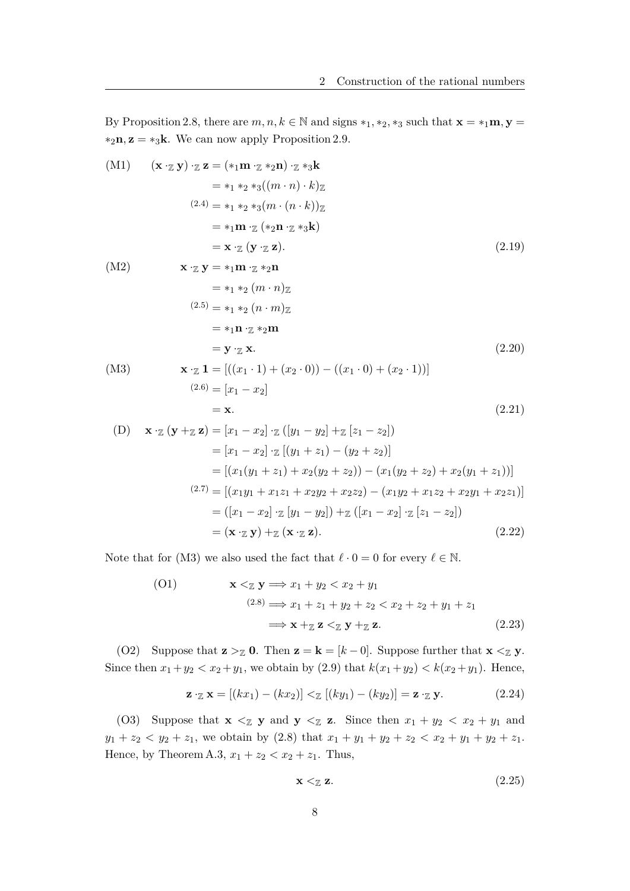By Proposition 2.8, there are $m, n, k \in \mathbb{N}$ and signs $*_1, *_2, *_3$ such that $\mathbf{x} = *_1\mathbf{m}, \mathbf{y} = *_2\mathbf{n}, \mathbf{z} = *_3\mathbf{k}$. We can now apply Proposition 2.9.

$$
\begin{aligned}
\text{(M1)} \qquad (\mathbf{x} \cdot_{\mathbb{Z}} \mathbf{y}) \cdot_{\mathbb{Z}} \mathbf{z} &= (*_1\mathbf{m} \cdot_{\mathbb{Z}} *_2\mathbf{n}) \cdot_{\mathbb{Z}} *_3\mathbf{k} \\
&= *_1 *_2 *_3((m \cdot n) \cdot k)_{\mathbb{Z}} \\
&\overset{(2.4)}{=} *_1 *_2 *_3(m \cdot (n \cdot k))_{\mathbb{Z}} \\
&= *_1\mathbf{m} \cdot_{\mathbb{Z}} (*_2\mathbf{n} \cdot_{\mathbb{Z}} *_3\mathbf{k}) \\
&= \mathbf{x} \cdot_{\mathbb{Z}} (\mathbf{y} \cdot_{\mathbb{Z}} \mathbf{z}).
\end{aligned} \tag{2.19}
$$

$$
\begin{aligned}
\text{(M2)} \qquad \mathbf{x} \cdot_{\mathbb{Z}} \mathbf{y} &= *_1\mathbf{m} \cdot_{\mathbb{Z}} *_2\mathbf{n} \\
&= *_1 *_2 (m \cdot n)_{\mathbb{Z}} \\
&\overset{(2.5)}{=} *_1 *_2 (n \cdot m)_{\mathbb{Z}} \\
&= *_1\mathbf{n} \cdot_{\mathbb{Z}} *_2\mathbf{m} \\
&= \mathbf{y} \cdot_{\mathbb{Z}} \mathbf{x}.
\end{aligned} \tag{2.20}
$$

$$
\begin{aligned}
\text{(M3)} \qquad \mathbf{x} \cdot_{\mathbb{Z}} \mathbf{1} &= [((x_1 \cdot 1) + (x_2 \cdot 0)) - ((x_1 \cdot 0) + (x_2 \cdot 1))] \\
&\overset{(2.6)}{=} [x_1 - x_2] \\
&= \mathbf{x}.
\end{aligned} \tag{2.21}
$$

$$
\begin{aligned}
\text{(D)} \quad \mathbf{x} \cdot_{\mathbb{Z}} (\mathbf{y} +_{\mathbb{Z}} \mathbf{z}) &= [x_1 - x_2] \cdot_{\mathbb{Z}} ([y_1 - y_2] +_{\mathbb{Z}} [z_1 - z_2]) \\
&= [x_1 - x_2] \cdot_{\mathbb{Z}} [(y_1 + z_1) - (y_2 + z_2)] \\
&= [(x_1(y_1 + z_1) + x_2(y_2 + z_2)) - (x_1(y_2 + z_2) + x_2(y_1 + z_1))] \\
&\overset{(2.7)}{=} [(x_1y_1 + x_1z_1 + x_2y_2 + x_2z_2) - (x_1y_2 + x_1z_2 + x_2y_1 + x_2z_1)] \\
&= ([x_1 - x_2] \cdot_{\mathbb{Z}} [y_1 - y_2]) +_{\mathbb{Z}} ([x_1 - x_2] \cdot_{\mathbb{Z}} [z_1 - z_2]) \\
&= (\mathbf{x} \cdot_{\mathbb{Z}} \mathbf{y}) +_{\mathbb{Z}} (\mathbf{x} \cdot_{\mathbb{Z}} \mathbf{z}).
\end{aligned} \tag{2.22}
$$

Note that for (M3) we also used the fact that $\ell \cdot 0 = 0$ for every $\ell \in \mathbb{N}$.

$$
\begin{aligned}
\text{(O1)} \qquad \mathbf{x} <_{\mathbb{Z}} \mathbf{y} &\Longrightarrow x_1 + y_2 < x_2 + y_1 \\
&\overset{(2.8)}{\Longrightarrow} x_1 + z_1 + y_2 + z_2 < x_2 + z_2 + y_1 + z_1 \\
&\Longrightarrow \mathbf{x} +_{\mathbb{Z}} \mathbf{z} <_{\mathbb{Z}} \mathbf{y} +_{\mathbb{Z}} \mathbf{z}.
\end{aligned} \tag{2.23}
$$

(O2) Suppose that $\mathbf{z} >_{\mathbb{Z}} \mathbf{0}$. Then $\mathbf{z} = \mathbf{k} = [k - 0]$. Suppose further that $\mathbf{x} <_{\mathbb{Z}} \mathbf{y}$. Since then $x_1 + y_2 < x_2 + y_1$, we obtain by (2.9) that $k(x_1 + y_2) < k(x_2 + y_1)$. Hence,

$$
\mathbf{z} \cdot_{\mathbb{Z}} \mathbf{x} = [(kx_1) - (kx_2)] <_{\mathbb{Z}} [(ky_1) - (ky_2)] = \mathbf{z} \cdot_{\mathbb{Z}} \mathbf{y}. \tag{2.24}
$$

(O3) Suppose that $\mathbf{x} <_{\mathbb{Z}} \mathbf{y}$ and $\mathbf{y} <_{\mathbb{Z}} \mathbf{z}$. Since then $x_1 + y_2 < x_2 + y_1$ and $y_1 + z_2 < y_2 + z_1$, we obtain by (2.8) that $x_1 + y_1 + y_2 + z_2 < x_2 + y_1 + y_2 + z_1$. Hence, by Theorem A.3, $x_1 + z_2 < x_2 + z_1$. Thus,

$$
\mathbf{x} <_{\mathbb{Z}} \mathbf{z}. \tag{2.25}
$$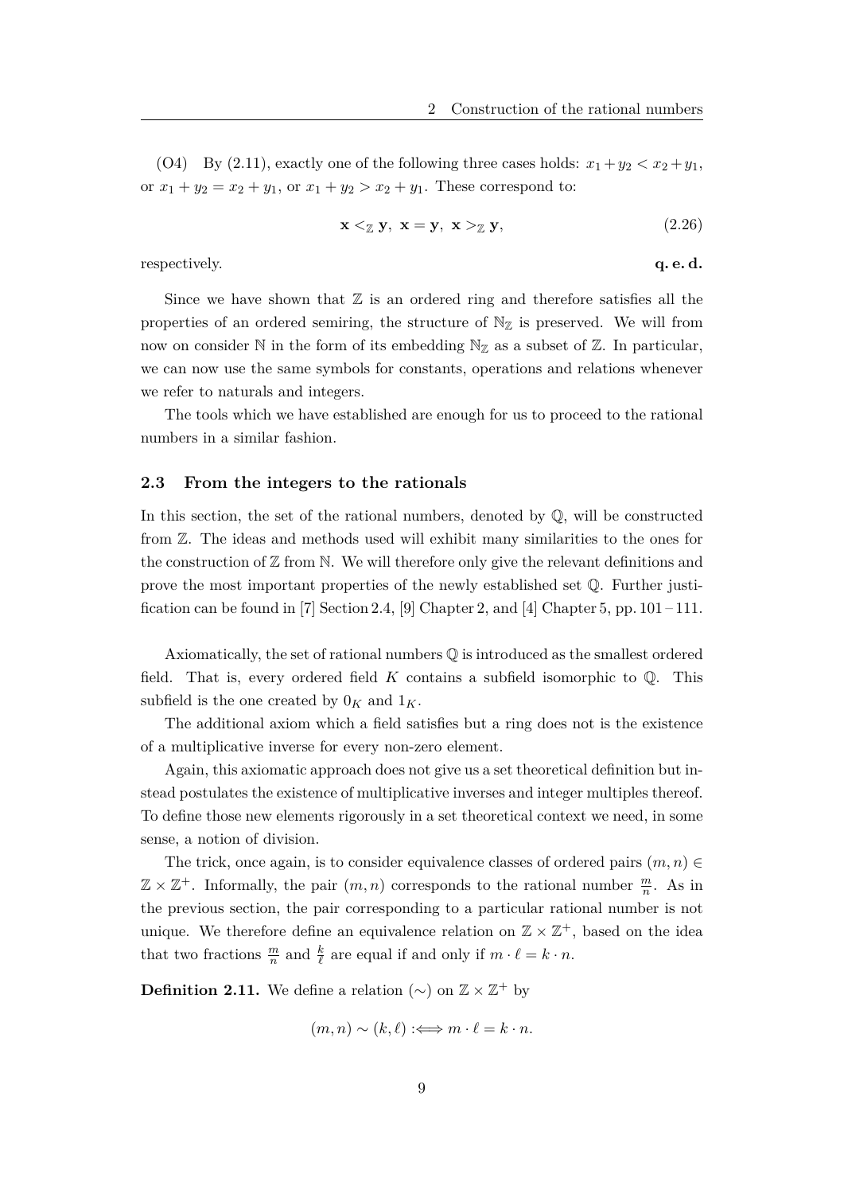(O4) By (2.11), exactly one of the following three cases holds: $x_1 + y_2 < x_2 + y_1$, or $x_1 + y_2 = x_2 + y_1$, or $x_1 + y_2 > x_2 + y_1$. These correspond to:

$$\mathbf{x} <_{\mathbb{Z}} \mathbf{y},\ \mathbf{x} = \mathbf{y},\ \mathbf{x} >_{\mathbb{Z}} \mathbf{y}, \tag{2.26}$$

respectively. **q. e. d.**

Since we have shown that $\mathbb{Z}$ is an ordered ring and therefore satisfies all the properties of an ordered semiring, the structure of $\mathbb{N}_{\mathbb{Z}}$ is preserved. We will from now on consider $\mathbb{N}$ in the form of its embedding $\mathbb{N}_{\mathbb{Z}}$ as a subset of $\mathbb{Z}$. In particular, we can now use the same symbols for constants, operations and relations whenever we refer to naturals and integers.

The tools which we have established are enough for us to proceed to the rational numbers in a similar fashion.

### 2.3 From the integers to the rationals

In this section, the set of the rational numbers, denoted by $\mathbb{Q}$, will be constructed from $\mathbb{Z}$. The ideas and methods used will exhibit many similarities to the ones for the construction of $\mathbb{Z}$ from $\mathbb{N}$. We will therefore only give the relevant definitions and prove the most important properties of the newly established set $\mathbb{Q}$. Further justification can be found in [7] Section 2.4, [9] Chapter 2, and [4] Chapter 5, pp. 101 – 111.

Axiomatically, the set of rational numbers $\mathbb{Q}$ is introduced as the smallest ordered field. That is, every ordered field $K$ contains a subfield isomorphic to $\mathbb{Q}$. This subfield is the one created by $0_K$ and $1_K$.

The additional axiom which a field satisfies but a ring does not is the existence of a multiplicative inverse for every non-zero element.

Again, this axiomatic approach does not give us a set theoretical definition but instead postulates the existence of multiplicative inverses and integer multiples thereof. To define those new elements rigorously in a set theoretical context we need, in some sense, a notion of division.

The trick, once again, is to consider equivalence classes of ordered pairs $(m, n) \in \mathbb{Z} \times \mathbb{Z}^+$. Informally, the pair $(m, n)$ corresponds to the rational number $\frac{m}{n}$. As in the previous section, the pair corresponding to a particular rational number is not unique. We therefore define an equivalence relation on $\mathbb{Z} \times \mathbb{Z}^+$, based on the idea that two fractions $\frac{m}{n}$ and $\frac{k}{\ell}$ are equal if and only if $m \cdot \ell = k \cdot n$.

**Definition 2.11.** We define a relation $(\sim)$ on $\mathbb{Z} \times \mathbb{Z}^+$ by

$$(m, n) \sim (k, \ell) :\Longleftrightarrow m \cdot \ell = k \cdot n.$$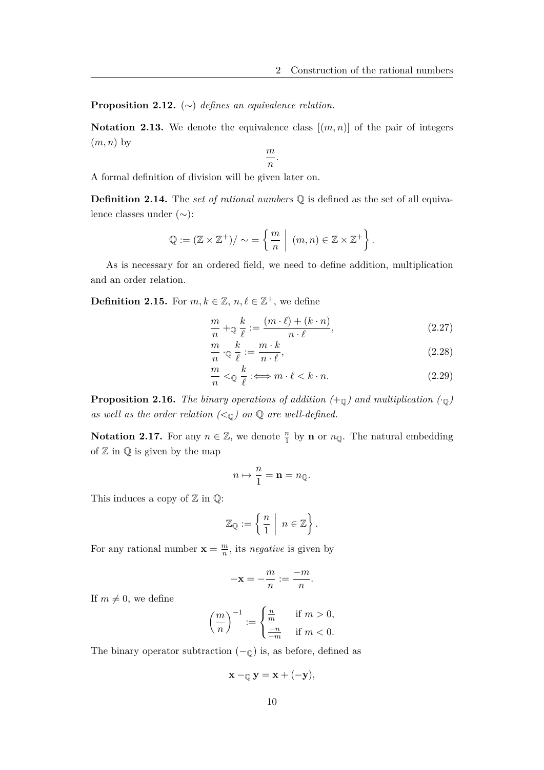**Proposition 2.12.** $(\sim)$ *defines an equivalence relation.*

**Notation 2.13.** We denote the equivalence class $[(m, n)]$ of the pair of integers $(m, n)$ by

$$\frac{m}{n}.$$

A formal definition of division will be given later on.

**Definition 2.14.** The *set of rational numbers* $\mathbb{Q}$ is defined as the set of all equivalence classes under $(\sim)$:

$$\mathbb{Q} := (\mathbb{Z} \times \mathbb{Z}^+)/\sim = \left\{ \frac{m}{n} \;\middle|\; (m, n) \in \mathbb{Z} \times \mathbb{Z}^+ \right\}.$$

As is necessary for an ordered field, we need to define addition, multiplication and an order relation.

**Definition 2.15.** For $m, k \in \mathbb{Z}$, $n, \ell \in \mathbb{Z}^+$, we define

$$\frac{m}{n} +_{\mathbb{Q}} \frac{k}{\ell} := \frac{(m \cdot \ell) + (k \cdot n)}{n \cdot \ell}, \tag{2.27}$$

$$\frac{m}{n} \cdot_{\mathbb{Q}} \frac{k}{\ell} := \frac{m \cdot k}{n \cdot \ell}, \tag{2.28}$$

$$\frac{m}{n} <_{\mathbb{Q}} \frac{k}{\ell} :\Longleftrightarrow m \cdot \ell < k \cdot n. \tag{2.29}$$

**Proposition 2.16.** *The binary operations of addition* $(+_{\mathbb{Q}})$ *and multiplication* $(\cdot_{\mathbb{Q}})$ *as well as the order relation* $(<_{\mathbb{Q}})$ *on* $\mathbb{Q}$ *are well-defined.*

**Notation 2.17.** For any $n \in \mathbb{Z}$, we denote $\frac{n}{1}$ by $\mathbf{n}$ or $n_{\mathbb{Q}}$. The natural embedding of $\mathbb{Z}$ in $\mathbb{Q}$ is given by the map

$$n \mapsto \frac{n}{1} = \mathbf{n} = n_{\mathbb{Q}}.$$

This induces a copy of $\mathbb{Z}$ in $\mathbb{Q}$:

$$\mathbb{Z}_{\mathbb{Q}} := \left\{ \frac{n}{1} \;\middle|\; n \in \mathbb{Z} \right\}.$$

For any rational number $\mathbf{x} = \frac{m}{n}$, its *negative* is given by

$$-\mathbf{x} = -\frac{m}{n} := \frac{-m}{n}.$$

If $m \neq 0$, we define

$$\left(\frac{m}{n}\right)^{-1} := \begin{cases} \frac{n}{m} & \text{if } m > 0, \\ \frac{-n}{-m} & \text{if } m < 0. \end{cases}$$

The binary operator subtraction $(-_{\mathbb{Q}})$ is, as before, defined as

$$\mathbf{x} -_{\mathbb{Q}} \mathbf{y} = \mathbf{x} + (-\mathbf{y}),$$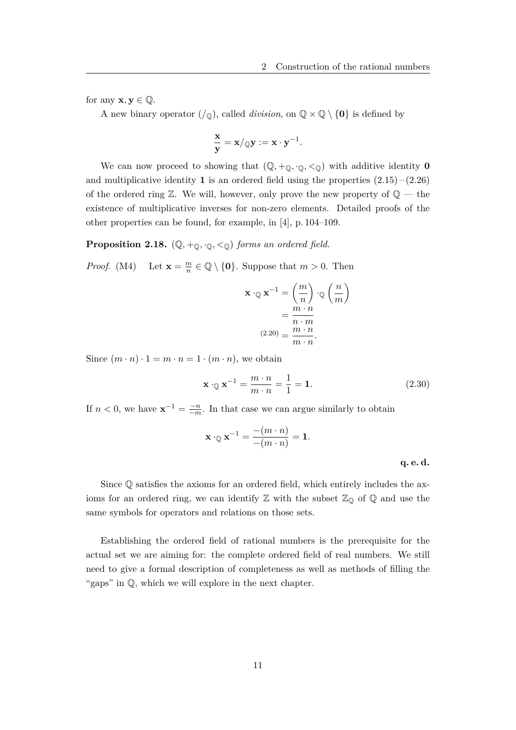for any $\mathbf{x}, \mathbf{y} \in \mathbb{Q}$.

A new binary operator ($/_{\mathbb{Q}}$), called *division*, on $\mathbb{Q} \times \mathbb{Q} \setminus \{\mathbf{0}\}$ is defined by

$$\frac{\mathbf{x}}{\mathbf{y}} = \mathbf{x}/_{\mathbb{Q}}\mathbf{y} := \mathbf{x} \cdot \mathbf{y}^{-1}.$$

We can now proceed to showing that $(\mathbb{Q}, +_{\mathbb{Q}}, \cdot_{\mathbb{Q}}, <_{\mathbb{Q}})$ with additive identity $\mathbf{0}$ and multiplicative identity $\mathbf{1}$ is an ordered field using the properties (2.15) – (2.26) of the ordered ring $\mathbb{Z}$. We will, however, only prove the new property of $\mathbb{Q}$ — the existence of multiplicative inverses for non-zero elements. Detailed proofs of the other properties can be found, for example, in [4], p. 104–109.

**Proposition 2.18.** *$(\mathbb{Q}, +_{\mathbb{Q}}, \cdot_{\mathbb{Q}}, <_{\mathbb{Q}})$ forms an ordered field.*

*Proof.* (M4) Let $\mathbf{x} = \frac{m}{n} \in \mathbb{Q} \setminus \{\mathbf{0}\}$. Suppose that $m > 0$. Then

$$\begin{aligned} \mathbf{x} \cdot_{\mathbb{Q}} \mathbf{x}^{-1} &= \left(\frac{m}{n}\right) \cdot_{\mathbb{Q}} \left(\frac{n}{m}\right) \\ &= \frac{m \cdot n}{n \cdot m} \\ {\scriptstyle (2.20)} &= \frac{m \cdot n}{m \cdot n}. \end{aligned}$$

Since $(m \cdot n) \cdot 1 = m \cdot n = 1 \cdot (m \cdot n)$, we obtain

$$\mathbf{x} \cdot_{\mathbb{Q}} \mathbf{x}^{-1} = \frac{m \cdot n}{m \cdot n} = \frac{1}{1} = \mathbf{1}. \tag{2.30}$$

If $n < 0$, we have $\mathbf{x}^{-1} = \frac{-n}{-m}$. In that case we can argue similarly to obtain

$$\mathbf{x} \cdot_{\mathbb{Q}} \mathbf{x}^{-1} = \frac{-(m \cdot n)}{-(m \cdot n)} = \mathbf{1}.$$

**q. e. d.**

Since $\mathbb{Q}$ satisfies the axioms for an ordered field, which entirely includes the axioms for an ordered ring, we can identify $\mathbb{Z}$ with the subset $\mathbb{Z}_{\mathbb{Q}}$ of $\mathbb{Q}$ and use the same symbols for operators and relations on those sets.

Establishing the ordered field of rational numbers is the prerequisite for the actual set we are aiming for: the complete ordered field of real numbers. We still need to give a formal description of completeness as well as methods of filling the "gaps" in $\mathbb{Q}$, which we will explore in the next chapter.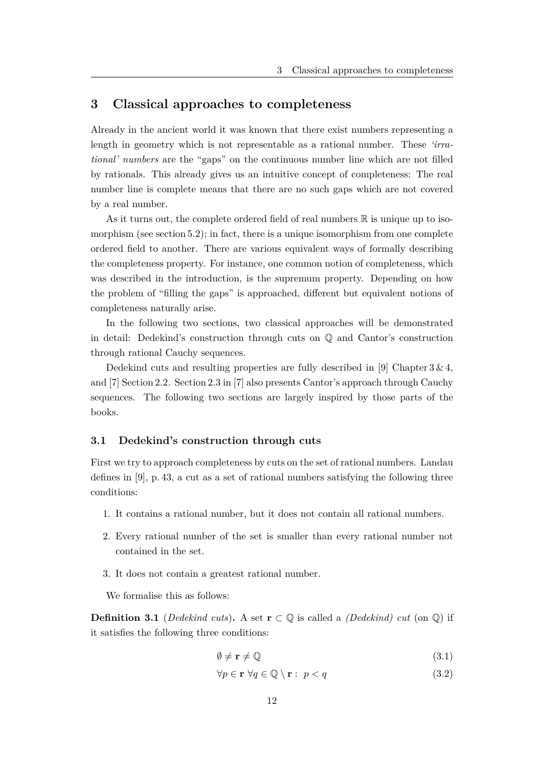# 3 Classical approaches to completeness

Already in the ancient world it was known that there exist numbers representing a length in geometry which is not representable as a rational number. These *'irrational' numbers* are the "gaps" on the continuous number line which are not filled by rationals. This already gives us an intuitive concept of completeness: The real number line is complete means that there are no such gaps which are not covered by a real number.

As it turns out, the complete ordered field of real numbers $\mathbb{R}$ is unique up to isomorphism (see section 5.2); in fact, there is a unique isomorphism from one complete ordered field to another. There are various equivalent ways of formally describing the completeness property. For instance, one common notion of completeness, which was described in the introduction, is the supremum property. Depending on how the problem of "filling the gaps" is approached, different but equivalent notions of completeness naturally arise.

In the following two sections, two classical approaches will be demonstrated in detail: Dedekind's construction through cuts on $\mathbb{Q}$ and Cantor's construction through rational Cauchy sequences.

Dedekind cuts and resulting properties are fully described in [9] Chapter 3 & 4, and [7] Section 2.2. Section 2.3 in [7] also presents Cantor's approach through Cauchy sequences. The following two sections are largely inspired by those parts of the books.

## 3.1 Dedekind's construction through cuts

First we try to approach completeness by cuts on the set of rational numbers. Landau defines in [9], p. 43, a cut as a set of rational numbers satisfying the following three conditions:

1. It contains a rational number, but it does not contain all rational numbers.
2. Every rational number of the set is smaller than every rational number not contained in the set.
3. It does not contain a greatest rational number.

We formalise this as follows:

**Definition 3.1** (*Dedekind cuts*)**.** A set $\mathbf{r} \subset \mathbb{Q}$ is called a *(Dedekind) cut* (on $\mathbb{Q}$) if it satisfies the following three conditions:

$$\emptyset \neq \mathbf{r} \neq \mathbb{Q} \tag{3.1}$$

$$\forall p \in \mathbf{r} \; \forall q \in \mathbb{Q} \setminus \mathbf{r} : \; p < q \tag{3.2}$$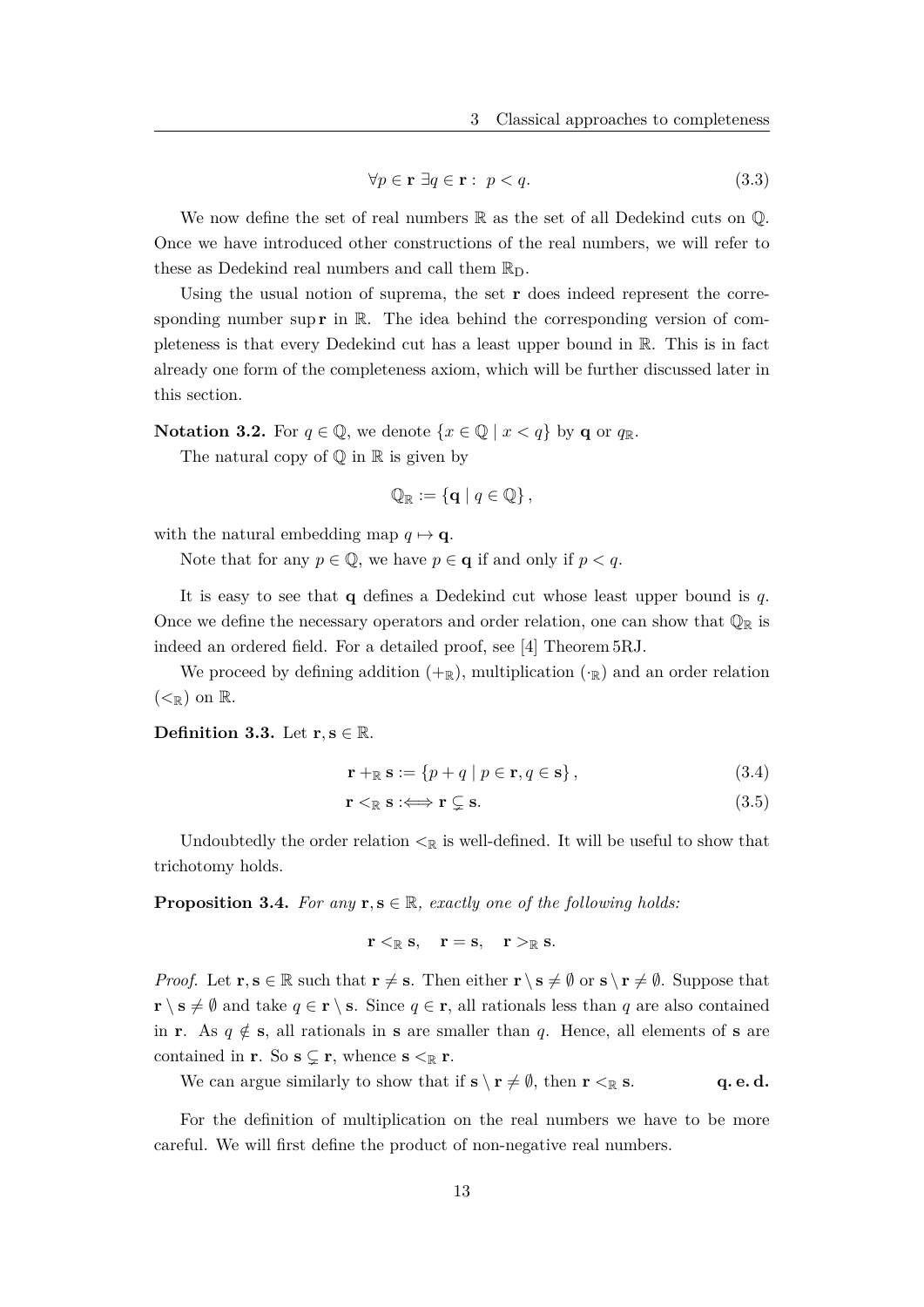$$\forall p \in \mathbf{r} \ \exists q \in \mathbf{r} : \ p < q. \tag{3.3}$$

We now define the set of real numbers $\mathbb{R}$ as the set of all Dedekind cuts on $\mathbb{Q}$. Once we have introduced other constructions of the real numbers, we will refer to these as Dedekind real numbers and call them $\mathbb{R}_{\mathrm{D}}$.

Using the usual notion of suprema, the set $\mathbf{r}$ does indeed represent the corresponding number $\sup \mathbf{r}$ in $\mathbb{R}$. The idea behind the corresponding version of completeness is that every Dedekind cut has a least upper bound in $\mathbb{R}$. This is in fact already one form of the completeness axiom, which will be further discussed later in this section.

**Notation 3.2.** For $q \in \mathbb{Q}$, we denote $\{x \in \mathbb{Q} \mid x < q\}$ by $\mathbf{q}$ or $q_{\mathbb{R}}$.

The natural copy of $\mathbb{Q}$ in $\mathbb{R}$ is given by

$$\mathbb{Q}_{\mathbb{R}} := \{\mathbf{q} \mid q \in \mathbb{Q}\},$$

with the natural embedding map $q \mapsto \mathbf{q}$.

Note that for any $p \in \mathbb{Q}$, we have $p \in \mathbf{q}$ if and only if $p < q$.

It is easy to see that $\mathbf{q}$ defines a Dedekind cut whose least upper bound is $q$. Once we define the necessary operators and order relation, one can show that $\mathbb{Q}_{\mathbb{R}}$ is indeed an ordered field. For a detailed proof, see [4] Theorem 5RJ.

We proceed by defining addition ($+_{\mathbb{R}}$), multiplication ($\cdot_{\mathbb{R}}$) and an order relation ($<_{\mathbb{R}}$) on $\mathbb{R}$.

**Definition 3.3.** Let $\mathbf{r}, \mathbf{s} \in \mathbb{R}$.

$$\mathbf{r} +_{\mathbb{R}} \mathbf{s} := \{p + q \mid p \in \mathbf{r}, q \in \mathbf{s}\}, \tag{3.4}$$

$$\mathbf{r} <_{\mathbb{R}} \mathbf{s} :\Longleftrightarrow \mathbf{r} \subsetneq \mathbf{s}. \tag{3.5}$$

Undoubtedly the order relation $<_{\mathbb{R}}$ is well-defined. It will be useful to show that trichotomy holds.

**Proposition 3.4.** *For any $\mathbf{r}, \mathbf{s} \in \mathbb{R}$, exactly one of the following holds:*

$$\mathbf{r} <_{\mathbb{R}} \mathbf{s}, \quad \mathbf{r} = \mathbf{s}, \quad \mathbf{r} >_{\mathbb{R}} \mathbf{s}.$$

*Proof.* Let $\mathbf{r}, \mathbf{s} \in \mathbb{R}$ such that $\mathbf{r} \neq \mathbf{s}$. Then either $\mathbf{r} \setminus \mathbf{s} \neq \emptyset$ or $\mathbf{s} \setminus \mathbf{r} \neq \emptyset$. Suppose that $\mathbf{r} \setminus \mathbf{s} \neq \emptyset$ and take $q \in \mathbf{r} \setminus \mathbf{s}$. Since $q \in \mathbf{r}$, all rationals less than $q$ are also contained in $\mathbf{r}$. As $q \notin \mathbf{s}$, all rationals in $\mathbf{s}$ are smaller than $q$. Hence, all elements of $\mathbf{s}$ are contained in $\mathbf{r}$. So $\mathbf{s} \subsetneq \mathbf{r}$, whence $\mathbf{s} <_{\mathbb{R}} \mathbf{r}$.

We can argue similarly to show that if $\mathbf{s} \setminus \mathbf{r} \neq \emptyset$, then $\mathbf{r} <_{\mathbb{R}} \mathbf{s}$. **q. e. d.**

For the definition of multiplication on the real numbers we have to be more careful. We will first define the product of non-negative real numbers.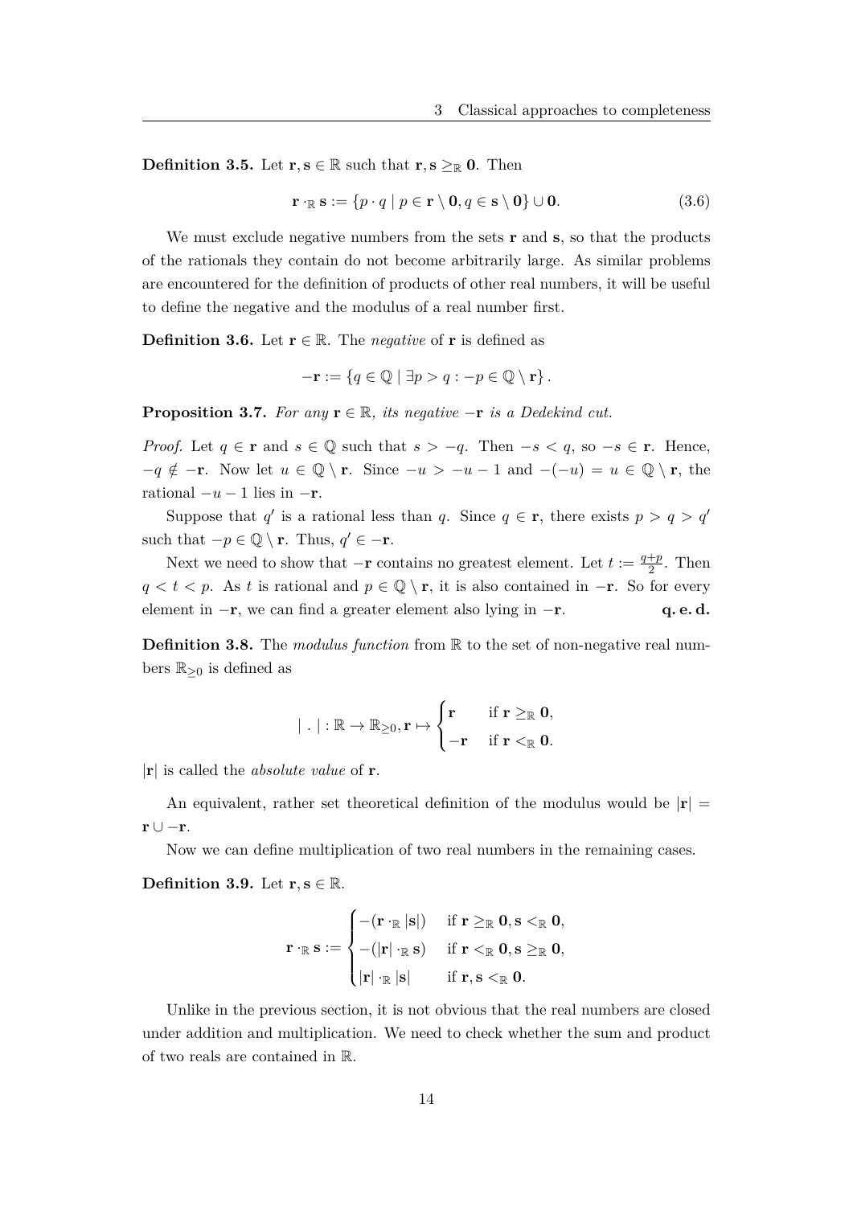**Definition 3.5.** Let $\mathbf{r}, \mathbf{s} \in \mathbb{R}$ such that $\mathbf{r}, \mathbf{s} \geq_{\mathbb{R}} \mathbf{0}$. Then

$$\mathbf{r} \cdot_{\mathbb{R}} \mathbf{s} := \{p \cdot q \mid p \in \mathbf{r} \setminus \mathbf{0}, q \in \mathbf{s} \setminus \mathbf{0}\} \cup \mathbf{0}. \tag{3.6}$$

We must exclude negative numbers from the sets $\mathbf{r}$ and $\mathbf{s}$, so that the products of the rationals they contain do not become arbitrarily large. As similar problems are encountered for the definition of products of other real numbers, it will be useful to define the negative and the modulus of a real number first.

**Definition 3.6.** Let $\mathbf{r} \in \mathbb{R}$. The *negative* of $\mathbf{r}$ is defined as

$$-\mathbf{r} := \{q \in \mathbb{Q} \mid \exists p > q : -p \in \mathbb{Q} \setminus \mathbf{r}\}.$$

**Proposition 3.7.** *For any $\mathbf{r} \in \mathbb{R}$, its negative $-\mathbf{r}$ is a Dedekind cut.*

*Proof.* Let $q \in \mathbf{r}$ and $s \in \mathbb{Q}$ such that $s > -q$. Then $-s < q$, so $-s \in \mathbf{r}$. Hence, $-q \notin -\mathbf{r}$. Now let $u \in \mathbb{Q} \setminus \mathbf{r}$. Since $-u > -u - 1$ and $-(-u) = u \in \mathbb{Q} \setminus \mathbf{r}$, the rational $-u - 1$ lies in $-\mathbf{r}$.

Suppose that $q'$ is a rational less than $q$. Since $q \in \mathbf{r}$, there exists $p > q > q'$ such that $-p \in \mathbb{Q} \setminus \mathbf{r}$. Thus, $q' \in -\mathbf{r}$.

Next we need to show that $-\mathbf{r}$ contains no greatest element. Let $t := \frac{q+p}{2}$. Then $q < t < p$. As $t$ is rational and $p \in \mathbb{Q} \setminus \mathbf{r}$, it is also contained in $-\mathbf{r}$. So for every element in $-\mathbf{r}$, we can find a greater element also lying in $-\mathbf{r}$. **q. e. d.**

**Definition 3.8.** The *modulus function* from $\mathbb{R}$ to the set of non-negative real numbers $\mathbb{R}_{\geq 0}$ is defined as

$$|\ .\ | : \mathbb{R} \to \mathbb{R}_{\geq 0}, \mathbf{r} \mapsto \begin{cases} \mathbf{r} & \text{if } \mathbf{r} \geq_{\mathbb{R}} \mathbf{0}, \\ -\mathbf{r} & \text{if } \mathbf{r} <_{\mathbb{R}} \mathbf{0}. \end{cases}$$

$|\mathbf{r}|$ is called the *absolute value* of $\mathbf{r}$.

An equivalent, rather set theoretical definition of the modulus would be $|\mathbf{r}| = \mathbf{r} \cup -\mathbf{r}$.

Now we can define multiplication of two real numbers in the remaining cases.

**Definition 3.9.** Let $\mathbf{r}, \mathbf{s} \in \mathbb{R}$.

$$\mathbf{r} \cdot_{\mathbb{R}} \mathbf{s} := \begin{cases} -(\mathbf{r} \cdot_{\mathbb{R}} |\mathbf{s}|) & \text{if } \mathbf{r} \geq_{\mathbb{R}} \mathbf{0}, \mathbf{s} <_{\mathbb{R}} \mathbf{0}, \\ -(|\mathbf{r}| \cdot_{\mathbb{R}} \mathbf{s}) & \text{if } \mathbf{r} <_{\mathbb{R}} \mathbf{0}, \mathbf{s} \geq_{\mathbb{R}} \mathbf{0}, \\ |\mathbf{r}| \cdot_{\mathbb{R}} |\mathbf{s}| & \text{if } \mathbf{r}, \mathbf{s} <_{\mathbb{R}} \mathbf{0}. \end{cases}$$

Unlike in the previous section, it is not obvious that the real numbers are closed under addition and multiplication. We need to check whether the sum and product of two reals are contained in $\mathbb{R}$.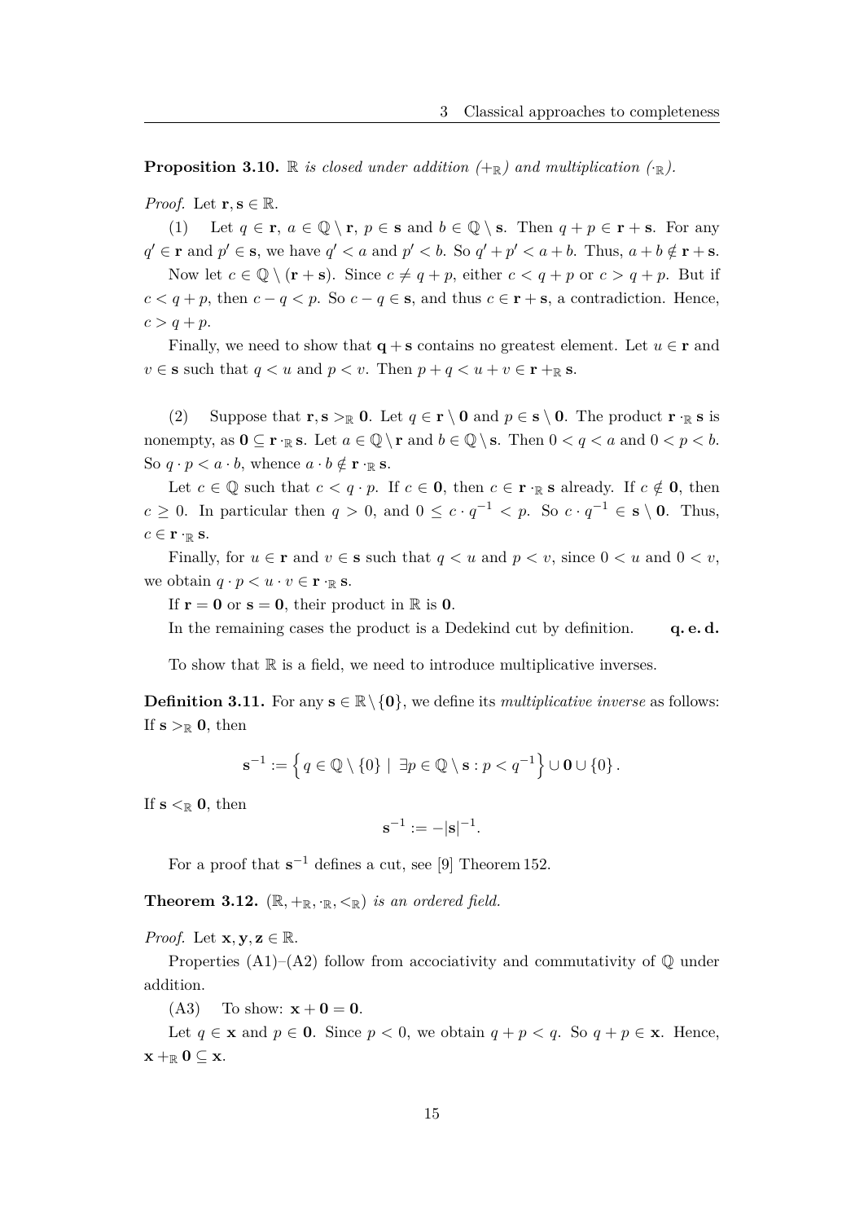**Proposition 3.10.** $\mathbb{R}$ *is closed under addition* ($+_{\mathbb{R}}$) *and multiplication* ($\cdot_{\mathbb{R}}$).

*Proof.* Let $\mathbf{r}, \mathbf{s} \in \mathbb{R}$.

(1) Let $q \in \mathbf{r}$, $a \in \mathbb{Q} \setminus \mathbf{r}$, $p \in \mathbf{s}$ and $b \in \mathbb{Q} \setminus \mathbf{s}$. Then $q + p \in \mathbf{r} + \mathbf{s}$. For any $q' \in \mathbf{r}$ and $p' \in \mathbf{s}$, we have $q' < a$ and $p' < b$. So $q' + p' < a + b$. Thus, $a + b \notin \mathbf{r} + \mathbf{s}$.

Now let $c \in \mathbb{Q} \setminus (\mathbf{r} + \mathbf{s})$. Since $c \neq q + p$, either $c < q + p$ or $c > q + p$. But if $c < q + p$, then $c - q < p$. So $c - q \in \mathbf{s}$, and thus $c \in \mathbf{r} + \mathbf{s}$, a contradiction. Hence, $c > q + p$.

Finally, we need to show that $\mathbf{q} + \mathbf{s}$ contains no greatest element. Let $u \in \mathbf{r}$ and $v \in \mathbf{s}$ such that $q < u$ and $p < v$. Then $p + q < u + v \in \mathbf{r} +_{\mathbb{R}} \mathbf{s}$.

(2) Suppose that $\mathbf{r}, \mathbf{s} >_{\mathbb{R}} \mathbf{0}$. Let $q \in \mathbf{r} \setminus \mathbf{0}$ and $p \in \mathbf{s} \setminus \mathbf{0}$. The product $\mathbf{r} \cdot_{\mathbb{R}} \mathbf{s}$ is nonempty, as $\mathbf{0} \subseteq \mathbf{r} \cdot_{\mathbb{R}} \mathbf{s}$. Let $a \in \mathbb{Q} \setminus \mathbf{r}$ and $b \in \mathbb{Q} \setminus \mathbf{s}$. Then $0 < q < a$ and $0 < p < b$. So $q \cdot p < a \cdot b$, whence $a \cdot b \notin \mathbf{r} \cdot_{\mathbb{R}} \mathbf{s}$.

Let $c \in \mathbb{Q}$ such that $c < q \cdot p$. If $c \in \mathbf{0}$, then $c \in \mathbf{r} \cdot_{\mathbb{R}} \mathbf{s}$ already. If $c \notin \mathbf{0}$, then $c \geq 0$. In particular then $q > 0$, and $0 \leq c \cdot q^{-1} < p$. So $c \cdot q^{-1} \in \mathbf{s} \setminus \mathbf{0}$. Thus, $c \in \mathbf{r} \cdot_{\mathbb{R}} \mathbf{s}$.

Finally, for $u \in \mathbf{r}$ and $v \in \mathbf{s}$ such that $q < u$ and $p < v$, since $0 < u$ and $0 < v$, we obtain $q \cdot p < u \cdot v \in \mathbf{r} \cdot_{\mathbb{R}} \mathbf{s}$.

If $\mathbf{r} = \mathbf{0}$ or $\mathbf{s} = \mathbf{0}$, their product in $\mathbb{R}$ is $\mathbf{0}$.

In the remaining cases the product is a Dedekind cut by definition. **q. e. d.**

To show that $\mathbb{R}$ is a field, we need to introduce multiplicative inverses.

**Definition 3.11.** For any $\mathbf{s} \in \mathbb{R} \setminus \{\mathbf{0}\}$, we define its *multiplicative inverse* as follows: If $\mathbf{s} >_{\mathbb{R}} \mathbf{0}$, then

$$\mathbf{s}^{-1} := \left\{ q \in \mathbb{Q} \setminus \{0\} \mid \exists p \in \mathbb{Q} \setminus \mathbf{s} : p < q^{-1} \right\} \cup \mathbf{0} \cup \{0\}.$$

If $\mathbf{s} <_{\mathbb{R}} \mathbf{0}$, then

$$\mathbf{s}^{-1} := -|\mathbf{s}|^{-1}.$$

For a proof that $\mathbf{s}^{-1}$ defines a cut, see [9] Theorem 152.

**Theorem 3.12.** $(\mathbb{R}, +_{\mathbb{R}}, \cdot_{\mathbb{R}}, <_{\mathbb{R}})$ *is an ordered field.*

*Proof.* Let $\mathbf{x}, \mathbf{y}, \mathbf{z} \in \mathbb{R}$.

Properties (A1)–(A2) follow from accociativity and commutativity of $\mathbb{Q}$ under addition.

(A3) To show: $\mathbf{x} + \mathbf{0} = \mathbf{0}$.

Let $q \in \mathbf{x}$ and $p \in \mathbf{0}$. Since $p < 0$, we obtain $q + p < q$. So $q + p \in \mathbf{x}$. Hence, $\mathbf{x} +_{\mathbb{R}} \mathbf{0} \subseteq \mathbf{x}$.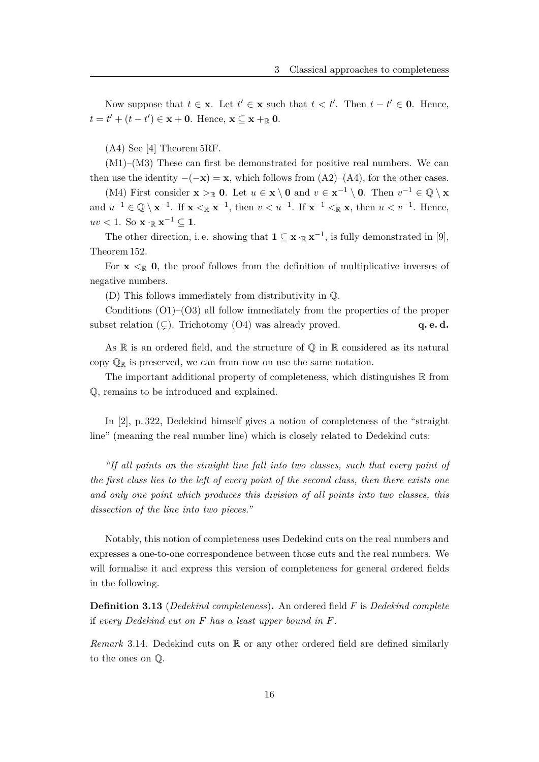Now suppose that $t \in \mathbf{x}$. Let $t' \in \mathbf{x}$ such that $t < t'$. Then $t - t' \in \mathbf{0}$. Hence, $t = t' + (t - t') \in \mathbf{x} + \mathbf{0}$. Hence, $\mathbf{x} \subseteq \mathbf{x} +_{\mathbb{R}} \mathbf{0}$.

(A4) See [4] Theorem 5RF.

(M1)–(M3) These can first be demonstrated for positive real numbers. We can then use the identity $-(-\mathbf{x}) = \mathbf{x}$, which follows from (A2)–(A4), for the other cases.

(M4) First consider $\mathbf{x} >_{\mathbb{R}} \mathbf{0}$. Let $u \in \mathbf{x} \setminus \mathbf{0}$ and $v \in \mathbf{x}^{-1} \setminus \mathbf{0}$. Then $v^{-1} \in \mathbb{Q} \setminus \mathbf{x}$ and $u^{-1} \in \mathbb{Q} \setminus \mathbf{x}^{-1}$. If $\mathbf{x} <_{\mathbb{R}} \mathbf{x}^{-1}$, then $v < u^{-1}$. If $\mathbf{x}^{-1} <_{\mathbb{R}} \mathbf{x}$, then $u < v^{-1}$. Hence, $uv < 1$. So $\mathbf{x} \cdot_{\mathbb{R}} \mathbf{x}^{-1} \subseteq \mathbf{1}$.

The other direction, i. e. showing that $\mathbf{1} \subseteq \mathbf{x} \cdot_{\mathbb{R}} \mathbf{x}^{-1}$, is fully demonstrated in [9], Theorem 152.

For $\mathbf{x} <_{\mathbb{R}} \mathbf{0}$, the proof follows from the definition of multiplicative inverses of negative numbers.

(D) This follows immediately from distributivity in $\mathbb{Q}$.

Conditions (O1)–(O3) all follow immediately from the properties of the proper subset relation ($\subsetneq$). Trichotomy (O4) was already proved. **q. e. d.**

As $\mathbb{R}$ is an ordered field, and the structure of $\mathbb{Q}$ in $\mathbb{R}$ considered as its natural copy $\mathbb{Q}_{\mathbb{R}}$ is preserved, we can from now on use the same notation.

The important additional property of completeness, which distinguishes $\mathbb{R}$ from $\mathbb{Q}$, remains to be introduced and explained.

In [2], p. 322, Dedekind himself gives a notion of completeness of the "straight line" (meaning the real number line) which is closely related to Dedekind cuts:

*"If all points on the straight line fall into two classes, such that every point of the first class lies to the left of every point of the second class, then there exists one and only one point which produces this division of all points into two classes, this dissection of the line into two pieces."*

Notably, this notion of completeness uses Dedekind cuts on the real numbers and expresses a one-to-one correspondence between those cuts and the real numbers. We will formalise it and express this version of completeness for general ordered fields in the following.

**Definition 3.13** (*Dedekind completeness*)**.** An ordered field $F$ is *Dedekind complete* if *every Dedekind cut on $F$ has a least upper bound in $F$.*

*Remark* 3.14. Dedekind cuts on $\mathbb{R}$ or any other ordered field are defined similarly to the ones on $\mathbb{Q}$.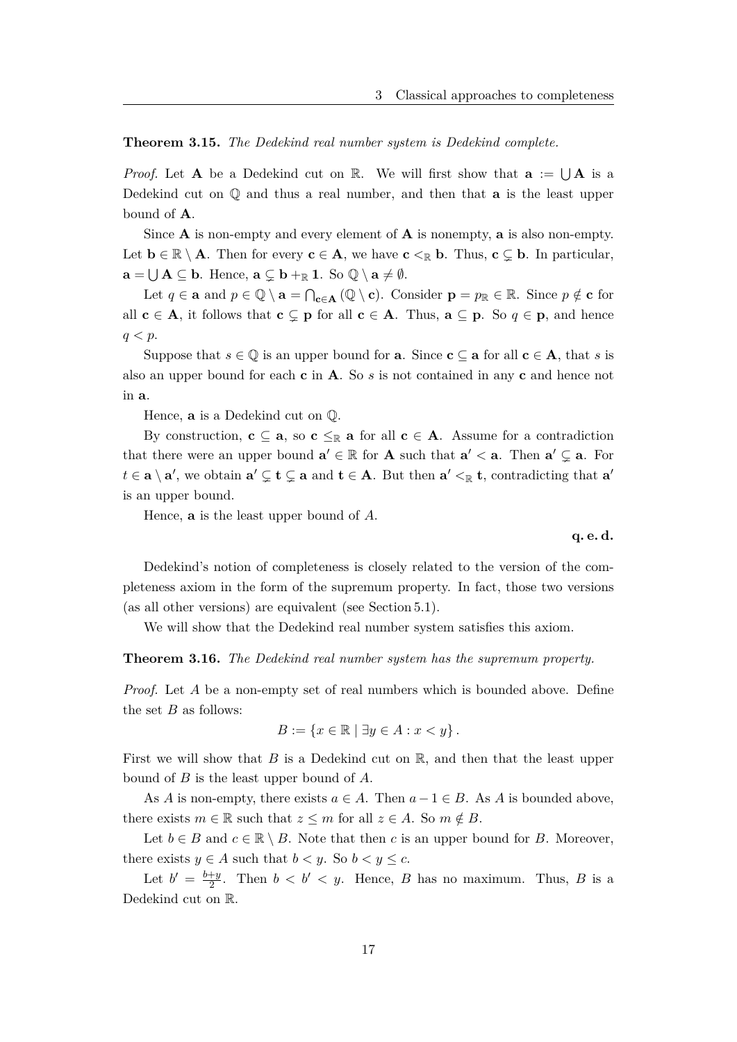**Theorem 3.15.** *The Dedekind real number system is Dedekind complete.*

*Proof.* Let $\mathbf{A}$ be a Dedekind cut on $\mathbb{R}$. We will first show that $\mathbf{a} := \bigcup \mathbf{A}$ is a Dedekind cut on $\mathbb{Q}$ and thus a real number, and then that $\mathbf{a}$ is the least upper bound of $\mathbf{A}$.

Since $\mathbf{A}$ is non-empty and every element of $\mathbf{A}$ is nonempty, $\mathbf{a}$ is also non-empty. Let $\mathbf{b} \in \mathbb{R} \setminus \mathbf{A}$. Then for every $\mathbf{c} \in \mathbf{A}$, we have $\mathbf{c} <_{\mathbb{R}} \mathbf{b}$. Thus, $\mathbf{c} \subsetneq \mathbf{b}$. In particular, $\mathbf{a} = \bigcup \mathbf{A} \subseteq \mathbf{b}$. Hence, $\mathbf{a} \subsetneq \mathbf{b} +_{\mathbb{R}} \mathbf{1}$. So $\mathbb{Q} \setminus \mathbf{a} \neq \emptyset$.

Let $q \in \mathbf{a}$ and $p \in \mathbb{Q} \setminus \mathbf{a} = \bigcap_{\mathbf{c} \in \mathbf{A}} (\mathbb{Q} \setminus \mathbf{c})$. Consider $\mathbf{p} = p_{\mathbb{R}} \in \mathbb{R}$. Since $p \notin \mathbf{c}$ for all $\mathbf{c} \in \mathbf{A}$, it follows that $\mathbf{c} \subsetneq \mathbf{p}$ for all $\mathbf{c} \in \mathbf{A}$. Thus, $\mathbf{a} \subseteq \mathbf{p}$. So $q \in \mathbf{p}$, and hence $q < p$.

Suppose that $s \in \mathbb{Q}$ is an upper bound for $\mathbf{a}$. Since $\mathbf{c} \subseteq \mathbf{a}$ for all $\mathbf{c} \in \mathbf{A}$, that $s$ is also an upper bound for each $\mathbf{c}$ in $\mathbf{A}$. So $s$ is not contained in any $\mathbf{c}$ and hence not in $\mathbf{a}$.

Hence, $\mathbf{a}$ is a Dedekind cut on $\mathbb{Q}$.

By construction, $\mathbf{c} \subseteq \mathbf{a}$, so $\mathbf{c} \leq_{\mathbb{R}} \mathbf{a}$ for all $\mathbf{c} \in \mathbf{A}$. Assume for a contradiction that there were an upper bound $\mathbf{a}' \in \mathbb{R}$ for $\mathbf{A}$ such that $\mathbf{a}' < \mathbf{a}$. Then $\mathbf{a}' \subsetneq \mathbf{a}$. For $t \in \mathbf{a} \setminus \mathbf{a}'$, we obtain $\mathbf{a}' \subsetneq \mathbf{t} \subsetneq \mathbf{a}$ and $\mathbf{t} \in \mathbf{A}$. But then $\mathbf{a}' <_{\mathbb{R}} \mathbf{t}$, contradicting that $\mathbf{a}'$ is an upper bound.

Hence, $\mathbf{a}$ is the least upper bound of $A$.

**q. e. d.**

Dedekind's notion of completeness is closely related to the version of the completeness axiom in the form of the supremum property. In fact, those two versions (as all other versions) are equivalent (see Section 5.1).

We will show that the Dedekind real number system satisfies this axiom.

**Theorem 3.16.** *The Dedekind real number system has the supremum property.*

*Proof.* Let $A$ be a non-empty set of real numbers which is bounded above. Define the set $B$ as follows:

$$B := \{x \in \mathbb{R} \mid \exists y \in A : x < y\}.$$

First we will show that $B$ is a Dedekind cut on $\mathbb{R}$, and then that the least upper bound of $B$ is the least upper bound of $A$.

As $A$ is non-empty, there exists $a \in A$. Then $a - 1 \in B$. As $A$ is bounded above, there exists $m \in \mathbb{R}$ such that $z \leq m$ for all $z \in A$. So $m \notin B$.

Let $b \in B$ and $c \in \mathbb{R} \setminus B$. Note that then $c$ is an upper bound for $B$. Moreover, there exists $y \in A$ such that $b < y$. So $b < y \leq c$.

Let $b' = \frac{b+y}{2}$. Then $b < b' < y$. Hence, $B$ has no maximum. Thus, $B$ is a Dedekind cut on $\mathbb{R}$.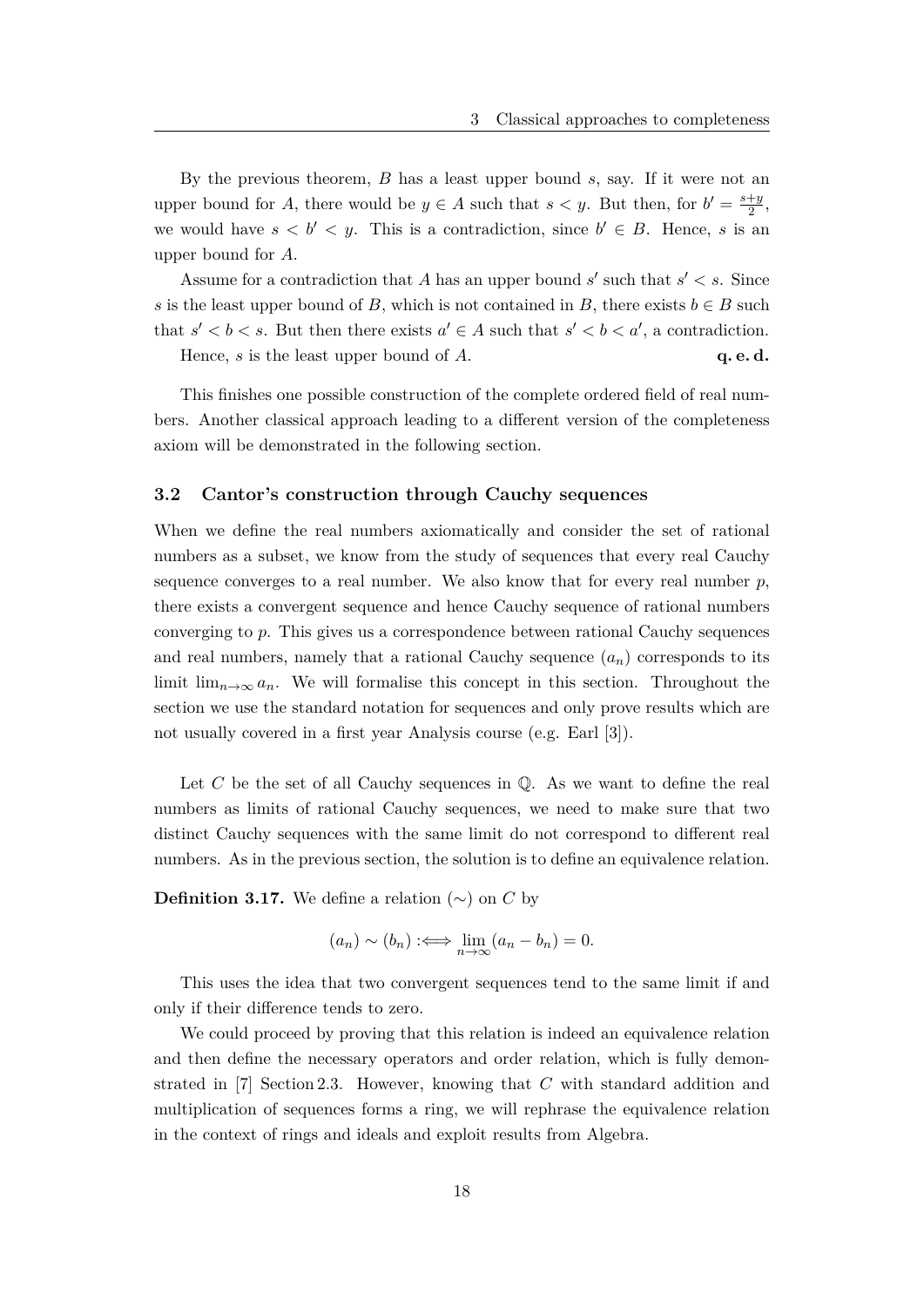By the previous theorem, $B$ has a least upper bound $s$, say. If it were not an upper bound for $A$, there would be $y \in A$ such that $s < y$. But then, for $b' = \frac{s+y}{2}$, we would have $s < b' < y$. This is a contradiction, since $b' \in B$. Hence, $s$ is an upper bound for $A$.

Assume for a contradiction that $A$ has an upper bound $s'$ such that $s' < s$. Since $s$ is the least upper bound of $B$, which is not contained in $B$, there exists $b \in B$ such that $s' < b < s$. But then there exists $a' \in A$ such that $s' < b < a'$, a contradiction.

Hence, $s$ is the least upper bound of $A$. **q. e. d.**

This finishes one possible construction of the complete ordered field of real numbers. Another classical approach leading to a different version of the completeness axiom will be demonstrated in the following section.

### 3.2 Cantor's construction through Cauchy sequences

When we define the real numbers axiomatically and consider the set of rational numbers as a subset, we know from the study of sequences that every real Cauchy sequence converges to a real number. We also know that for every real number $p$, there exists a convergent sequence and hence Cauchy sequence of rational numbers converging to $p$. This gives us a correspondence between rational Cauchy sequences and real numbers, namely that a rational Cauchy sequence $(a_n)$ corresponds to its limit $\lim_{n\to\infty} a_n$. We will formalise this concept in this section. Throughout the section we use the standard notation for sequences and only prove results which are not usually covered in a first year Analysis course (e.g. Earl [3]).

Let $C$ be the set of all Cauchy sequences in $\mathbb{Q}$. As we want to define the real numbers as limits of rational Cauchy sequences, we need to make sure that two distinct Cauchy sequences with the same limit do not correspond to different real numbers. As in the previous section, the solution is to define an equivalence relation.

**Definition 3.17.** We define a relation $(\sim)$ on $C$ by

$$(a_n) \sim (b_n) :\Longleftrightarrow \lim_{n\to\infty}(a_n - b_n) = 0.$$

This uses the idea that two convergent sequences tend to the same limit if and only if their difference tends to zero.

We could proceed by proving that this relation is indeed an equivalence relation and then define the necessary operators and order relation, which is fully demonstrated in [7] Section 2.3. However, knowing that $C$ with standard addition and multiplication of sequences forms a ring, we will rephrase the equivalence relation in the context of rings and ideals and exploit results from Algebra.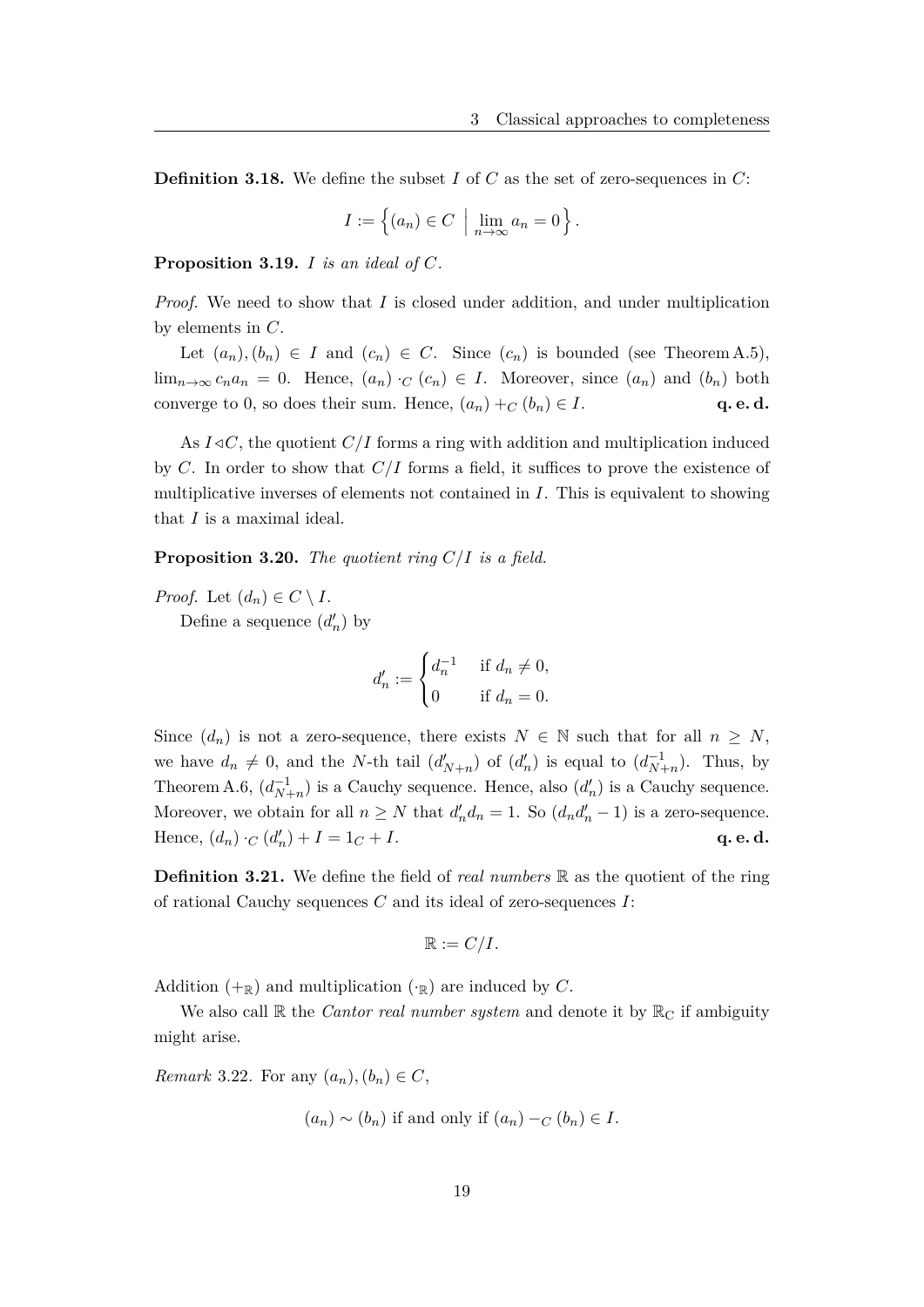**Definition 3.18.** We define the subset $I$ of $C$ as the set of zero-sequences in $C$:

$$I := \left\{ (a_n) \in C \;\middle|\; \lim_{n\to\infty} a_n = 0 \right\}.$$

**Proposition 3.19.** *$I$ is an ideal of $C$.*

*Proof.* We need to show that $I$ is closed under addition, and under multiplication by elements in $C$.

Let $(a_n), (b_n) \in I$ and $(c_n) \in C$. Since $(c_n)$ is bounded (see Theorem A.5), $\lim_{n\to\infty} c_n a_n = 0$. Hence, $(a_n) \cdot_C (c_n) \in I$. Moreover, since $(a_n)$ and $(b_n)$ both converge to 0, so does their sum. Hence, $(a_n) +_C (b_n) \in I$. **q. e. d.**

As $I \triangleleft C$, the quotient $C/I$ forms a ring with addition and multiplication induced by $C$. In order to show that $C/I$ forms a field, it suffices to prove the existence of multiplicative inverses of elements not contained in $I$. This is equivalent to showing that $I$ is a maximal ideal.

**Proposition 3.20.** *The quotient ring $C/I$ is a field.*

*Proof.* Let $(d_n) \in C \setminus I$.

Define a sequence $(d'_n)$ by

$$d'_n := \begin{cases} d_n^{-1} & \text{if } d_n \neq 0, \\ 0 & \text{if } d_n = 0. \end{cases}$$

Since $(d_n)$ is not a zero-sequence, there exists $N \in \mathbb{N}$ such that for all $n \geq N$, we have $d_n \neq 0$, and the $N$-th tail $(d'_{N+n})$ of $(d'_n)$ is equal to $(d_{N+n}^{-1})$. Thus, by Theorem A.6, $(d_{N+n}^{-1})$ is a Cauchy sequence. Hence, also $(d'_n)$ is a Cauchy sequence. Moreover, we obtain for all $n \geq N$ that $d'_n d_n = 1$. So $(d_n d'_n - 1)$ is a zero-sequence. Hence, $(d_n) \cdot_C (d'_n) + I = 1_C + I$. **q. e. d.**

**Definition 3.21.** We define the field of *real numbers* $\mathbb{R}$ as the quotient of the ring of rational Cauchy sequences $C$ and its ideal of zero-sequences $I$:

$$\mathbb{R} := C/I.$$

Addition ($+_{\mathbb{R}}$) and multiplication ($\cdot_{\mathbb{R}}$) are induced by $C$.

We also call $\mathbb{R}$ the *Cantor real number system* and denote it by $\mathbb{R}_{\mathrm{C}}$ if ambiguity might arise.

*Remark* 3.22. For any $(a_n), (b_n) \in C$,

$$(a_n) \sim (b_n) \text{ if and only if } (a_n) -_C (b_n) \in I.$$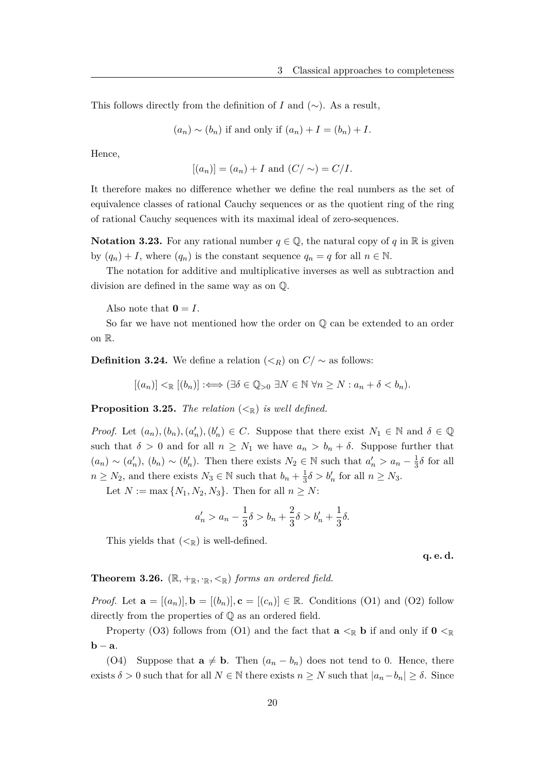This follows directly from the definition of $I$ and $(\sim)$. As a result,

$$(a_n) \sim (b_n) \text{ if and only if } (a_n) + I = (b_n) + I.$$

Hence,

$$[(a_n)] = (a_n) + I \text{ and } (C/\sim) = C/I.$$

It therefore makes no difference whether we define the real numbers as the set of equivalence classes of rational Cauchy sequences or as the quotient ring of the ring of rational Cauchy sequences with its maximal ideal of zero-sequences.

**Notation 3.23.** For any rational number $q \in \mathbb{Q}$, the natural copy of $q$ in $\mathbb{R}$ is given by $(q_n) + I$, where $(q_n)$ is the constant sequence $q_n = q$ for all $n \in \mathbb{N}$.

The notation for additive and multiplicative inverses as well as subtraction and division are defined in the same way as on $\mathbb{Q}$.

Also note that $\mathbf{0} = I$.

So far we have not mentioned how the order on $\mathbb{Q}$ can be extended to an order on $\mathbb{R}$.

**Definition 3.24.** We define a relation $(<_R)$ on $C/\sim$ as follows:

$$[(a_n)] <_{\mathbb{R}} [(b_n)] :\Longleftrightarrow (\exists \delta \in \mathbb{Q}_{>0}\ \exists N \in \mathbb{N}\ \forall n \geq N : a_n + \delta < b_n).$$

**Proposition 3.25.** *The relation $(<_{\mathbb{R}})$ is well defined.*

*Proof.* Let $(a_n), (b_n), (a'_n), (b'_n) \in C$. Suppose that there exist $N_1 \in \mathbb{N}$ and $\delta \in \mathbb{Q}$ such that $\delta > 0$ and for all $n \geq N_1$ we have $a_n > b_n + \delta$. Suppose further that $(a_n) \sim (a'_n)$, $(b_n) \sim (b'_n)$. Then there exists $N_2 \in \mathbb{N}$ such that $a'_n > a_n - \frac{1}{3}\delta$ for all $n \geq N_2$, and there exists $N_3 \in \mathbb{N}$ such that $b_n + \frac{1}{3}\delta > b'_n$ for all $n \geq N_3$.

Let $N := \max\{N_1, N_2, N_3\}$. Then for all $n \geq N$:

$$a'_n > a_n - \frac{1}{3}\delta > b_n + \frac{2}{3}\delta > b'_n + \frac{1}{3}\delta.$$

This yields that $(<_{\mathbb{R}})$ is well-defined.

**q. e. d.**

**Theorem 3.26.** *$(\mathbb{R}, +_{\mathbb{R}}, \cdot_{\mathbb{R}}, <_{\mathbb{R}})$ forms an ordered field.*

*Proof.* Let $\mathbf{a} = [(a_n)], \mathbf{b} = [(b_n)], \mathbf{c} = [(c_n)] \in \mathbb{R}$. Conditions (O1) and (O2) follow directly from the properties of $\mathbb{Q}$ as an ordered field.

Property (O3) follows from (O1) and the fact that $\mathbf{a} <_{\mathbb{R}} \mathbf{b}$ if and only if $\mathbf{0} <_{\mathbb{R}} \mathbf{b} - \mathbf{a}$.

(O4) Suppose that $\mathbf{a} \neq \mathbf{b}$. Then $(a_n - b_n)$ does not tend to 0. Hence, there exists $\delta > 0$ such that for all $N \in \mathbb{N}$ there exists $n \geq N$ such that $|a_n - b_n| \geq \delta$. Since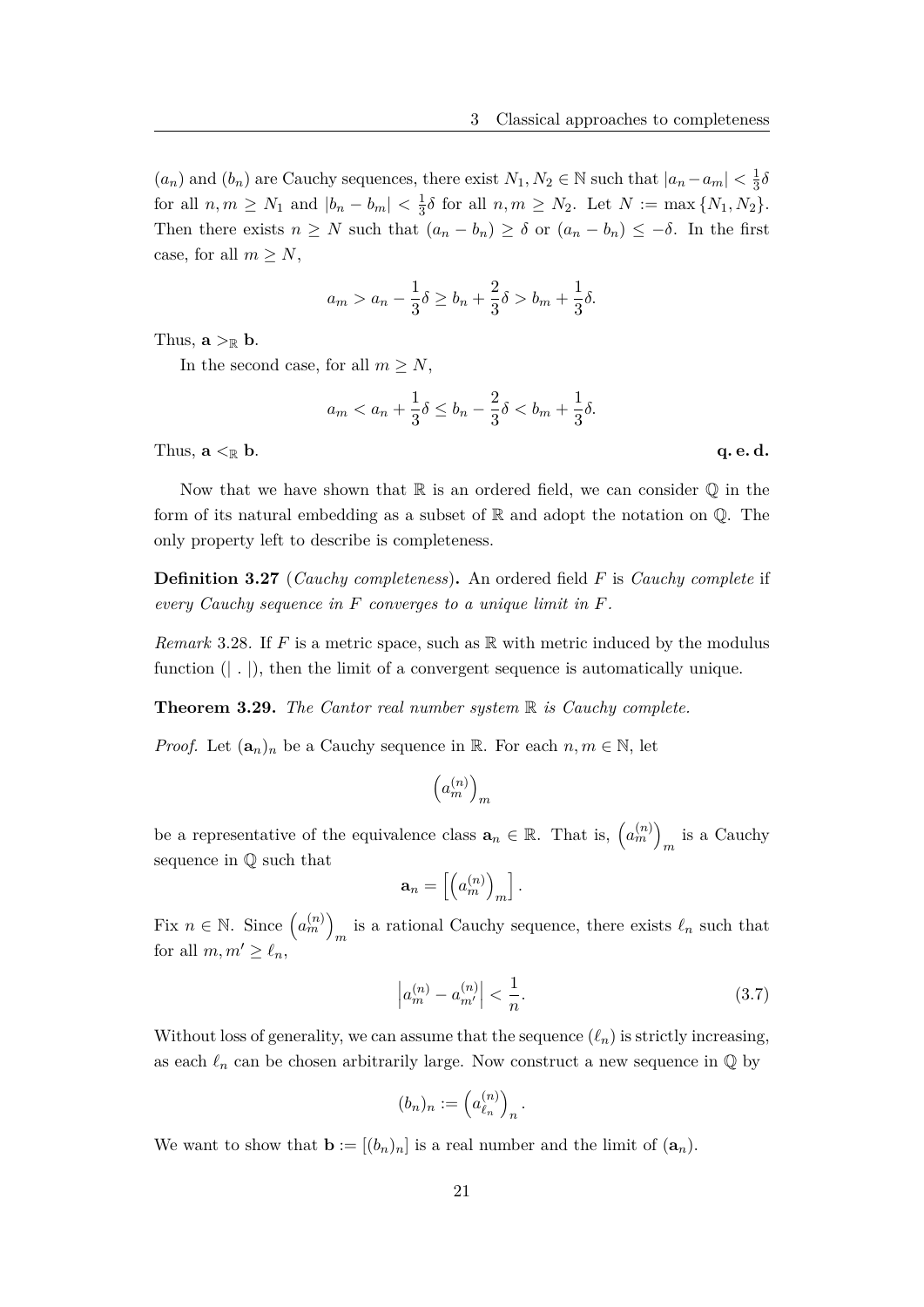$(a_n)$ and $(b_n)$ are Cauchy sequences, there exist $N_1, N_2 \in \mathbb{N}$ such that $|a_n - a_m| < \frac{1}{3}\delta$ for all $n, m \geq N_1$ and $|b_n - b_m| < \frac{1}{3}\delta$ for all $n, m \geq N_2$. Let $N := \max\{N_1, N_2\}$. Then there exists $n \geq N$ such that $(a_n - b_n) \geq \delta$ or $(a_n - b_n) \leq -\delta$. In the first case, for all $m \geq N$,

$$a_m > a_n - \frac{1}{3}\delta \geq b_n + \frac{2}{3}\delta > b_m + \frac{1}{3}\delta.$$

Thus, $\mathbf{a} >_{\mathbb{R}} \mathbf{b}$.

In the second case, for all $m \geq N$,

$$a_m < a_n + \frac{1}{3}\delta \leq b_n - \frac{2}{3}\delta < b_m + \frac{1}{3}\delta.$$

Thus, $\mathbf{a} <_{\mathbb{R}} \mathbf{b}$. **q. e. d.**

Now that we have shown that $\mathbb{R}$ is an ordered field, we can consider $\mathbb{Q}$ in the form of its natural embedding as a subset of $\mathbb{R}$ and adopt the notation on $\mathbb{Q}$. The only property left to describe is completeness.

**Definition 3.27** (*Cauchy completeness*)**.** An ordered field $F$ is *Cauchy complete* if *every Cauchy sequence in $F$ converges to a unique limit in $F$.*

*Remark* 3.28. If $F$ is a metric space, such as $\mathbb{R}$ with metric induced by the modulus function $(|\ .\ |)$, then the limit of a convergent sequence is automatically unique.

**Theorem 3.29.** *The Cantor real number system $\mathbb{R}$ is Cauchy complete.*

*Proof.* Let $(\mathbf{a}_n)_n$ be a Cauchy sequence in $\mathbb{R}$. For each $n, m \in \mathbb{N}$, let

$$\left(a_m^{(n)}\right)_m$$

be a representative of the equivalence class $\mathbf{a}_n \in \mathbb{R}$. That is, $\left(a_m^{(n)}\right)_m$ is a Cauchy sequence in $\mathbb{Q}$ such that

$$\mathbf{a}_n = \left[\left(a_m^{(n)}\right)_m\right].$$

Fix $n \in \mathbb{N}$. Since $\left(a_m^{(n)}\right)_m$ is a rational Cauchy sequence, there exists $\ell_n$ such that for all $m, m' \geq \ell_n$,

$$\left|a_m^{(n)} - a_{m'}^{(n)}\right| < \frac{1}{n}. \tag{3.7}$$

Without loss of generality, we can assume that the sequence $(\ell_n)$ is strictly increasing, as each $\ell_n$ can be chosen arbitrarily large. Now construct a new sequence in $\mathbb{Q}$ by

$$(b_n)_n := \left(a_{\ell_n}^{(n)}\right)_n.$$

We want to show that $\mathbf{b} := [(b_n)_n]$ is a real number and the limit of $(\mathbf{a}_n)$.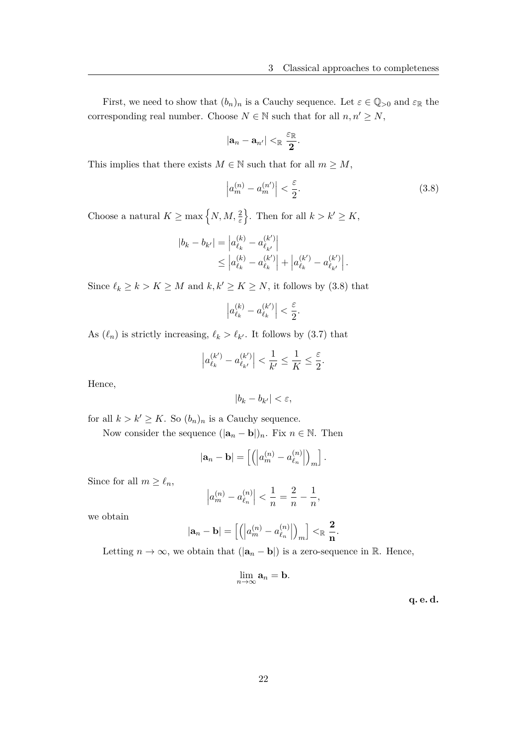First, we need to show that $(b_n)_n$ is a Cauchy sequence. Let $\varepsilon \in \mathbb{Q}_{>0}$ and $\varepsilon_{\mathbb{R}}$ the corresponding real number. Choose $N \in \mathbb{N}$ such that for all $n, n' \geq N$,

$$|\mathbf{a}_n - \mathbf{a}_{n'}| <_{\mathbb{R}} \frac{\varepsilon_{\mathbb{R}}}{\mathbf{2}}.$$

This implies that there exists $M \in \mathbb{N}$ such that for all $m \geq M$,

$$\left| a_m^{(n)} - a_m^{(n')} \right| < \frac{\varepsilon}{2}. \tag{3.8}$$

Choose a natural $K \geq \max\left\{N, M, \frac{2}{\varepsilon}\right\}$. Then for all $k > k' \geq K$,

$$\begin{aligned} |b_k - b_{k'}| &= \left| a_{\ell_k}^{(k)} - a_{\ell_{k'}}^{(k')} \right| \\ &\leq \left| a_{\ell_k}^{(k)} - a_{\ell_k}^{(k')} \right| + \left| a_{\ell_k}^{(k')} - a_{\ell_{k'}}^{(k')} \right|. \end{aligned}$$

Since $\ell_k \geq k > K \geq M$ and $k, k' \geq K \geq N$, it follows by (3.8) that

$$\left| a_{\ell_k}^{(k)} - a_{\ell_k}^{(k')} \right| < \frac{\varepsilon}{2}.$$

As $(\ell_n)$ is strictly increasing, $\ell_k > \ell_{k'}$. It follows by (3.7) that

$$\left| a_{\ell_k}^{(k')} - a_{\ell_{k'}}^{(k')} \right| < \frac{1}{k'} \leq \frac{1}{K} \leq \frac{\varepsilon}{2}.$$

Hence,

$$|b_k - b_{k'}| < \varepsilon,$$

for all $k > k' \geq K$. So $(b_n)_n$ is a Cauchy sequence.

Now consider the sequence $(|\mathbf{a}_n - \mathbf{b}|)_n$. Fix $n \in \mathbb{N}$. Then

$$|\mathbf{a}_n - \mathbf{b}| = \left[ \left( \left| a_m^{(n)} - a_{\ell_n}^{(n)} \right| \right)_m \right].$$

Since for all $m \geq \ell_n$,

$$\left| a_m^{(n)} - a_{\ell_n}^{(n)} \right| < \frac{1}{n} = \frac{2}{n} - \frac{1}{n},$$

we obtain

$$|\mathbf{a}_n - \mathbf{b}| = \left[ \left( \left| a_m^{(n)} - a_{\ell_n}^{(n)} \right| \right)_m \right] <_{\mathbb{R}} \frac{\mathbf{2}}{\mathbf{n}}.$$

Letting $n \to \infty$, we obtain that $(|\mathbf{a}_n - \mathbf{b}|)$ is a zero-sequence in $\mathbb{R}$. Hence,

$$\lim_{n \to \infty} \mathbf{a}_n = \mathbf{b}.$$

**q. e. d.**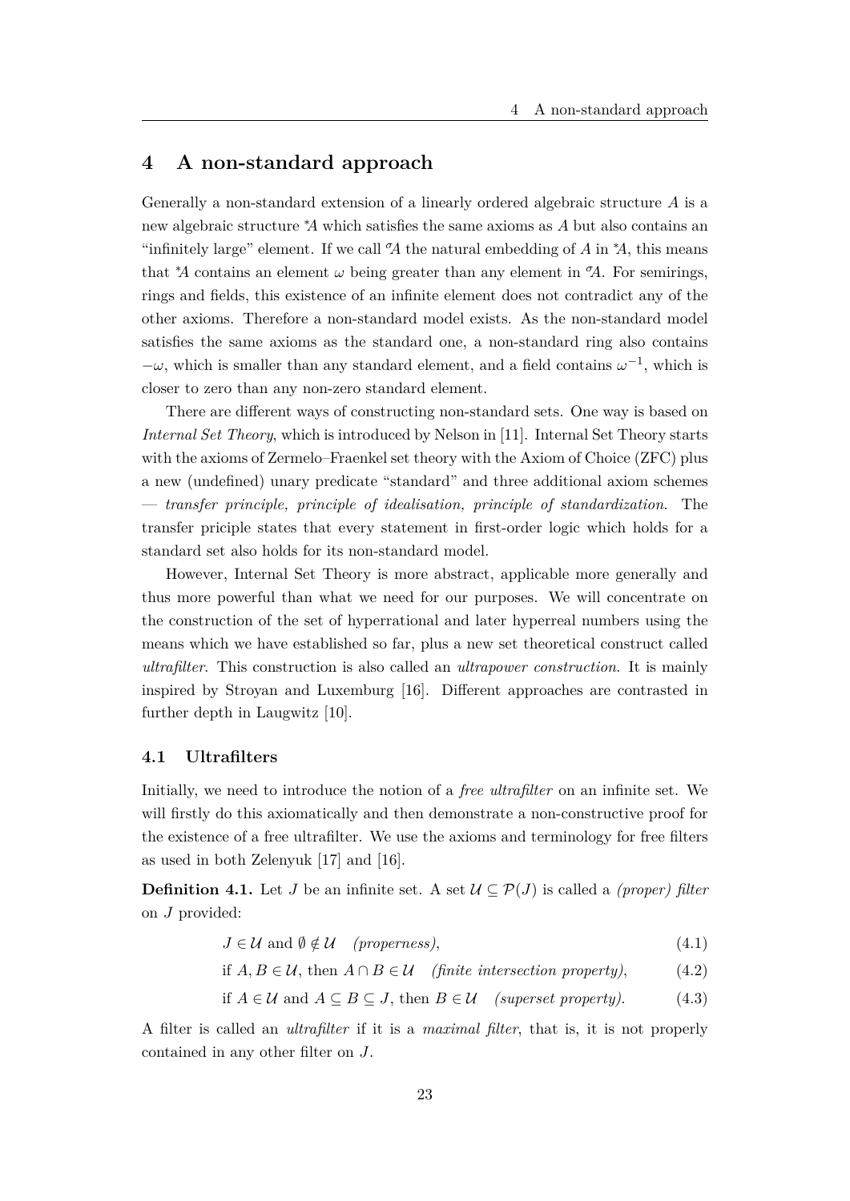# 4 A non-standard approach

Generally a non-standard extension of a linearly ordered algebraic structure $A$ is a new algebraic structure ${}^*\!A$ which satisfies the same axioms as $A$ but also contains an "infinitely large" element. If we call ${}^\sigma\!A$ the natural embedding of $A$ in ${}^*\!A$, this means that ${}^*\!A$ contains an element $\omega$ being greater than any element in ${}^\sigma\!A$. For semirings, rings and fields, this existence of an infinite element does not contradict any of the other axioms. Therefore a non-standard model exists. As the non-standard model satisfies the same axioms as the standard one, a non-standard ring also contains $-\omega$, which is smaller than any standard element, and a field contains $\omega^{-1}$, which is closer to zero than any non-zero standard element.

There are different ways of constructing non-standard sets. One way is based on *Internal Set Theory*, which is introduced by Nelson in [11]. Internal Set Theory starts with the axioms of Zermelo–Fraenkel set theory with the Axiom of Choice (ZFC) plus a new (undefined) unary predicate "standard" and three additional axiom schemes — *transfer principle, principle of idealisation, principle of standardization*. The transfer priciple states that every statement in first-order logic which holds for a standard set also holds for its non-standard model.

However, Internal Set Theory is more abstract, applicable more generally and thus more powerful than what we need for our purposes. We will concentrate on the construction of the set of hyperrational and later hyperreal numbers using the means which we have established so far, plus a new set theoretical construct called *ultrafilter*. This construction is also called an *ultrapower construction*. It is mainly inspired by Stroyan and Luxemburg [16]. Different approaches are contrasted in further depth in Laugwitz [10].

## 4.1 Ultrafilters

Initially, we need to introduce the notion of a *free ultrafilter* on an infinite set. We will firstly do this axiomatically and then demonstrate a non-constructive proof for the existence of a free ultrafilter. We use the axioms and terminology for free filters as used in both Zelenyuk [17] and [16].

**Definition 4.1.** Let $J$ be an infinite set. A set $\mathcal{U} \subseteq \mathcal{P}(J)$ is called a *(proper) filter* on $J$ provided:

$$J \in \mathcal{U} \text{ and } \emptyset \notin \mathcal{U} \quad \textit{(properness)}, \tag{4.1}$$

$$\text{if } A, B \in \mathcal{U}, \text{ then } A \cap B \in \mathcal{U} \quad \textit{(finite intersection property)}, \tag{4.2}$$

$$\text{if } A \in \mathcal{U} \text{ and } A \subseteq B \subseteq J, \text{ then } B \in \mathcal{U} \quad \textit{(superset property)}. \tag{4.3}$$

A filter is called an *ultrafilter* if it is a *maximal filter*, that is, it is not properly contained in any other filter on $J$.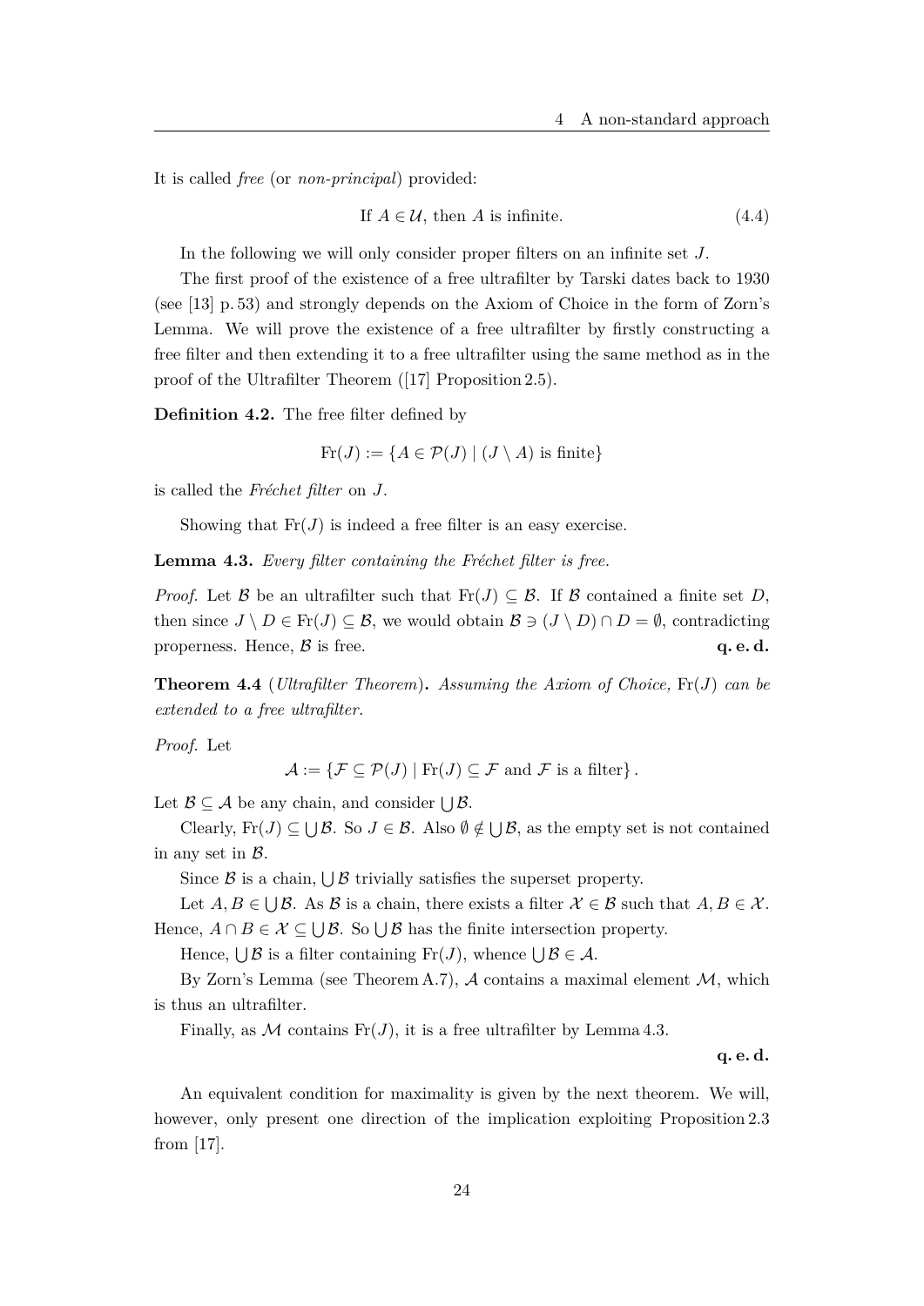It is called *free* (or *non-principal*) provided:

$$\text{If } A \in \mathcal{U}, \text{ then } A \text{ is infinite.} \tag{4.4}$$

In the following we will only consider proper filters on an infinite set $J$.

The first proof of the existence of a free ultrafilter by Tarski dates back to 1930 (see [13] p. 53) and strongly depends on the Axiom of Choice in the form of Zorn's Lemma. We will prove the existence of a free ultrafilter by firstly constructing a free filter and then extending it to a free ultrafilter using the same method as in the proof of the Ultrafilter Theorem ([17] Proposition 2.5).

**Definition 4.2.** The free filter defined by

$$\mathrm{Fr}(J) := \{A \in \mathcal{P}(J) \mid (J \setminus A) \text{ is finite}\}$$

is called the *Fréchet filter* on $J$.

Showing that $\mathrm{Fr}(J)$ is indeed a free filter is an easy exercise.

**Lemma 4.3.** *Every filter containing the Fréchet filter is free.*

*Proof.* Let $\mathcal{B}$ be an ultrafilter such that $\mathrm{Fr}(J) \subseteq \mathcal{B}$. If $\mathcal{B}$ contained a finite set $D$, then since $J \setminus D \in \mathrm{Fr}(J) \subseteq \mathcal{B}$, we would obtain $\mathcal{B} \ni (J \setminus D) \cap D = \emptyset$, contradicting properness. Hence, $\mathcal{B}$ is free. **q. e. d.**

**Theorem 4.4** (*Ultrafilter Theorem*)**.** *Assuming the Axiom of Choice,* $\mathrm{Fr}(J)$ *can be extended to a free ultrafilter.*

*Proof.* Let

$$\mathcal{A} := \{\mathcal{F} \subseteq \mathcal{P}(J) \mid \mathrm{Fr}(J) \subseteq \mathcal{F} \text{ and } \mathcal{F} \text{ is a filter}\}.$$

Let $\mathcal{B} \subseteq \mathcal{A}$ be any chain, and consider $\bigcup \mathcal{B}$.

Clearly, $\mathrm{Fr}(J) \subseteq \bigcup \mathcal{B}$. So $J \in \mathcal{B}$. Also $\emptyset \notin \bigcup \mathcal{B}$, as the empty set is not contained in any set in $\mathcal{B}$.

Since $\mathcal{B}$ is a chain, $\bigcup \mathcal{B}$ trivially satisfies the superset property.

Let $A, B \in \bigcup \mathcal{B}$. As $\mathcal{B}$ is a chain, there exists a filter $\mathcal{X} \in \mathcal{B}$ such that $A, B \in \mathcal{X}$. Hence, $A \cap B \in \mathcal{X} \subseteq \bigcup \mathcal{B}$. So $\bigcup \mathcal{B}$ has the finite intersection property.

Hence, $\bigcup \mathcal{B}$ is a filter containing $\mathrm{Fr}(J)$, whence $\bigcup \mathcal{B} \in \mathcal{A}$.

By Zorn's Lemma (see Theorem A.7), $\mathcal{A}$ contains a maximal element $\mathcal{M}$, which is thus an ultrafilter.

Finally, as $\mathcal{M}$ contains $\mathrm{Fr}(J)$, it is a free ultrafilter by Lemma 4.3.

**q. e. d.**

An equivalent condition for maximality is given by the next theorem. We will, however, only present one direction of the implication exploiting Proposition 2.3 from [17].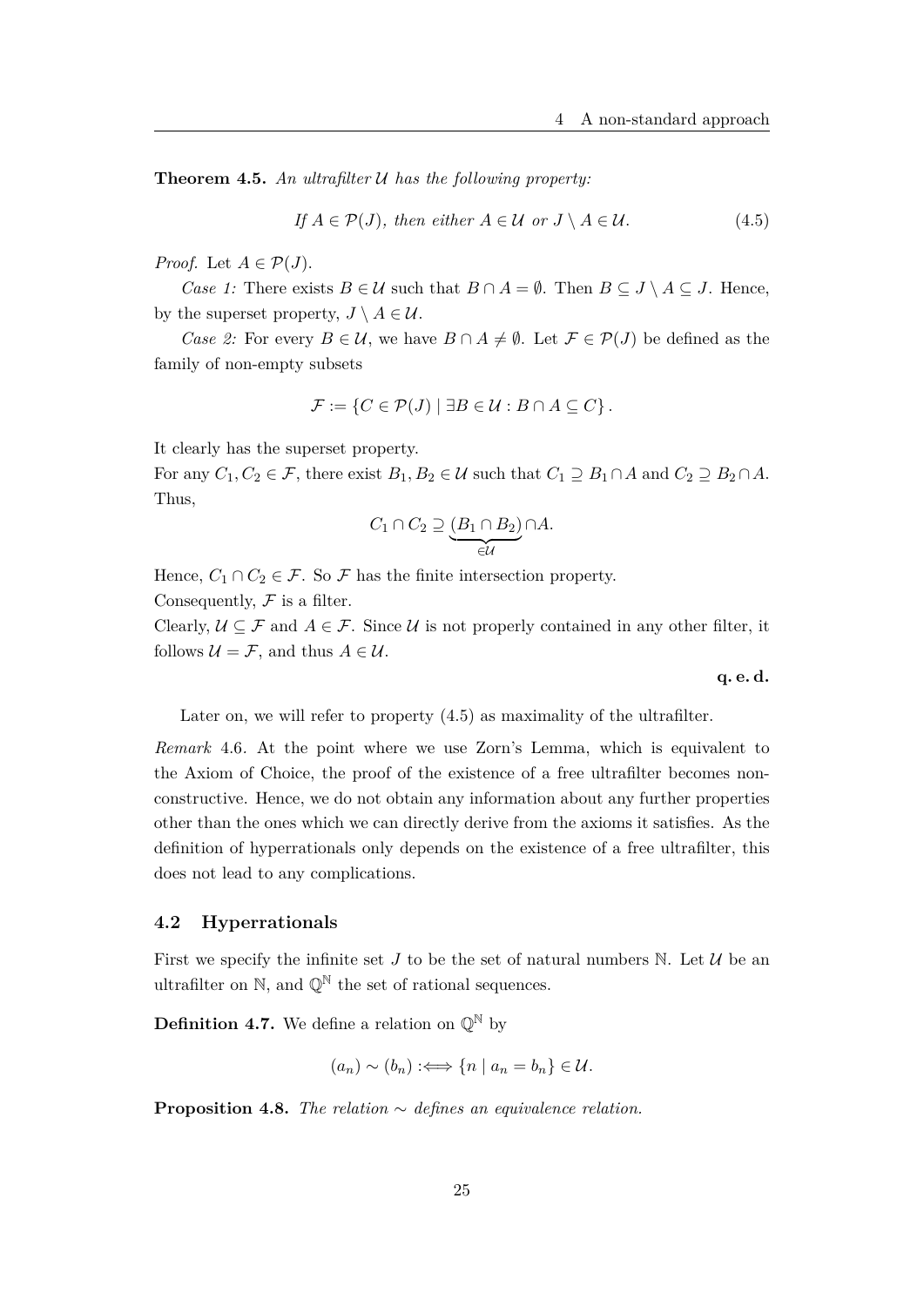**Theorem 4.5.** *An ultrafilter $\mathcal{U}$ has the following property:*

$$\text{If } A \in \mathcal{P}(J)\text{, then either } A \in \mathcal{U} \text{ or } J \setminus A \in \mathcal{U}. \tag{4.5}$$

*Proof.* Let $A \in \mathcal{P}(J)$.

*Case 1:* There exists $B \in \mathcal{U}$ such that $B \cap A = \emptyset$. Then $B \subseteq J \setminus A \subseteq J$. Hence, by the superset property, $J \setminus A \in \mathcal{U}$.

*Case 2:* For every $B \in \mathcal{U}$, we have $B \cap A \neq \emptyset$. Let $\mathcal{F} \in \mathcal{P}(J)$ be defined as the family of non-empty subsets

$$\mathcal{F} := \{C \in \mathcal{P}(J) \mid \exists B \in \mathcal{U} : B \cap A \subseteq C\}.$$

It clearly has the superset property.
For any $C_1, C_2 \in \mathcal{F}$, there exist $B_1, B_2 \in \mathcal{U}$ such that $C_1 \supseteq B_1 \cap A$ and $C_2 \supseteq B_2 \cap A$. Thus,

$$C_1 \cap C_2 \supseteq \underbrace{(B_1 \cap B_2)}_{\in \mathcal{U}} \cap A.$$

Hence, $C_1 \cap C_2 \in \mathcal{F}$. So $\mathcal{F}$ has the finite intersection property.
Consequently, $\mathcal{F}$ is a filter.
Clearly, $\mathcal{U} \subseteq \mathcal{F}$ and $A \in \mathcal{F}$. Since $\mathcal{U}$ is not properly contained in any other filter, it follows $\mathcal{U} = \mathcal{F}$, and thus $A \in \mathcal{U}$.

**q. e. d.**

Later on, we will refer to property (4.5) as maximality of the ultrafilter.

*Remark* 4.6. At the point where we use Zorn's Lemma, which is equivalent to the Axiom of Choice, the proof of the existence of a free ultrafilter becomes non-constructive. Hence, we do not obtain any information about any further properties other than the ones which we can directly derive from the axioms it satisfies. As the definition of hyperrationals only depends on the existence of a free ultrafilter, this does not lead to any complications.

### 4.2 Hyperrationals

First we specify the infinite set $J$ to be the set of natural numbers $\mathbb{N}$. Let $\mathcal{U}$ be an ultrafilter on $\mathbb{N}$, and $\mathbb{Q}^{\mathbb{N}}$ the set of rational sequences.

**Definition 4.7.** We define a relation on $\mathbb{Q}^{\mathbb{N}}$ by

$$(a_n) \sim (b_n) :\Longleftrightarrow \{n \mid a_n = b_n\} \in \mathcal{U}.$$

**Proposition 4.8.** *The relation $\sim$ defines an equivalence relation.*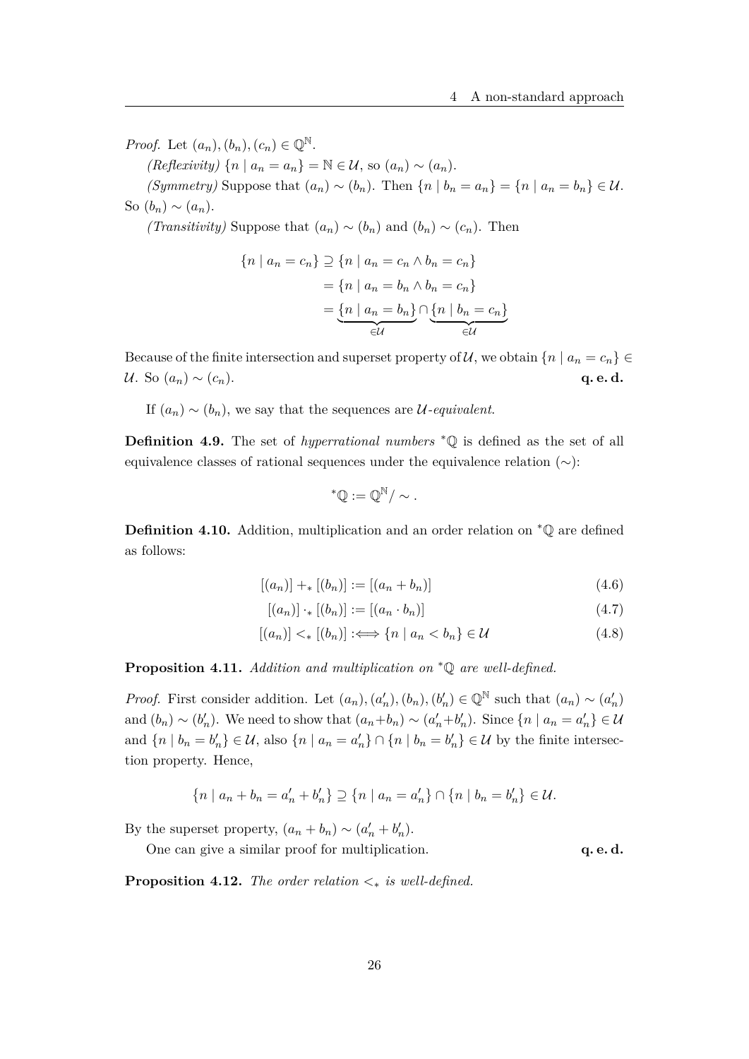*Proof.* Let $(a_n), (b_n), (c_n) \in \mathbb{Q}^{\mathbb{N}}$.

*(Reflexivity)* $\{n \mid a_n = a_n\} = \mathbb{N} \in \mathcal{U}$, so $(a_n) \sim (a_n)$.

*(Symmetry)* Suppose that $(a_n) \sim (b_n)$. Then $\{n \mid b_n = a_n\} = \{n \mid a_n = b_n\} \in \mathcal{U}$. So $(b_n) \sim (a_n)$.

*(Transitivity)* Suppose that $(a_n) \sim (b_n)$ and $(b_n) \sim (c_n)$. Then

$$
\begin{aligned}
\{n \mid a_n = c_n\} &\supseteq \{n \mid a_n = c_n \wedge b_n = c_n\} \\
&= \{n \mid a_n = b_n \wedge b_n = c_n\} \\
&= \underbrace{\{n \mid a_n = b_n\}}_{\in \mathcal{U}} \cap \underbrace{\{n \mid b_n = c_n\}}_{\in \mathcal{U}}
\end{aligned}
$$

Because of the finite intersection and superset property of $\mathcal{U}$, we obtain $\{n \mid a_n = c_n\} \in \mathcal{U}$. So $(a_n) \sim (c_n)$. **q. e. d.**

If $(a_n) \sim (b_n)$, we say that the sequences are *$\mathcal{U}$-equivalent*.

**Definition 4.9.** The set of *hyperrational numbers* ${}^*\mathbb{Q}$ is defined as the set of all equivalence classes of rational sequences under the equivalence relation $(\sim)$:

$$
{}^*\mathbb{Q} := \mathbb{Q}^{\mathbb{N}} / \sim .
$$

**Definition 4.10.** Addition, multiplication and an order relation on ${}^*\mathbb{Q}$ are defined as follows:

$$
[(a_n)] +_* [(b_n)] := [(a_n + b_n)] \tag{4.6}
$$

$$
[(a_n)] \cdot_* [(b_n)] := [(a_n \cdot b_n)] \tag{4.7}
$$

$$
[(a_n)] <_* [(b_n)] :\Longleftrightarrow \{n \mid a_n < b_n\} \in \mathcal{U} \tag{4.8}
$$

**Proposition 4.11.** *Addition and multiplication on ${}^*\mathbb{Q}$ are well-defined.*

*Proof.* First consider addition. Let $(a_n), (a'_n), (b_n), (b'_n) \in \mathbb{Q}^{\mathbb{N}}$ such that $(a_n) \sim (a'_n)$ and $(b_n) \sim (b'_n)$. We need to show that $(a_n + b_n) \sim (a'_n + b'_n)$. Since $\{n \mid a_n = a'_n\} \in \mathcal{U}$ and $\{n \mid b_n = b'_n\} \in \mathcal{U}$, also $\{n \mid a_n = a'_n\} \cap \{n \mid b_n = b'_n\} \in \mathcal{U}$ by the finite intersection property. Hence,

$$
\{n \mid a_n + b_n = a'_n + b'_n\} \supseteq \{n \mid a_n = a'_n\} \cap \{n \mid b_n = b'_n\} \in \mathcal{U}.
$$

By the superset property, $(a_n + b_n) \sim (a'_n + b'_n)$.

One can give a similar proof for multiplication. **q. e. d.**

**Proposition 4.12.** *The order relation $<_*$ is well-defined.*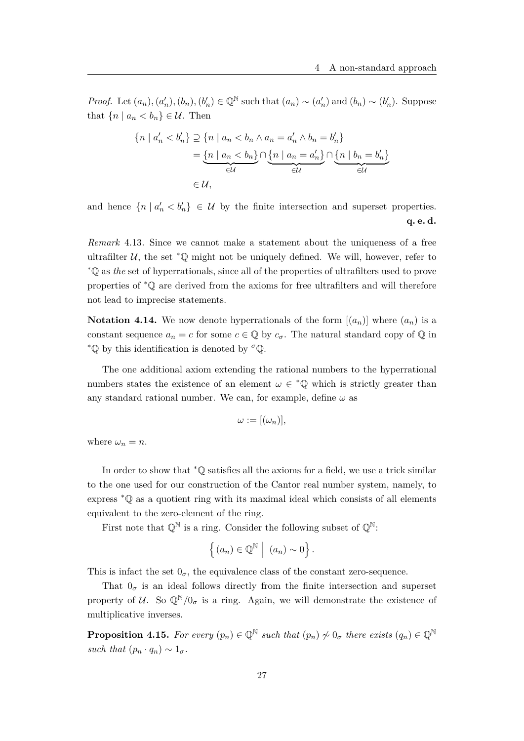*Proof.* Let $(a_n), (a'_n), (b_n), (b'_n) \in \mathbb{Q}^{\mathbb{N}}$ such that $(a_n) \sim (a'_n)$ and $(b_n) \sim (b'_n)$. Suppose that $\{n \mid a_n < b_n\} \in \mathcal{U}$. Then

$$
\begin{aligned}
\{n \mid a'_n < b'_n\} &\supseteq \{n \mid a_n < b_n \wedge a_n = a'_n \wedge b_n = b'_n\} \\
&= \underbrace{\{n \mid a_n < b_n\}}_{\in \mathcal{U}} \cap \underbrace{\{n \mid a_n = a'_n\}}_{\in \mathcal{U}} \cap \underbrace{\{n \mid b_n = b'_n\}}_{\in \mathcal{U}} \\
&\in \mathcal{U},
\end{aligned}
$$

and hence $\{n \mid a'_n < b'_n\} \in \mathcal{U}$ by the finite intersection and superset properties. **q. e. d.**

*Remark* 4.13. Since we cannot make a statement about the uniqueness of a free ultrafilter $\mathcal{U}$, the set ${}^*\mathbb{Q}$ might not be uniquely defined. We will, however, refer to ${}^*\mathbb{Q}$ as *the* set of hyperrationals, since all of the properties of ultrafilters used to prove properties of ${}^*\mathbb{Q}$ are derived from the axioms for free ultrafilters and will therefore not lead to imprecise statements.

**Notation 4.14.** We now denote hyperrationals of the form $[(a_n)]$ where $(a_n)$ is a constant sequence $a_n = c$ for some $c \in \mathbb{Q}$ by $c_\sigma$. The natural standard copy of $\mathbb{Q}$ in ${}^*\mathbb{Q}$ by this identification is denoted by ${}^\sigma\mathbb{Q}$.

The one additional axiom extending the rational numbers to the hyperrational numbers states the existence of an element $\omega \in {}^*\mathbb{Q}$ which is strictly greater than any standard rational number. We can, for example, define $\omega$ as

$$
\omega := [(\omega_n)],
$$

where $\omega_n = n$.

In order to show that ${}^*\mathbb{Q}$ satisfies all the axioms for a field, we use a trick similar to the one used for our construction of the Cantor real number system, namely, to express ${}^*\mathbb{Q}$ as a quotient ring with its maximal ideal which consists of all elements equivalent to the zero-element of the ring.

First note that $\mathbb{Q}^{\mathbb{N}}$ is a ring. Consider the following subset of $\mathbb{Q}^{\mathbb{N}}$:

$$
\left\{ (a_n) \in \mathbb{Q}^{\mathbb{N}} \;\middle|\; (a_n) \sim 0 \right\}.
$$

This is infact the set $0_\sigma$, the equivalence class of the constant zero-sequence.

That $0_\sigma$ is an ideal follows directly from the finite intersection and superset property of $\mathcal{U}$. So $\mathbb{Q}^{\mathbb{N}}/0_\sigma$ is a ring. Again, we will demonstrate the existence of multiplicative inverses.

**Proposition 4.15.** *For every $(p_n) \in \mathbb{Q}^{\mathbb{N}}$ such that $(p_n) \not\sim 0_\sigma$ there exists $(q_n) \in \mathbb{Q}^{\mathbb{N}}$ such that $(p_n \cdot q_n) \sim 1_\sigma$.*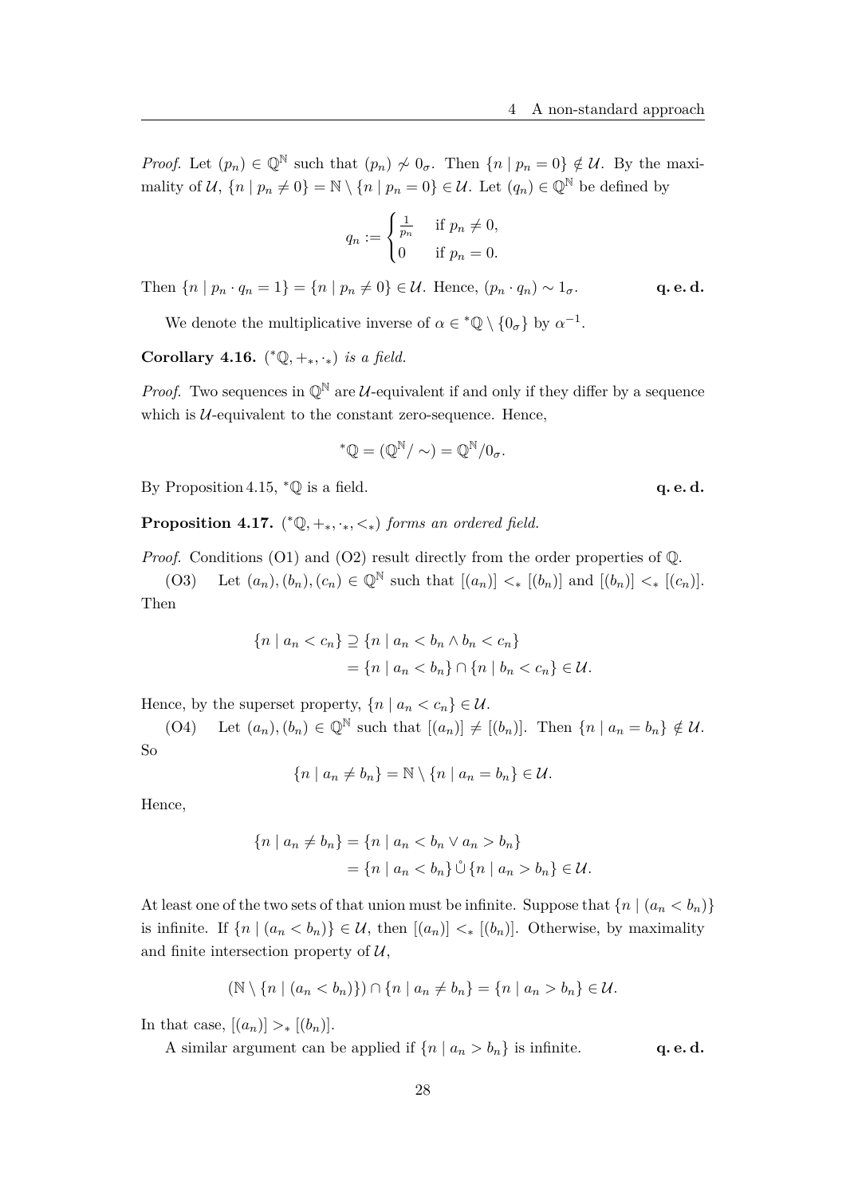*Proof.* Let $(p_n) \in \mathbb{Q}^{\mathbb{N}}$ such that $(p_n) \not\sim 0_\sigma$. Then $\{n \mid p_n = 0\} \notin \mathcal{U}$. By the maximality of $\mathcal{U}$, $\{n \mid p_n \neq 0\} = \mathbb{N} \setminus \{n \mid p_n = 0\} \in \mathcal{U}$. Let $(q_n) \in \mathbb{Q}^{\mathbb{N}}$ be defined by

$$q_n := \begin{cases} \frac{1}{p_n} & \text{if } p_n \neq 0, \\ 0 & \text{if } p_n = 0. \end{cases}$$

Then $\{n \mid p_n \cdot q_n = 1\} = \{n \mid p_n \neq 0\} \in \mathcal{U}$. Hence, $(p_n \cdot q_n) \sim 1_\sigma$. **q. e. d.**

We denote the multiplicative inverse of $\alpha \in {}^*\mathbb{Q} \setminus \{0_\sigma\}$ by $\alpha^{-1}$.

**Corollary 4.16.** *$({}^*\mathbb{Q}, +_*, \cdot_*)$ is a field.*

*Proof.* Two sequences in $\mathbb{Q}^{\mathbb{N}}$ are $\mathcal{U}$-equivalent if and only if they differ by a sequence which is $\mathcal{U}$-equivalent to the constant zero-sequence. Hence,

$${}^*\mathbb{Q} = (\mathbb{Q}^{\mathbb{N}} / \sim) = \mathbb{Q}^{\mathbb{N}} / 0_\sigma.$$

By Proposition 4.15, ${}^*\mathbb{Q}$ is a field. **q. e. d.**

**Proposition 4.17.** *$({}^*\mathbb{Q}, +_*, \cdot_*, <_*)$ forms an ordered field.*

*Proof.* Conditions (O1) and (O2) result directly from the order properties of $\mathbb{Q}$.

(O3) Let $(a_n), (b_n), (c_n) \in \mathbb{Q}^{\mathbb{N}}$ such that $[(a_n)] <_* [(b_n)]$ and $[(b_n)] <_* [(c_n)]$. Then

$$\begin{aligned} \{n \mid a_n < c_n\} &\supseteq \{n \mid a_n < b_n \wedge b_n < c_n\} \\ &= \{n \mid a_n < b_n\} \cap \{n \mid b_n < c_n\} \in \mathcal{U}. \end{aligned}$$

Hence, by the superset property, $\{n \mid a_n < c_n\} \in \mathcal{U}$.

(O4) Let $(a_n), (b_n) \in \mathbb{Q}^{\mathbb{N}}$ such that $[(a_n)] \neq [(b_n)]$. Then $\{n \mid a_n = b_n\} \notin \mathcal{U}$. So

$$\{n \mid a_n \neq b_n\} = \mathbb{N} \setminus \{n \mid a_n = b_n\} \in \mathcal{U}.$$

Hence,

$$\begin{aligned} \{n \mid a_n \neq b_n\} &= \{n \mid a_n < b_n \vee a_n > b_n\} \\ &= \{n \mid a_n < b_n\} \mathbin{\mathring{\cup}} \{n \mid a_n > b_n\} \in \mathcal{U}. \end{aligned}$$

At least one of the two sets of that union must be infinite. Suppose that $\{n \mid (a_n < b_n)\}$ is infinite. If $\{n \mid (a_n < b_n)\} \in \mathcal{U}$, then $[(a_n)] <_* [(b_n)]$. Otherwise, by maximality and finite intersection property of $\mathcal{U}$,

$$(\mathbb{N} \setminus \{n \mid (a_n < b_n)\}) \cap \{n \mid a_n \neq b_n\} = \{n \mid a_n > b_n\} \in \mathcal{U}.$$

In that case, $[(a_n)] >_* [(b_n)]$.

A similar argument can be applied if $\{n \mid a_n > b_n\}$ is infinite. **q. e. d.**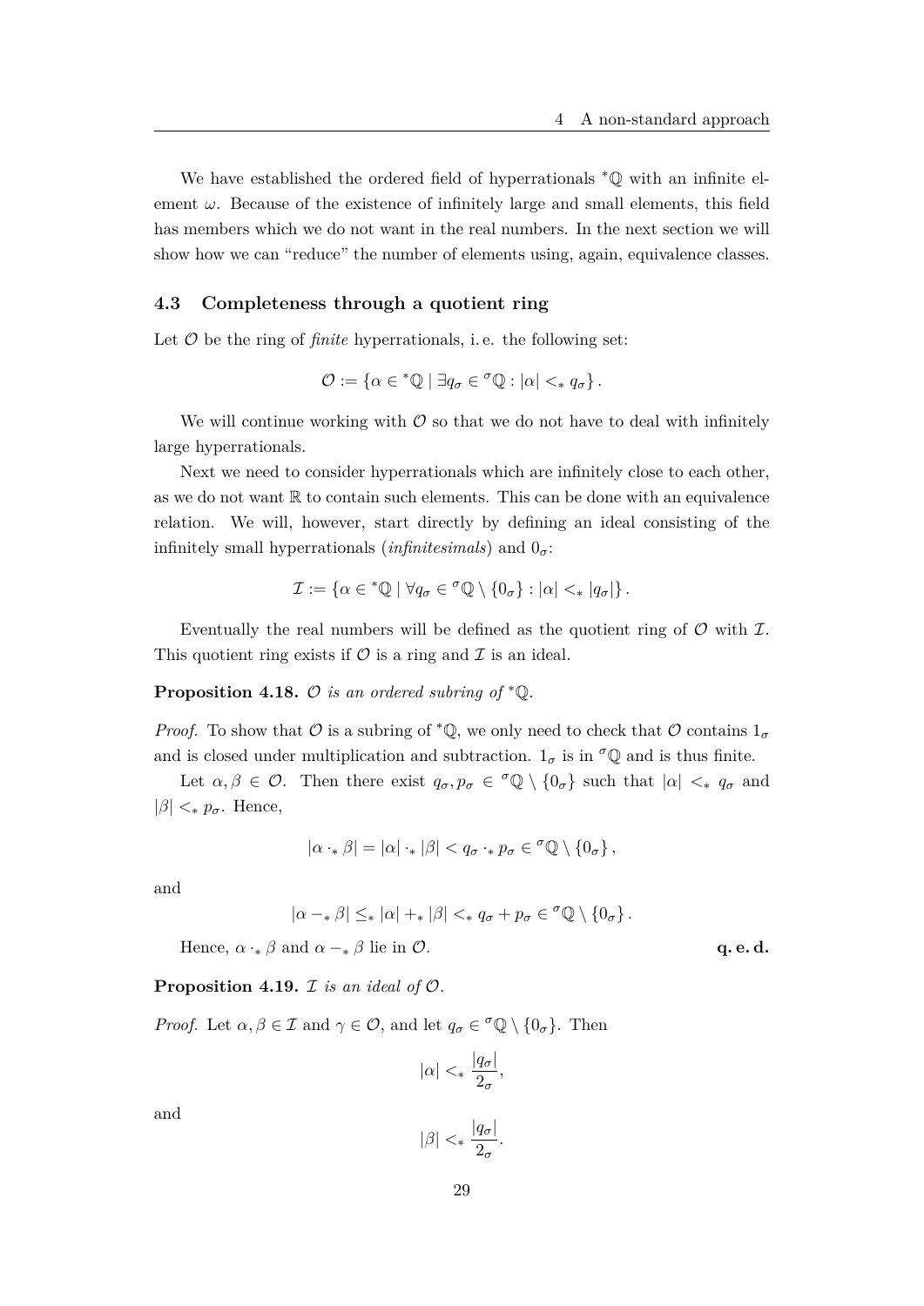We have established the ordered field of hyperrationals ${}^*\mathbb{Q}$ with an infinite element $\omega$. Because of the existence of infinitely large and small elements, this field has members which we do not want in the real numbers. In the next section we will show how we can "reduce" the number of elements using, again, equivalence classes.

### 4.3 Completeness through a quotient ring

Let $\mathcal{O}$ be the ring of *finite* hyperrationals, i. e. the following set:

$$\mathcal{O} := \left\{ \alpha \in {}^*\mathbb{Q} \mid \exists q_\sigma \in {}^\sigma\mathbb{Q} : |\alpha| <_* q_\sigma \right\}.$$

We will continue working with $\mathcal{O}$ so that we do not have to deal with infinitely large hyperrationals.

Next we need to consider hyperrationals which are infinitely close to each other, as we do not want $\mathbb{R}$ to contain such elements. This can be done with an equivalence relation. We will, however, start directly by defining an ideal consisting of the infinitely small hyperrationals (*infinitesimals*) and $0_\sigma$:

$$\mathcal{I} := \left\{ \alpha \in {}^*\mathbb{Q} \mid \forall q_\sigma \in {}^\sigma\mathbb{Q} \setminus \{0_\sigma\} : |\alpha| <_* |q_\sigma| \right\}.$$

Eventually the real numbers will be defined as the quotient ring of $\mathcal{O}$ with $\mathcal{I}$. This quotient ring exists if $\mathcal{O}$ is a ring and $\mathcal{I}$ is an ideal.

**Proposition 4.18.** *$\mathcal{O}$ is an ordered subring of ${}^*\mathbb{Q}$.*

*Proof.* To show that $\mathcal{O}$ is a subring of ${}^*\mathbb{Q}$, we only need to check that $\mathcal{O}$ contains $1_\sigma$ and is closed under multiplication and subtraction. $1_\sigma$ is in ${}^\sigma\mathbb{Q}$ and is thus finite.

Let $\alpha, \beta \in \mathcal{O}$. Then there exist $q_\sigma, p_\sigma \in {}^\sigma\mathbb{Q} \setminus \{0_\sigma\}$ such that $|\alpha| <_* q_\sigma$ and $|\beta| <_* p_\sigma$. Hence,

$$|\alpha \cdot_* \beta| = |\alpha| \cdot_* |\beta| < q_\sigma \cdot_* p_\sigma \in {}^\sigma\mathbb{Q} \setminus \{0_\sigma\},$$

and

$$|\alpha -_* \beta| \leq_* |\alpha| +_* |\beta| <_* q_\sigma + p_\sigma \in {}^\sigma\mathbb{Q} \setminus \{0_\sigma\}.$$

Hence, $\alpha \cdot_* \beta$ and $\alpha -_* \beta$ lie in $\mathcal{O}$. **q. e. d.**

**Proposition 4.19.** *$\mathcal{I}$ is an ideal of $\mathcal{O}$.*

*Proof.* Let $\alpha, \beta \in \mathcal{I}$ and $\gamma \in \mathcal{O}$, and let $q_\sigma \in {}^\sigma\mathbb{Q} \setminus \{0_\sigma\}$. Then

$$|\alpha| <_* \frac{|q_\sigma|}{2_\sigma},$$

and

$$|\beta| <_* \frac{|q_\sigma|}{2_\sigma}.$$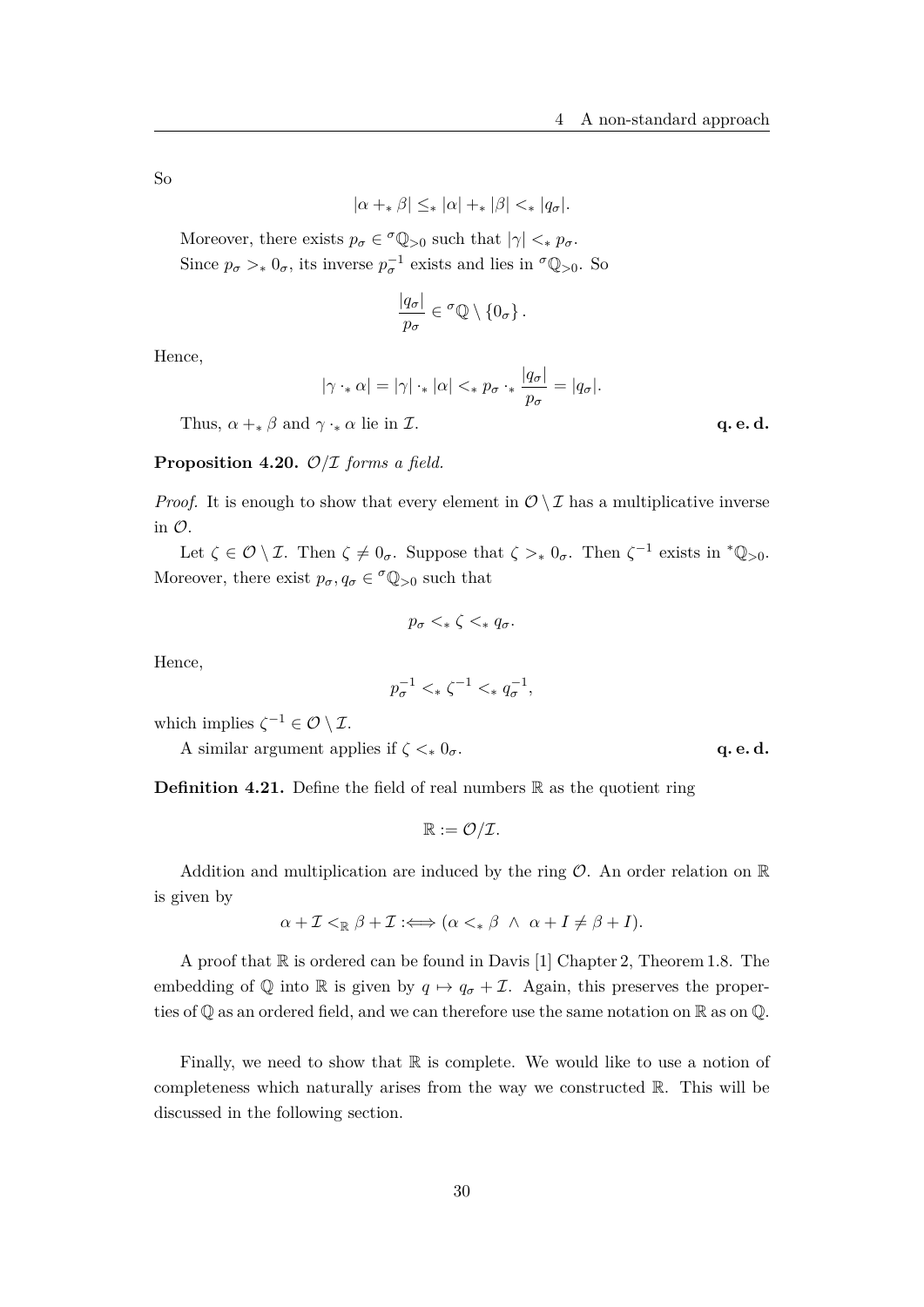So

$$|\alpha +_* \beta| \leq_* |\alpha| +_* |\beta| <_* |q_\sigma|.$$

Moreover, there exists $p_\sigma \in {}^\sigma\mathbb{Q}_{>0}$ such that $|\gamma| <_* p_\sigma$.

Since $p_\sigma >_* 0_\sigma$, its inverse $p_\sigma^{-1}$ exists and lies in ${}^\sigma\mathbb{Q}_{>0}$. So

$$\frac{|q_\sigma|}{p_\sigma} \in {}^\sigma\mathbb{Q} \setminus \{0_\sigma\}.$$

Hence,

$$|\gamma \cdot_* \alpha| = |\gamma| \cdot_* |\alpha| <_* p_\sigma \cdot_* \frac{|q_\sigma|}{p_\sigma} = |q_\sigma|.$$

Thus, $\alpha +_* \beta$ and $\gamma \cdot_* \alpha$ lie in $\mathcal{I}$. **q. e. d.**

**Proposition 4.20.** *$\mathcal{O}/\mathcal{I}$ forms a field.*

*Proof.* It is enough to show that every element in $\mathcal{O} \setminus \mathcal{I}$ has a multiplicative inverse in $\mathcal{O}$.

Let $\zeta \in \mathcal{O} \setminus \mathcal{I}$. Then $\zeta \neq 0_\sigma$. Suppose that $\zeta >_* 0_\sigma$. Then $\zeta^{-1}$ exists in ${}^*\mathbb{Q}_{>0}$. Moreover, there exist $p_\sigma, q_\sigma \in {}^\sigma\mathbb{Q}_{>0}$ such that

$$p_\sigma <_* \zeta <_* q_\sigma.$$

Hence,

$$p_\sigma^{-1} <_* \zeta^{-1} <_* q_\sigma^{-1},$$

which implies $\zeta^{-1} \in \mathcal{O} \setminus \mathcal{I}$.

A similar argument applies if $\zeta <_* 0_\sigma$. **q. e. d.**

**Definition 4.21.** Define the field of real numbers $\mathbb{R}$ as the quotient ring

$$\mathbb{R} := \mathcal{O}/\mathcal{I}.$$

Addition and multiplication are induced by the ring $\mathcal{O}$. An order relation on $\mathbb{R}$ is given by

$$\alpha + \mathcal{I} <_\mathbb{R} \beta + \mathcal{I} :\Longleftrightarrow (\alpha <_* \beta \ \wedge \ \alpha + I \neq \beta + I).$$

A proof that $\mathbb{R}$ is ordered can be found in Davis [1] Chapter 2, Theorem 1.8. The embedding of $\mathbb{Q}$ into $\mathbb{R}$ is given by $q \mapsto q_\sigma + \mathcal{I}$. Again, this preserves the properties of $\mathbb{Q}$ as an ordered field, and we can therefore use the same notation on $\mathbb{R}$ as on $\mathbb{Q}$.

Finally, we need to show that $\mathbb{R}$ is complete. We would like to use a notion of completeness which naturally arises from the way we constructed $\mathbb{R}$. This will be discussed in the following section.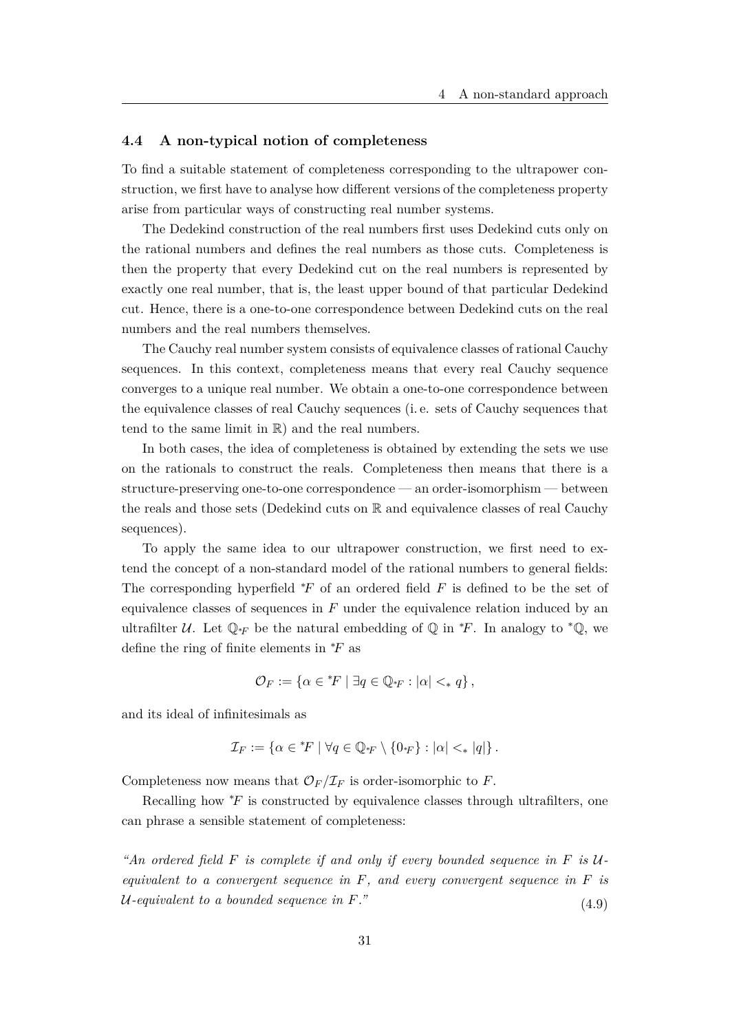### 4.4 A non-typical notion of completeness

To find a suitable statement of completeness corresponding to the ultrapower construction, we first have to analyse how different versions of the completeness property arise from particular ways of constructing real number systems.

The Dedekind construction of the real numbers first uses Dedekind cuts only on the rational numbers and defines the real numbers as those cuts. Completeness is then the property that every Dedekind cut on the real numbers is represented by exactly one real number, that is, the least upper bound of that particular Dedekind cut. Hence, there is a one-to-one correspondence between Dedekind cuts on the real numbers and the real numbers themselves.

The Cauchy real number system consists of equivalence classes of rational Cauchy sequences. In this context, completeness means that every real Cauchy sequence converges to a unique real number. We obtain a one-to-one correspondence between the equivalence classes of real Cauchy sequences (i. e. sets of Cauchy sequences that tend to the same limit in $\mathbb{R}$) and the real numbers.

In both cases, the idea of completeness is obtained by extending the sets we use on the rationals to construct the reals. Completeness then means that there is a structure-preserving one-to-one correspondence — an order-isomorphism — between the reals and those sets (Dedekind cuts on $\mathbb{R}$ and equivalence classes of real Cauchy sequences).

To apply the same idea to our ultrapower construction, we first need to extend the concept of a non-standard model of the rational numbers to general fields: The corresponding hyperfield ${}^*F$ of an ordered field $F$ is defined to be the set of equivalence classes of sequences in $F$ under the equivalence relation induced by an ultrafilter $\mathcal{U}$. Let $\mathbb{Q}_{{}^*F}$ be the natural embedding of $\mathbb{Q}$ in ${}^*F$. In analogy to ${}^*\mathbb{Q}$, we define the ring of finite elements in ${}^*F$ as

$$\mathcal{O}_F := \{\alpha \in {}^*F \mid \exists q \in \mathbb{Q}_{{}^*F} : |\alpha| <_* q\},$$

and its ideal of infinitesimals as

$$\mathcal{I}_F := \{\alpha \in {}^*F \mid \forall q \in \mathbb{Q}_{{}^*F} \setminus \{0_{{}^*F}\} : |\alpha| <_* |q|\}.$$

Completeness now means that $\mathcal{O}_F/\mathcal{I}_F$ is order-isomorphic to $F$.

Recalling how ${}^*F$ is constructed by equivalence classes through ultrafilters, one can phrase a sensible statement of completeness:

*"An ordered field $F$ is complete if and only if every bounded sequence in $F$ is $\mathcal{U}$-equivalent to a convergent sequence in $F$, and every convergent sequence in $F$ is $\mathcal{U}$-equivalent to a bounded sequence in $F$."* (4.9)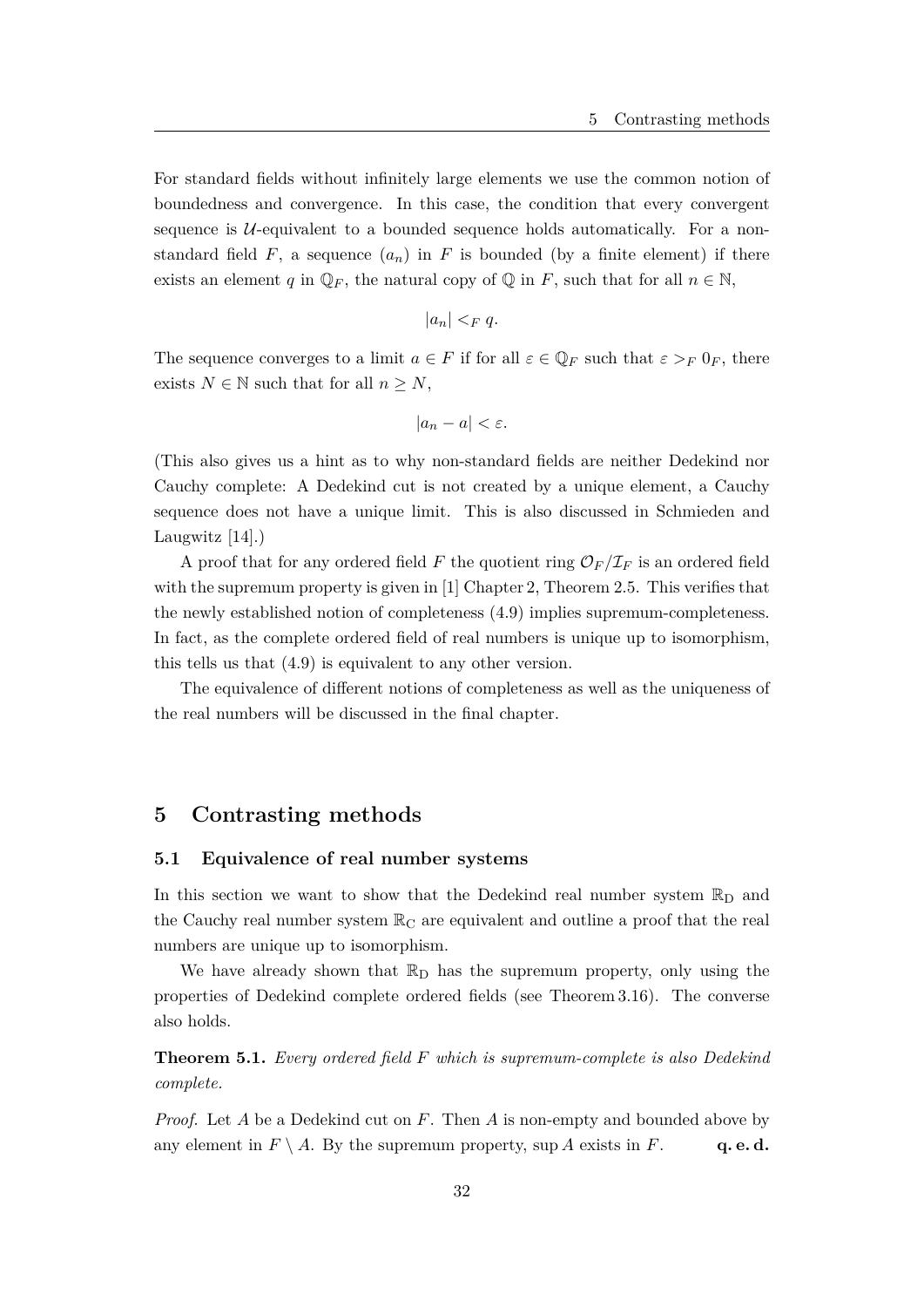For standard fields without infinitely large elements we use the common notion of boundedness and convergence. In this case, the condition that every convergent sequence is $\mathcal{U}$-equivalent to a bounded sequence holds automatically. For a non-standard field $F$, a sequence $(a_n)$ in $F$ is bounded (by a finite element) if there exists an element $q$ in $\mathbb{Q}_F$, the natural copy of $\mathbb{Q}$ in $F$, such that for all $n \in \mathbb{N}$,

$$|a_n| <_F q.$$

The sequence converges to a limit $a \in F$ if for all $\varepsilon \in \mathbb{Q}_F$ such that $\varepsilon >_F 0_F$, there exists $N \in \mathbb{N}$ such that for all $n \geq N$,

$$|a_n - a| < \varepsilon.$$

(This also gives us a hint as to why non-standard fields are neither Dedekind nor Cauchy complete: A Dedekind cut is not created by a unique element, a Cauchy sequence does not have a unique limit. This is also discussed in Schmieden and Laugwitz [14].)

A proof that for any ordered field $F$ the quotient ring $\mathcal{O}_F/\mathcal{I}_F$ is an ordered field with the supremum property is given in [1] Chapter 2, Theorem 2.5. This verifies that the newly established notion of completeness (4.9) implies supremum-completeness. In fact, as the complete ordered field of real numbers is unique up to isomorphism, this tells us that (4.9) is equivalent to any other version.

The equivalence of different notions of completeness as well as the uniqueness of the real numbers will be discussed in the final chapter.

# 5 Contrasting methods

## 5.1 Equivalence of real number systems

In this section we want to show that the Dedekind real number system $\mathbb{R}_\mathrm{D}$ and the Cauchy real number system $\mathbb{R}_\mathrm{C}$ are equivalent and outline a proof that the real numbers are unique up to isomorphism.

We have already shown that $\mathbb{R}_\mathrm{D}$ has the supremum property, only using the properties of Dedekind complete ordered fields (see Theorem 3.16). The converse also holds.

**Theorem 5.1.** *Every ordered field $F$ which is supremum-complete is also Dedekind complete.*

*Proof.* Let $A$ be a Dedekind cut on $F$. Then $A$ is non-empty and bounded above by any element in $F \setminus A$. By the supremum property, $\sup A$ exists in $F$. **q. e. d.**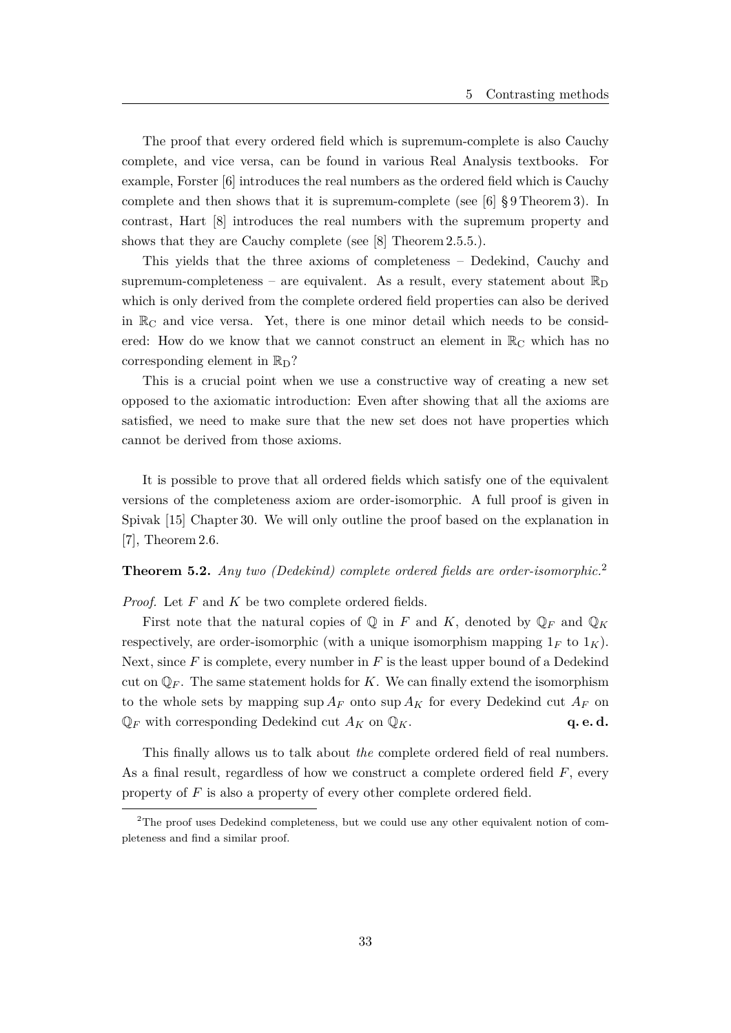The proof that every ordered field which is supremum-complete is also Cauchy complete, and vice versa, can be found in various Real Analysis textbooks. For example, Forster [6] introduces the real numbers as the ordered field which is Cauchy complete and then shows that it is supremum-complete (see [6] § 9 Theorem 3). In contrast, Hart [8] introduces the real numbers with the supremum property and shows that they are Cauchy complete (see [8] Theorem 2.5.5.).

This yields that the three axioms of completeness – Dedekind, Cauchy and supremum-completeness – are equivalent. As a result, every statement about $\mathbb{R}_D$ which is only derived from the complete ordered field properties can also be derived in $\mathbb{R}_C$ and vice versa. Yet, there is one minor detail which needs to be considered: How do we know that we cannot construct an element in $\mathbb{R}_C$ which has no corresponding element in $\mathbb{R}_D$?

This is a crucial point when we use a constructive way of creating a new set opposed to the axiomatic introduction: Even after showing that all the axioms are satisfied, we need to make sure that the new set does not have properties which cannot be derived from those axioms.

It is possible to prove that all ordered fields which satisfy one of the equivalent versions of the completeness axiom are order-isomorphic. A full proof is given in Spivak [15] Chapter 30. We will only outline the proof based on the explanation in [7], Theorem 2.6.

**Theorem 5.2.** *Any two (Dedekind) complete ordered fields are order-isomorphic.*[2]

*Proof.* Let $F$ and $K$ be two complete ordered fields.

First note that the natural copies of $\mathbb{Q}$ in $F$ and $K$, denoted by $\mathbb{Q}_F$ and $\mathbb{Q}_K$ respectively, are order-isomorphic (with a unique isomorphism mapping $1_F$ to $1_K$). Next, since $F$ is complete, every number in $F$ is the least upper bound of a Dedekind cut on $\mathbb{Q}_F$. The same statement holds for $K$. We can finally extend the isomorphism to the whole sets by mapping $\sup A_F$ onto $\sup A_K$ for every Dedekind cut $A_F$ on $\mathbb{Q}_F$ with corresponding Dedekind cut $A_K$ on $\mathbb{Q}_K$. **q. e. d.**

This finally allows us to talk about *the* complete ordered field of real numbers. As a final result, regardless of how we construct a complete ordered field $F$, every property of $F$ is also a property of every other complete ordered field.

[2]The proof uses Dedekind completeness, but we could use any other equivalent notion of completeness and find a similar proof.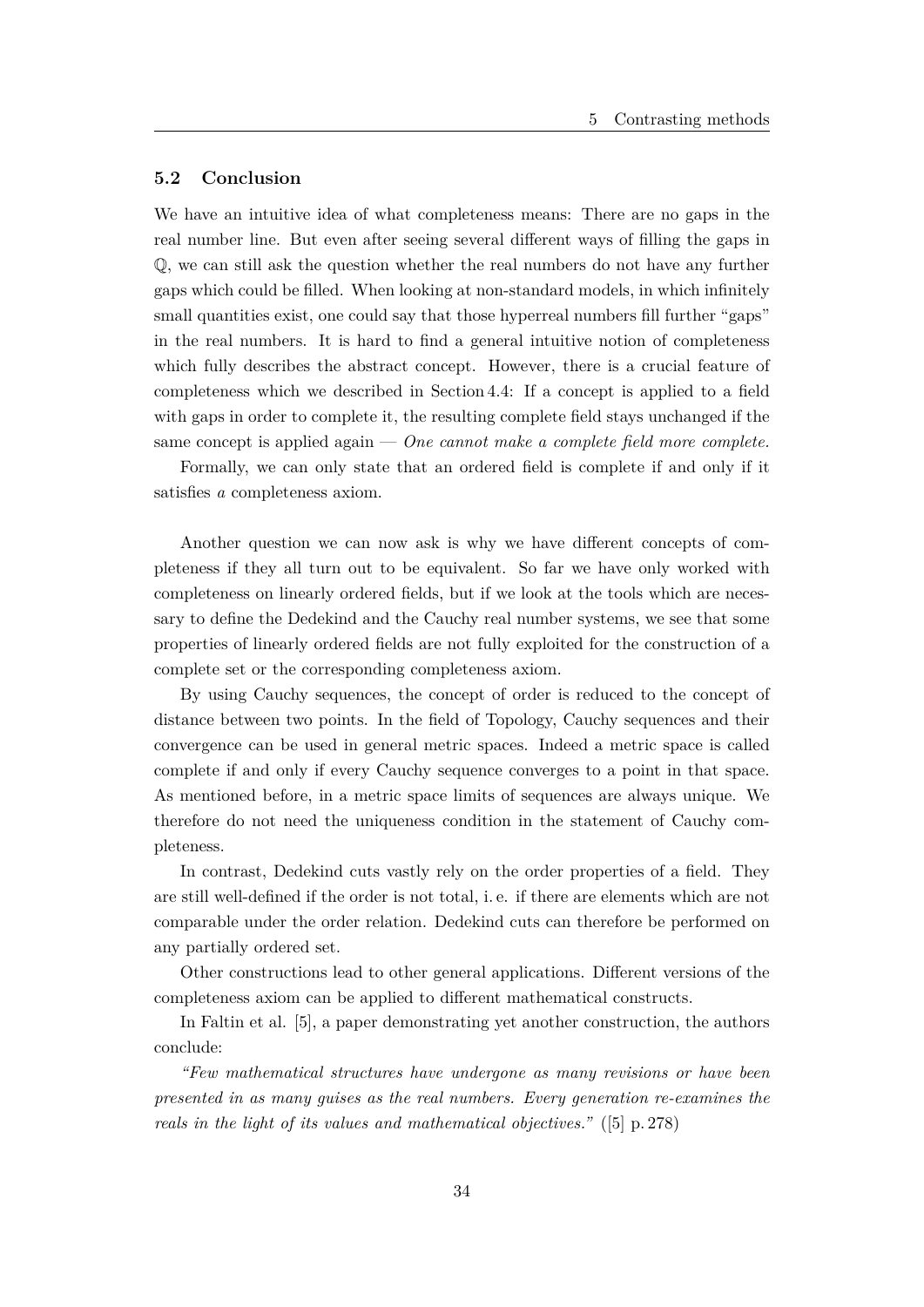### 5.2 Conclusion

We have an intuitive idea of what completeness means: There are no gaps in the real number line. But even after seeing several different ways of filling the gaps in $\mathbb{Q}$, we can still ask the question whether the real numbers do not have any further gaps which could be filled. When looking at non-standard models, in which infinitely small quantities exist, one could say that those hyperreal numbers fill further "gaps" in the real numbers. It is hard to find a general intuitive notion of completeness which fully describes the abstract concept. However, there is a crucial feature of completeness which we described in Section 4.4: If a concept is applied to a field with gaps in order to complete it, the resulting complete field stays unchanged if the same concept is applied again — *One cannot make a complete field more complete.*

Formally, we can only state that an ordered field is complete if and only if it satisfies *a* completeness axiom.

Another question we can now ask is why we have different concepts of completeness if they all turn out to be equivalent. So far we have only worked with completeness on linearly ordered fields, but if we look at the tools which are necessary to define the Dedekind and the Cauchy real number systems, we see that some properties of linearly ordered fields are not fully exploited for the construction of a complete set or the corresponding completeness axiom.

By using Cauchy sequences, the concept of order is reduced to the concept of distance between two points. In the field of Topology, Cauchy sequences and their convergence can be used in general metric spaces. Indeed a metric space is called complete if and only if every Cauchy sequence converges to a point in that space. As mentioned before, in a metric space limits of sequences are always unique. We therefore do not need the uniqueness condition in the statement of Cauchy completeness.

In contrast, Dedekind cuts vastly rely on the order properties of a field. They are still well-defined if the order is not total, i. e. if there are elements which are not comparable under the order relation. Dedekind cuts can therefore be performed on any partially ordered set.

Other constructions lead to other general applications. Different versions of the completeness axiom can be applied to different mathematical constructs.

In Faltin et al. [5], a paper demonstrating yet another construction, the authors conclude:

*"Few mathematical structures have undergone as many revisions or have been presented in as many guises as the real numbers. Every generation re-examines the reals in the light of its values and mathematical objectives."* ([5] p. 278)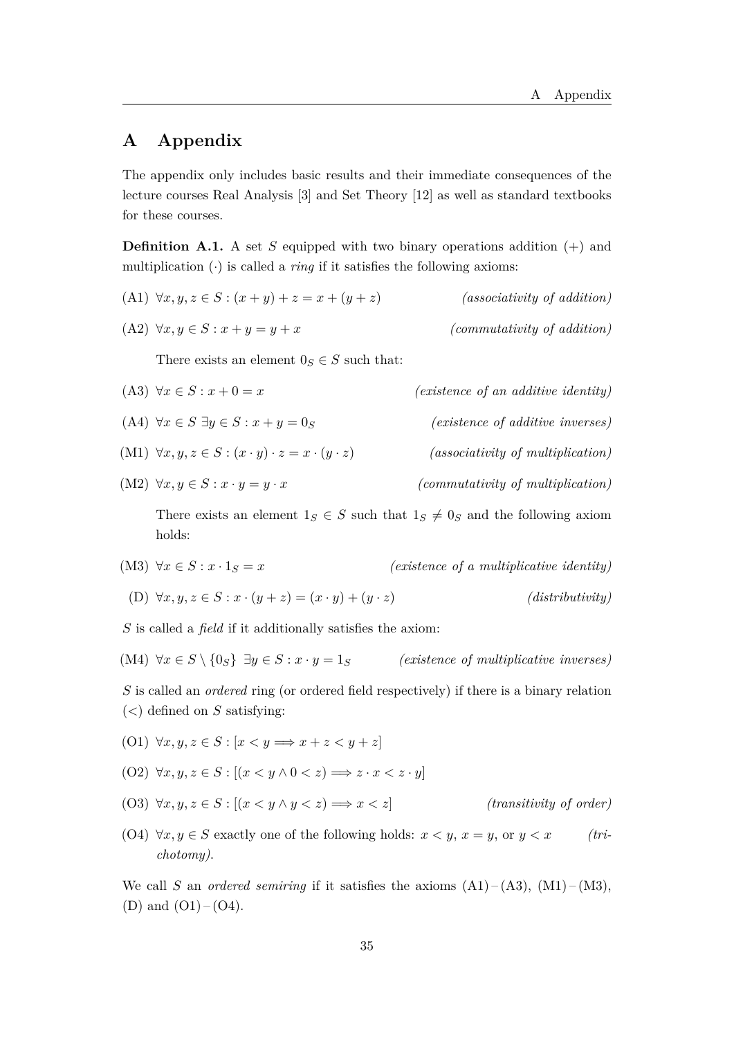# A Appendix

The appendix only includes basic results and their immediate consequences of the lecture courses Real Analysis [3] and Set Theory [12] as well as standard textbooks for these courses.

**Definition A.1.** A set $S$ equipped with two binary operations addition $(+)$ and multiplication $(\cdot)$ is called a *ring* if it satisfies the following axioms:

(A1) $\forall x, y, z \in S : (x + y) + z = x + (y + z)$ *(associativity of addition)*

(A2) $\forall x, y \in S : x + y = y + x$ *(commutativity of addition)*

There exists an element $0_S \in S$ such that:

(A3) $\forall x \in S : x + 0 = x$ *(existence of an additive identity)*

(A4) $\forall x \in S \ \exists y \in S : x + y = 0_S$ *(existence of additive inverses)*

(M1) $\forall x, y, z \in S : (x \cdot y) \cdot z = x \cdot (y \cdot z)$ *(associativity of multiplication)*

(M2) $\forall x, y \in S : x \cdot y = y \cdot x$ *(commutativity of multiplication)*

There exists an element $1_S \in S$ such that $1_S \neq 0_S$ and the following axiom holds:

(M3) $\forall x \in S : x \cdot 1_S = x$ *(existence of a multiplicative identity)*

(D) $\forall x, y, z \in S : x \cdot (y + z) = (x \cdot y) + (y \cdot z)$ *(distributivity)*

$S$ is called a *field* if it additionally satisfies the axiom:

(M4) $\forall x \in S \setminus \{0_S\} \ \exists y \in S : x \cdot y = 1_S$ *(existence of multiplicative inverses)*

$S$ is called an *ordered* ring (or ordered field respectively) if there is a binary relation $(<)$ defined on $S$ satisfying:

(O1) $\forall x, y, z \in S : [x < y \Longrightarrow x + z < y + z]$

(O2) $\forall x, y, z \in S : [(x < y \wedge 0 < z) \Longrightarrow z \cdot x < z \cdot y]$

(O3) $\forall x, y, z \in S : [(x < y \wedge y < z) \Longrightarrow x < z]$ *(transitivity of order)*

(O4) $\forall x, y \in S$ exactly one of the following holds: $x < y$, $x = y$, or $y < x$ *(trichotomy).*

We call $S$ an *ordered semiring* if it satisfies the axioms (A1) – (A3), (M1) – (M3), (D) and (O1) – (O4).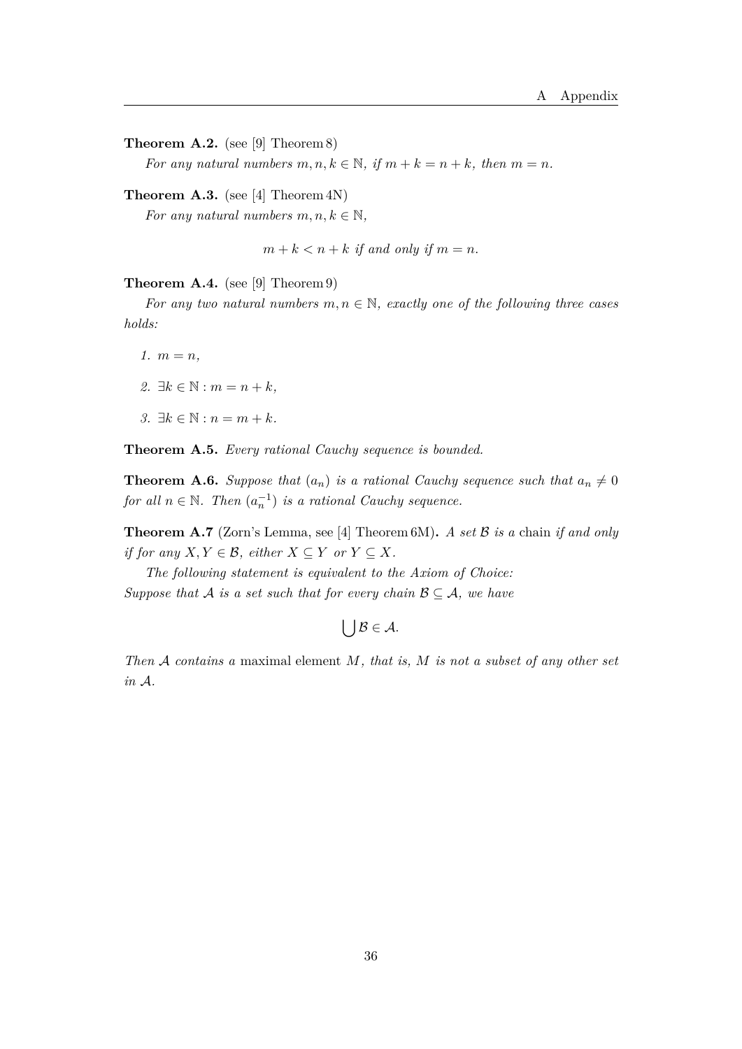**Theorem A.2.** (see [9] Theorem 8)

*For any natural numbers $m, n, k \in \mathbb{N}$, if $m + k = n + k$, then $m = n$.*

**Theorem A.3.** (see [4] Theorem 4N)

*For any natural numbers $m, n, k \in \mathbb{N}$,*

$$m + k < n + k \text{ if and only if } m = n.$$

**Theorem A.4.** (see [9] Theorem 9)

*For any two natural numbers $m, n \in \mathbb{N}$, exactly one of the following three cases holds:*

1. $m = n$,
2. $\exists k \in \mathbb{N} : m = n + k$,
3. $\exists k \in \mathbb{N} : n = m + k$.

**Theorem A.5.** *Every rational Cauchy sequence is bounded.*

**Theorem A.6.** *Suppose that $(a_n)$ is a rational Cauchy sequence such that $a_n \neq 0$ for all $n \in \mathbb{N}$. Then $(a_n^{-1})$ is a rational Cauchy sequence.*

**Theorem A.7** (Zorn's Lemma, see [4] Theorem 6M)**.** *A set $\mathcal{B}$ is a* chain *if and only if for any $X, Y \in \mathcal{B}$, either $X \subseteq Y$ or $Y \subseteq X$.*

*The following statement is equivalent to the Axiom of Choice:*
*Suppose that $\mathcal{A}$ is a set such that for every chain $\mathcal{B} \subseteq \mathcal{A}$, we have*

$$\bigcup \mathcal{B} \in \mathcal{A}.$$

*Then $\mathcal{A}$ contains a* maximal element *$M$, that is, $M$ is not a subset of any other set in $\mathcal{A}$.*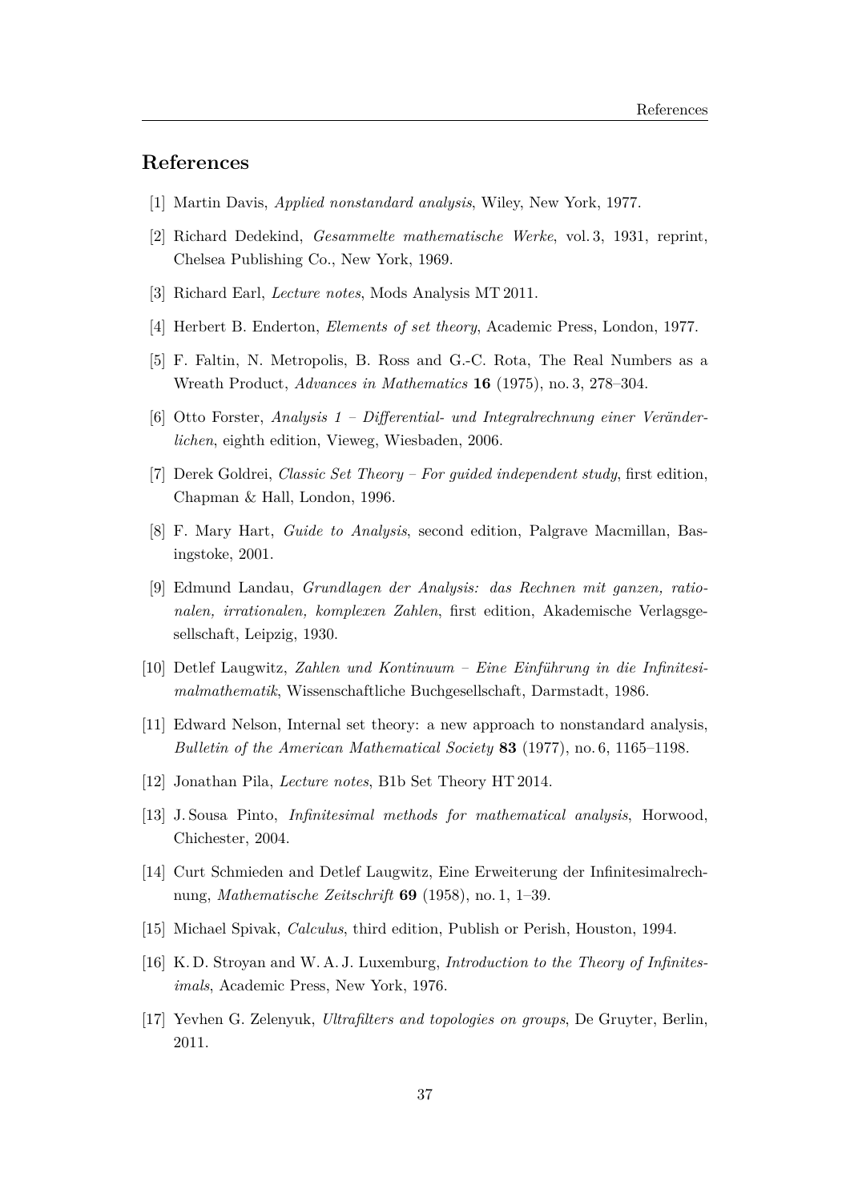## References

[1] Martin Davis, *Applied nonstandard analysis*, Wiley, New York, 1977.

[2] Richard Dedekind, *Gesammelte mathematische Werke*, vol. 3, 1931, reprint, Chelsea Publishing Co., New York, 1969.

[3] Richard Earl, *Lecture notes*, Mods Analysis MT 2011.

[4] Herbert B. Enderton, *Elements of set theory*, Academic Press, London, 1977.

[5] F. Faltin, N. Metropolis, B. Ross and G.-C. Rota, The Real Numbers as a Wreath Product, *Advances in Mathematics* **16** (1975), no. 3, 278–304.

[6] Otto Forster, *Analysis 1 – Differential- und Integralrechnung einer Veränderlichen*, eighth edition, Vieweg, Wiesbaden, 2006.

[7] Derek Goldrei, *Classic Set Theory – For guided independent study*, first edition, Chapman & Hall, London, 1996.

[8] F. Mary Hart, *Guide to Analysis*, second edition, Palgrave Macmillan, Basingstoke, 2001.

[9] Edmund Landau, *Grundlagen der Analysis: das Rechnen mit ganzen, rationalen, irrationalen, komplexen Zahlen*, first edition, Akademische Verlagsgesellschaft, Leipzig, 1930.

[10] Detlef Laugwitz, *Zahlen und Kontinuum – Eine Einführung in die Infinitesimalmathematik*, Wissenschaftliche Buchgesellschaft, Darmstadt, 1986.

[11] Edward Nelson, Internal set theory: a new approach to nonstandard analysis, *Bulletin of the American Mathematical Society* **83** (1977), no. 6, 1165–1198.

[12] Jonathan Pila, *Lecture notes*, B1b Set Theory HT 2014.

[13] J. Sousa Pinto, *Infinitesimal methods for mathematical analysis*, Horwood, Chichester, 2004.

[14] Curt Schmieden and Detlef Laugwitz, Eine Erweiterung der Infinitesimalrechnung, *Mathematische Zeitschrift* **69** (1958), no. 1, 1–39.

[15] Michael Spivak, *Calculus*, third edition, Publish or Perish, Houston, 1994.

[16] K. D. Stroyan and W. A. J. Luxemburg, *Introduction to the Theory of Infinitesimals*, Academic Press, New York, 1976.

[17] Yevhen G. Zelenyuk, *Ultrafilters and topologies on groups*, De Gruyter, Berlin, 2011.